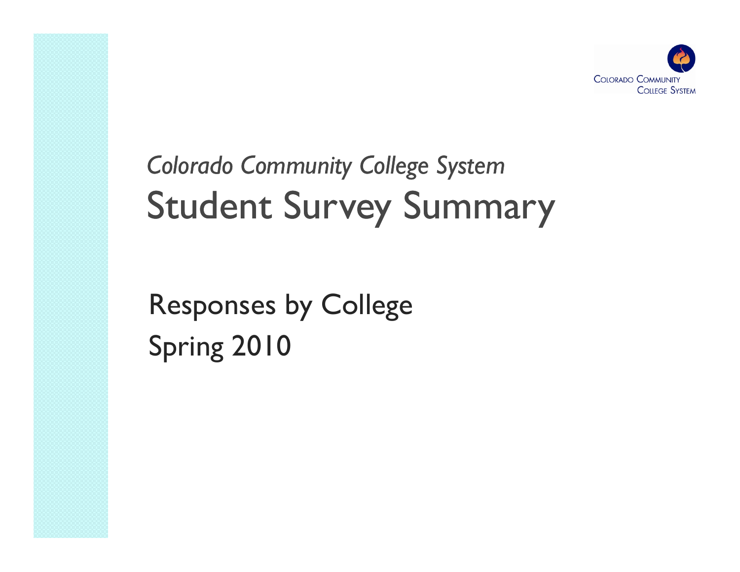COLORADO COMMUNITY COLLEGE SYSTEM

*Colorado Community College System*

# Student Survey Summary

## Responses by College

## Spring 2010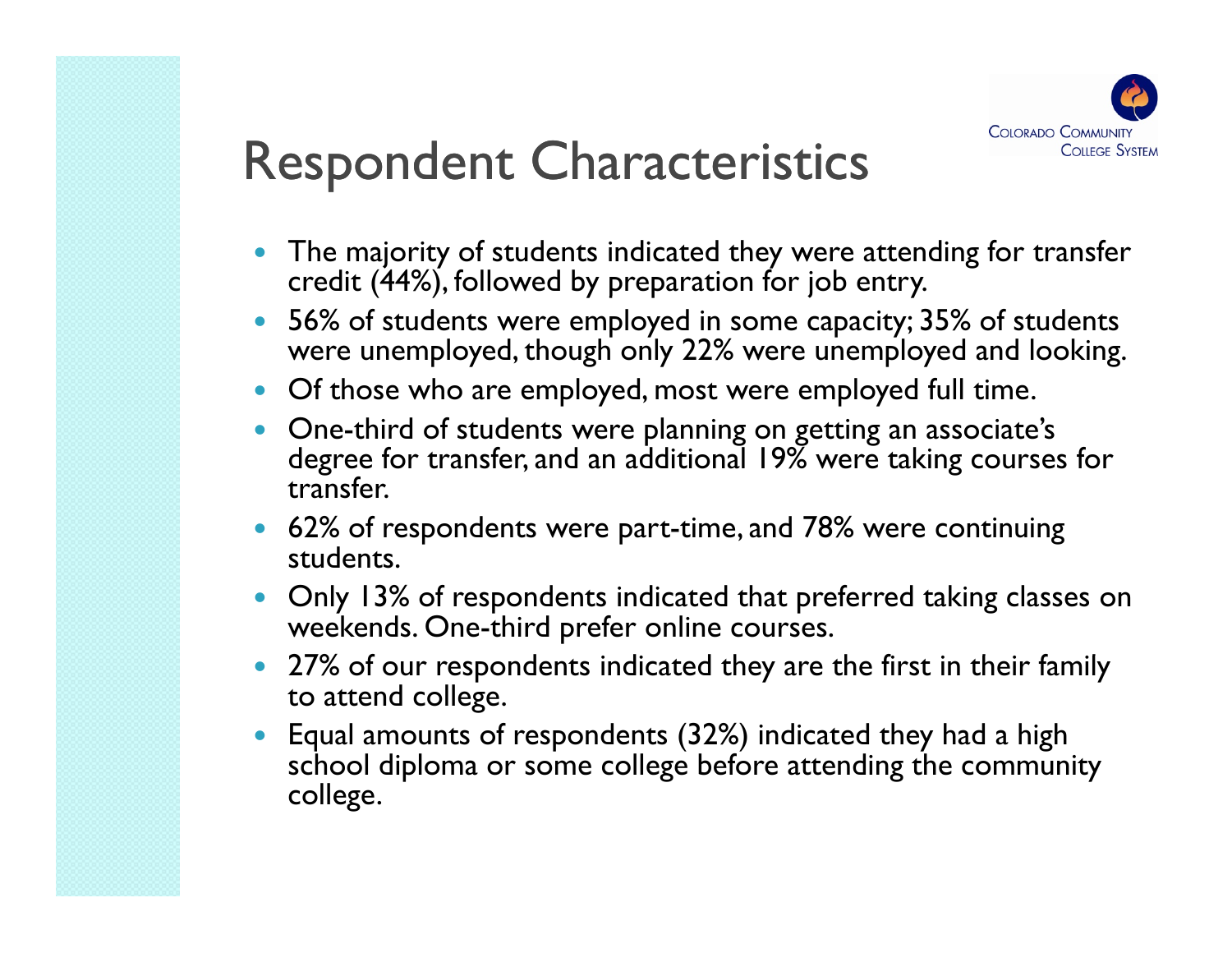# Respondent Characteristics

- The majority of students indicated they were attending for transfer credit (44%), followed by preparation for job entry.
- 56% of students were employed in some capacity; 35% of students were unemployed, though only 22% were unemployed and looking.
- Of those who are employed, most were employed full time.
- One-third of students were planning on getting an associate's degree for transfer, and an additional 19% were taking courses for transfer.
- 62% of respondents were part-time, and 78% were continuing students.
- Only 13% of respondents indicated that preferred taking classes on weekends. One-third prefer online courses.
- 27% of our respondents indicated they are the first in their family to attend college.
- Equal amounts of respondents (32%) indicated they had a high school diploma or some college before attending the community college.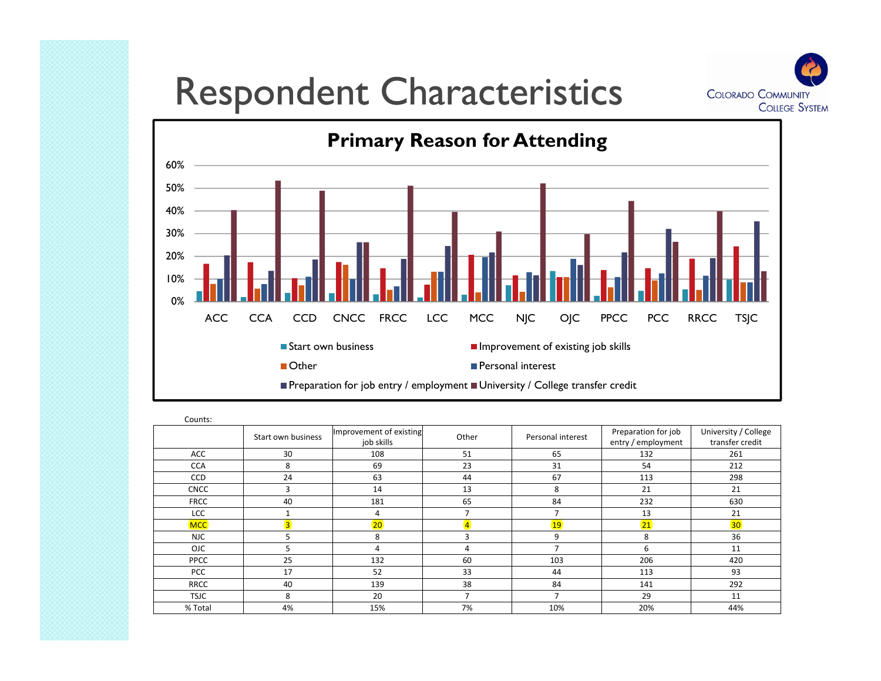# Respondent Characteristics

Primary Reason for Attending

Counts:

| | Start own business | Improvement of existing job skills | Other | Personal interest | Preparation for job entry / employment | University / College transfer credit |
|---|---|---|---|---|---|---|
| ACC | 30 | 108 | 51 | 65 | 132 | 261 |
| CCA | 8 | 69 | 23 | 31 | 54 | 212 |
| CCD | 24 | 63 | 44 | 67 | 113 | 298 |
| CNCC | 3 | 14 | 13 | 8 | 21 | 21 |
| FRCC | 40 | 181 | 65 | 84 | 232 | 630 |
| LCC | 1 | 4 | 7 | 7 | 13 | 21 |
| MCC | 3 | 20 | 4 | 19 | 21 | 30 |
| NJC | 5 | 8 | 3 | 9 | 8 | 36 |
| OJC | 5 | 4 | 4 | 7 | 6 | 11 |
| PPCC | 25 | 132 | 60 | 103 | 206 | 420 |
| PCC | 17 | 52 | 33 | 44 | 113 | 93 |
| RRCC | 40 | 139 | 38 | 84 | 141 | 292 |
| TSJC | 8 | 20 | 7 | 7 | 29 | 11 |
| % Total | 4% | 15% | 7% | 10% | 20% | 44% |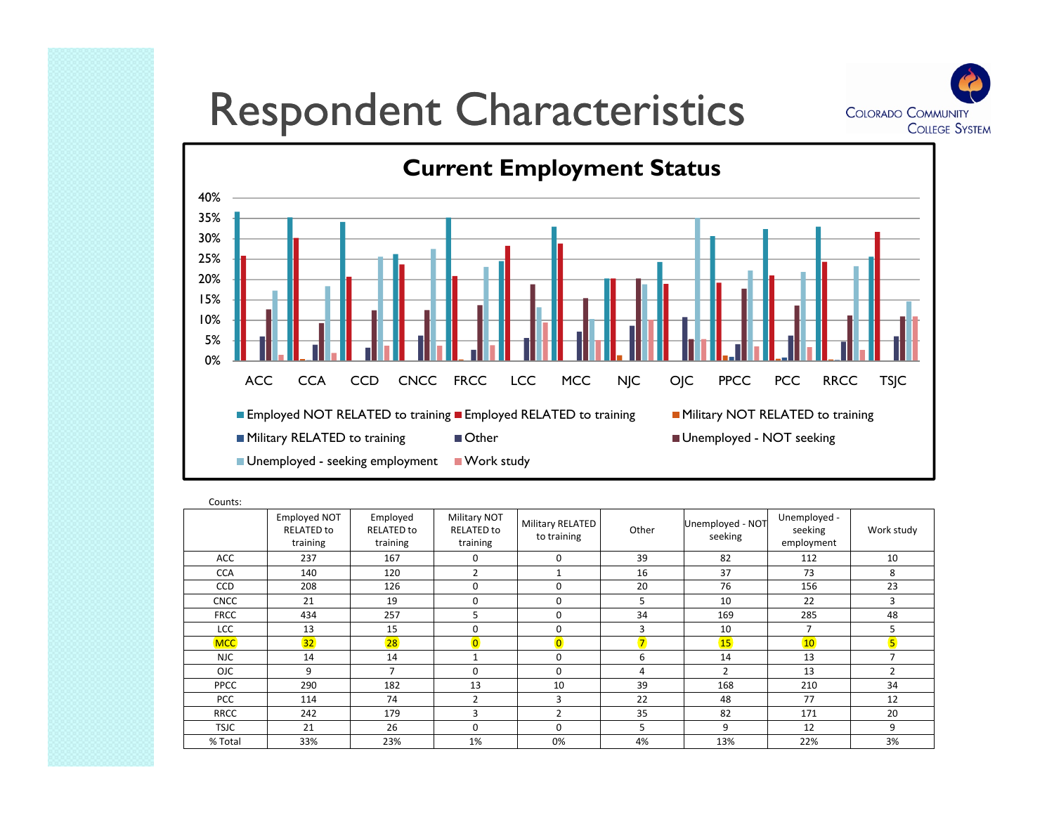# Respondent Characteristics

## Current Employment Status

Counts:

| | Employed NOT RELATED to training | Employed RELATED to training | Military NOT RELATED to training | Military RELATED to training | Other | Unemployed - NOT seeking | Unemployed - seeking employment | Work study |
|---|---|---|---|---|---|---|---|---|
| ACC | 237 | 167 | 0 | 0 | 39 | 82 | 112 | 10 |
| CCA | 140 | 120 | 2 | 1 | 16 | 37 | 73 | 8 |
| CCD | 208 | 126 | 0 | 0 | 20 | 76 | 156 | 23 |
| CNCC | 21 | 19 | 0 | 0 | 5 | 10 | 22 | 3 |
| FRCC | 434 | 257 | 5 | 0 | 34 | 169 | 285 | 48 |
| LCC | 13 | 15 | 0 | 0 | 3 | 10 | 7 | 5 |
| MCC | 32 | 28 | 0 | 0 | 7 | 15 | 10 | 5 |
| NJC | 14 | 14 | 1 | 0 | 6 | 14 | 13 | 7 |
| OJC | 9 | 7 | 0 | 0 | 4 | 2 | 13 | 2 |
| PPCC | 290 | 182 | 13 | 10 | 39 | 168 | 210 | 34 |
| PCC | 114 | 74 | 2 | 3 | 22 | 48 | 77 | 12 |
| RRCC | 242 | 179 | 3 | 2 | 35 | 82 | 171 | 20 |
| TSJC | 21 | 26 | 0 | 0 | 5 | 9 | 12 | 9 |
| % Total | 33% | 23% | 1% | 0% | 4% | 13% | 22% | 3% |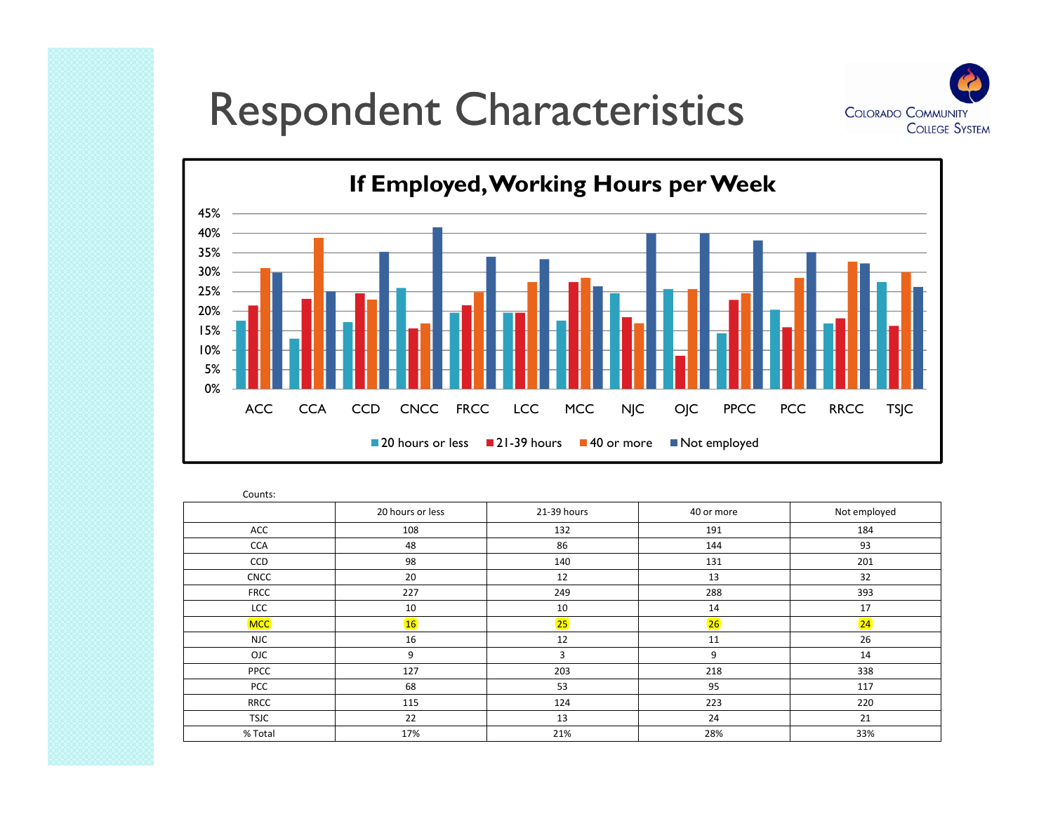# Respondent Characteristics

COLORADO COMMUNITY COLLEGE SYSTEM

## If Employed, Working Hours per Week

Counts:

| | 20 hours or less | 21-39 hours | 40 or more | Not employed |
|---|---|---|---|---|
| ACC | 108 | 132 | 191 | 184 |
| CCA | 48 | 86 | 144 | 93 |
| CCD | 98 | 140 | 131 | 201 |
| CNCC | 20 | 12 | 13 | 32 |
| FRCC | 227 | 249 | 288 | 393 |
| LCC | 10 | 10 | 14 | 17 |
| MCC | 16 | 25 | 26 | 24 |
| NJC | 16 | 12 | 11 | 26 |
| OJC | 9 | 3 | 9 | 14 |
| PPCC | 127 | 203 | 218 | 338 |
| PCC | 68 | 53 | 95 | 117 |
| RRCC | 115 | 124 | 223 | 220 |
| TSJC | 22 | 13 | 24 | 21 |
| % Total | 17% | 21% | 28% | 33% |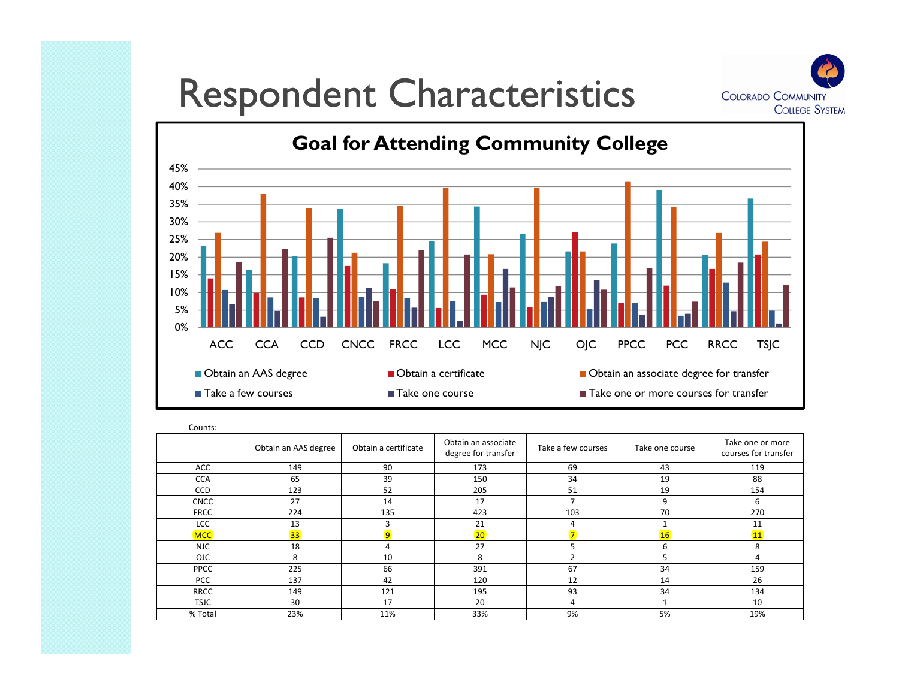# Respondent Characteristics

COLORADO COMMUNITY COLLEGE SYSTEM

## Goal for Attending Community College

Counts:

| | Obtain an AAS degree | Obtain a certificate | Obtain an associate degree for transfer | Take a few courses | Take one course | Take one or more courses for transfer |
|---|---|---|---|---|---|---|
| ACC | 149 | 90 | 173 | 69 | 43 | 119 |
| CCA | 65 | 39 | 150 | 34 | 19 | 88 |
| CCD | 123 | 52 | 205 | 51 | 19 | 154 |
| CNCC | 27 | 14 | 17 | 7 | 9 | 6 |
| FRCC | 224 | 135 | 423 | 103 | 70 | 270 |
| LCC | 13 | 3 | 21 | 4 | 1 | 11 |
| MCC | 33 | 9 | 20 | 7 | 16 | 11 |
| NJC | 18 | 4 | 27 | 5 | 6 | 8 |
| OJC | 8 | 10 | 8 | 2 | 5 | 4 |
| PPCC | 225 | 66 | 391 | 67 | 34 | 159 |
| PCC | 137 | 42 | 120 | 12 | 14 | 26 |
| RRCC | 149 | 121 | 195 | 93 | 34 | 134 |
| TSJC | 30 | 17 | 20 | 4 | 1 | 10 |
| % Total | 23% | 11% | 33% | 9% | 5% | 19% |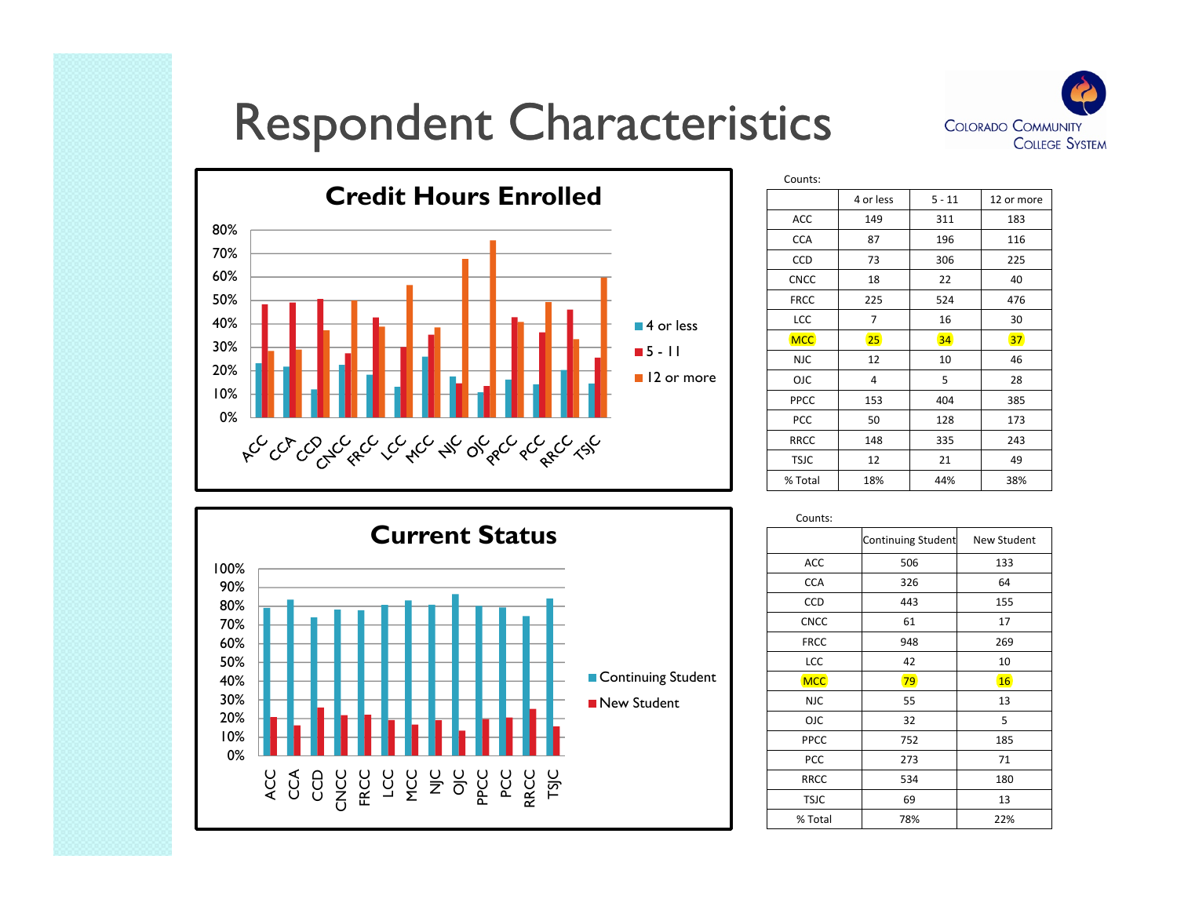# Respondent Characteristics

Colorado Community College System

### Credit Hours Enrolled

Counts:

| | 4 or less | 5 - 11 | 12 or more |
|---|---|---|---|
| ACC | 149 | 311 | 183 |
| CCA | 87 | 196 | 116 |
| CCD | 73 | 306 | 225 |
| CNCC | 18 | 22 | 40 |
| FRCC | 225 | 524 | 476 |
| LCC | 7 | 16 | 30 |
| MCC | 25 | 34 | 37 |
| NJC | 12 | 10 | 46 |
| OJC | 4 | 5 | 28 |
| PPCC | 153 | 404 | 385 |
| PCC | 50 | 128 | 173 |
| RRCC | 148 | 335 | 243 |
| TSJC | 12 | 21 | 49 |
| % Total | 18% | 44% | 38% |

### Current Status

Counts:

| | Continuing Student | New Student |
|---|---|---|
| ACC | 506 | 133 |
| CCA | 326 | 64 |
| CCD | 443 | 155 |
| CNCC | 61 | 17 |
| FRCC | 948 | 269 |
| LCC | 42 | 10 |
| MCC | 79 | 16 |
| NJC | 55 | 13 |
| OJC | 32 | 5 |
| PPCC | 752 | 185 |
| PCC | 273 | 71 |
| RRCC | 534 | 180 |
| TSJC | 69 | 13 |
| % Total | 78% | 22% |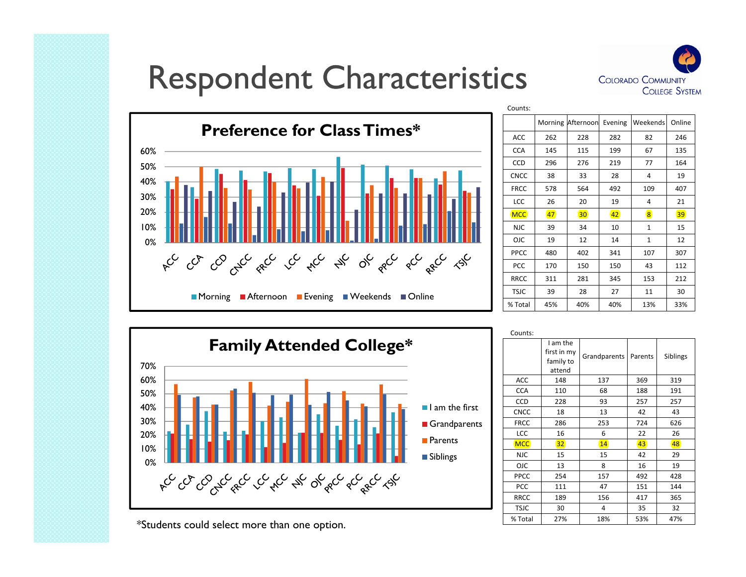# Respondent Characteristics

COLORADO COMMUNITY COLLEGE SYSTEM

## Preference for Class Times*

Counts:

| | Morning | Afternoon | Evening | Weekends | Online |
|---|---|---|---|---|---|
| ACC | 262 | 228 | 282 | 82 | 246 |
| CCA | 145 | 115 | 199 | 67 | 135 |
| CCD | 296 | 276 | 219 | 77 | 164 |
| CNCC | 38 | 33 | 28 | 4 | 19 |
| FRCC | 578 | 564 | 492 | 109 | 407 |
| LCC | 26 | 20 | 19 | 4 | 21 |
| MCC | 47 | 30 | 42 | 8 | 39 |
| NJC | 39 | 34 | 10 | 1 | 15 |
| OJC | 19 | 12 | 14 | 1 | 12 |
| PPCC | 480 | 402 | 341 | 107 | 307 |
| PCC | 170 | 150 | 150 | 43 | 112 |
| RRCC | 311 | 281 | 345 | 153 | 212 |
| TSJC | 39 | 28 | 27 | 11 | 30 |
| % Total | 45% | 40% | 40% | 13% | 33% |

## Family Attended College*

Counts:

| | I am the first in my family to attend | Grandparents | Parents | Siblings |
|---|---|---|---|---|
| ACC | 148 | 137 | 369 | 319 |
| CCA | 110 | 68 | 188 | 191 |
| CCD | 228 | 93 | 257 | 257 |
| CNCC | 18 | 13 | 42 | 43 |
| FRCC | 286 | 253 | 724 | 626 |
| LCC | 16 | 6 | 22 | 26 |
| MCC | 32 | 14 | 43 | 48 |
| NJC | 15 | 15 | 42 | 29 |
| OJC | 13 | 8 | 16 | 19 |
| PPCC | 254 | 157 | 492 | 428 |
| PCC | 111 | 47 | 151 | 144 |
| RRCC | 189 | 156 | 417 | 365 |
| TSJC | 30 | 4 | 35 | 32 |
| % Total | 27% | 18% | 53% | 47% |

*Students could select more than one option.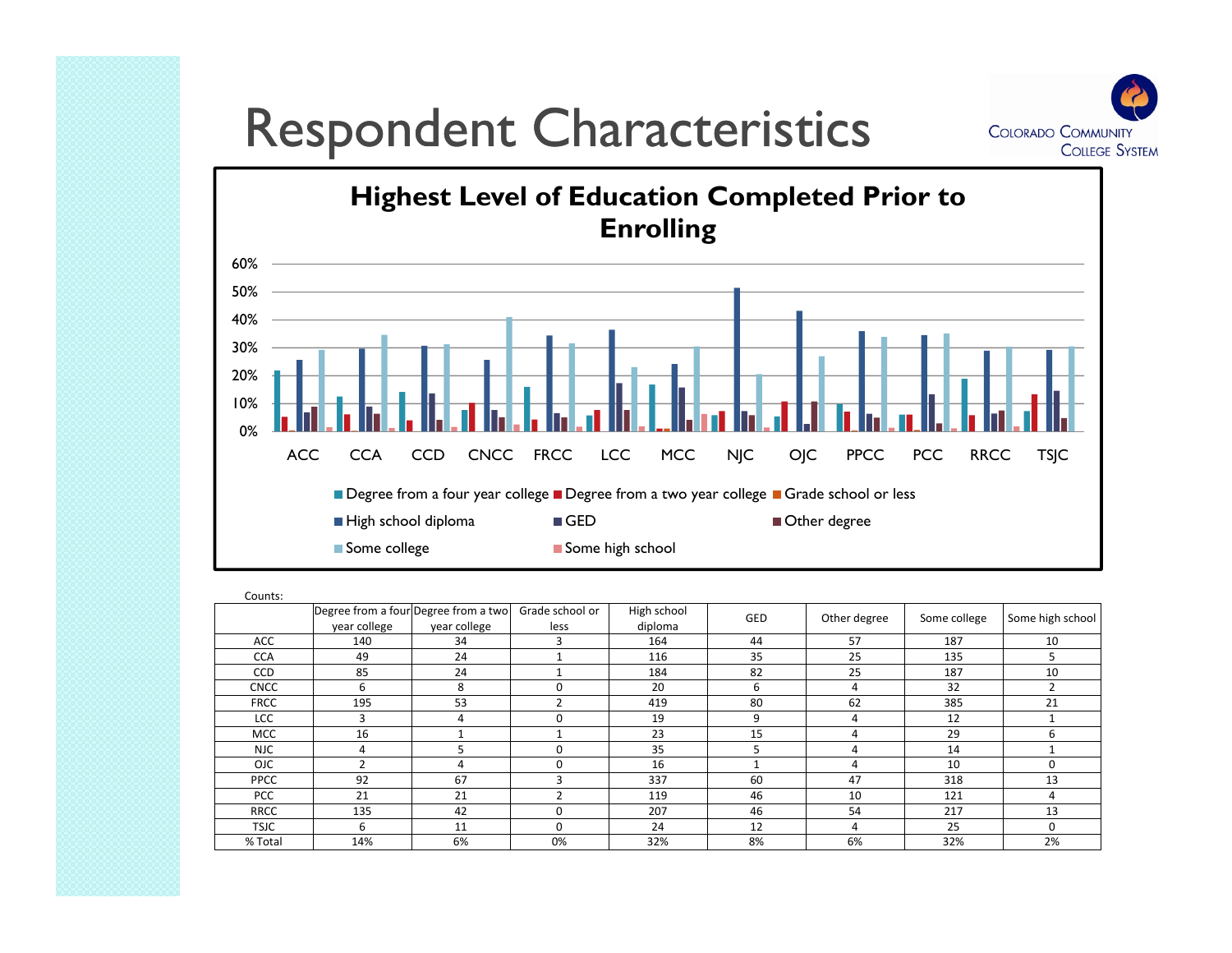# Respondent Characteristics

COLORADO COMMUNITY COLLEGE SYSTEM

**Highest Level of Education Completed Prior to Enrolling**

Counts:

| | Degree from a four year college | Degree from a two year college | Grade school or less | High school diploma | GED | Other degree | Some college | Some high school |
|---|---|---|---|---|---|---|---|---|
| ACC | 140 | 34 | 3 | 164 | 44 | 57 | 187 | 10 |
| CCA | 49 | 24 | 1 | 116 | 35 | 25 | 135 | 5 |
| CCD | 85 | 24 | 1 | 184 | 82 | 25 | 187 | 10 |
| CNCC | 6 | 8 | 0 | 20 | 6 | 4 | 32 | 2 |
| FRCC | 195 | 53 | 2 | 419 | 80 | 62 | 385 | 21 |
| LCC | 3 | 4 | 0 | 19 | 9 | 4 | 12 | 1 |
| MCC | 16 | 1 | 1 | 23 | 15 | 4 | 29 | 6 |
| NJC | 4 | 5 | 0 | 35 | 5 | 4 | 14 | 1 |
| OJC | 2 | 4 | 0 | 16 | 1 | 4 | 10 | 0 |
| PPCC | 92 | 67 | 3 | 337 | 60 | 47 | 318 | 13 |
| PCC | 21 | 21 | 2 | 119 | 46 | 10 | 121 | 4 |
| RRCC | 135 | 42 | 0 | 207 | 46 | 54 | 217 | 13 |
| TSJC | 6 | 11 | 0 | 24 | 12 | 4 | 25 | 0 |
| % Total | 14% | 6% | 0% | 32% | 8% | 6% | 32% | 2% |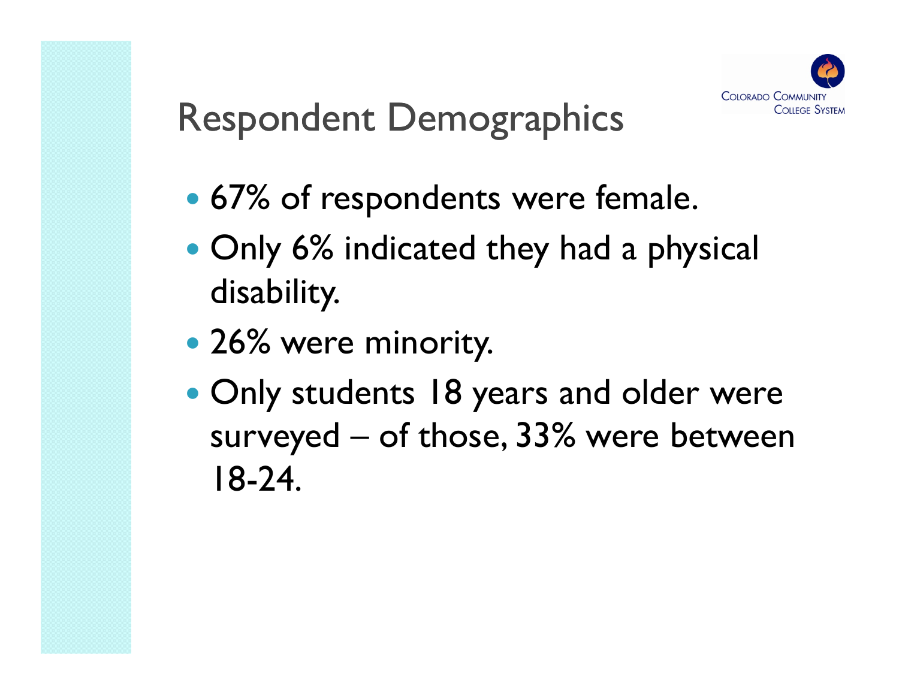# Respondent Demographics

- 67% of respondents were female.
- Only 6% indicated they had a physical disability.
- 26% were minority.
- Only students 18 years and older were surveyed – of those, 33% were between 18-24.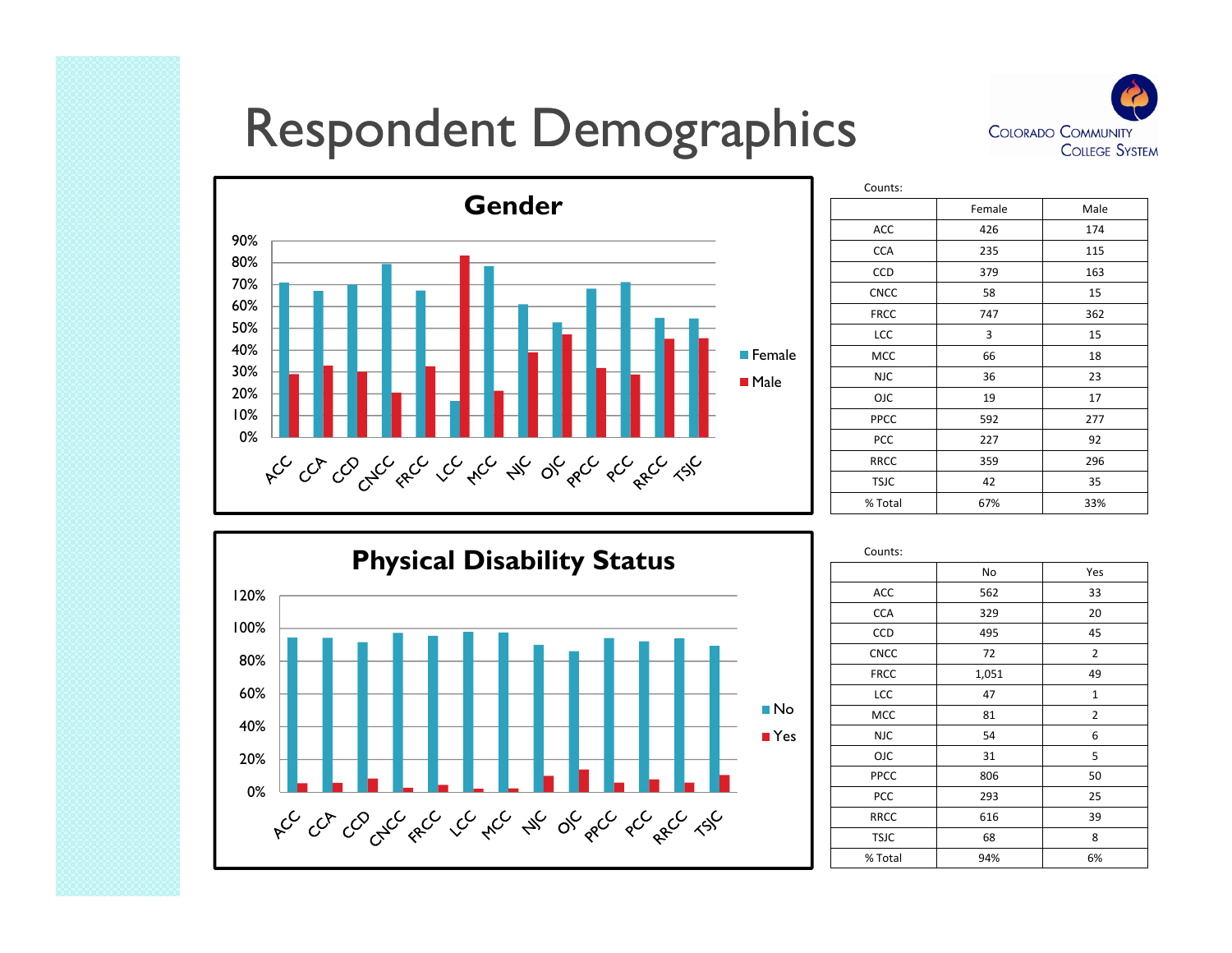# Respondent Demographics

## Gender

Counts:

| | Female | Male |
|---|---|---|
| ACC | 426 | 174 |
| CCA | 235 | 115 |
| CCD | 379 | 163 |
| CNCC | 58 | 15 |
| FRCC | 747 | 362 |
| LCC | 3 | 15 |
| MCC | 66 | 18 |
| NJC | 36 | 23 |
| OJC | 19 | 17 |
| PPCC | 592 | 277 |
| PCC | 227 | 92 |
| RRCC | 359 | 296 |
| TSJC | 42 | 35 |
| % Total | 67% | 33% |

## Physical Disability Status

Counts:

| | No | Yes |
|---|---|---|
| ACC | 562 | 33 |
| CCA | 329 | 20 |
| CCD | 495 | 45 |
| CNCC | 72 | 2 |
| FRCC | 1,051 | 49 |
| LCC | 47 | 1 |
| MCC | 81 | 2 |
| NJC | 54 | 6 |
| OJC | 31 | 5 |
| PPCC | 806 | 50 |
| PCC | 293 | 25 |
| RRCC | 616 | 39 |
| TSJC | 68 | 8 |
| % Total | 94% | 6% |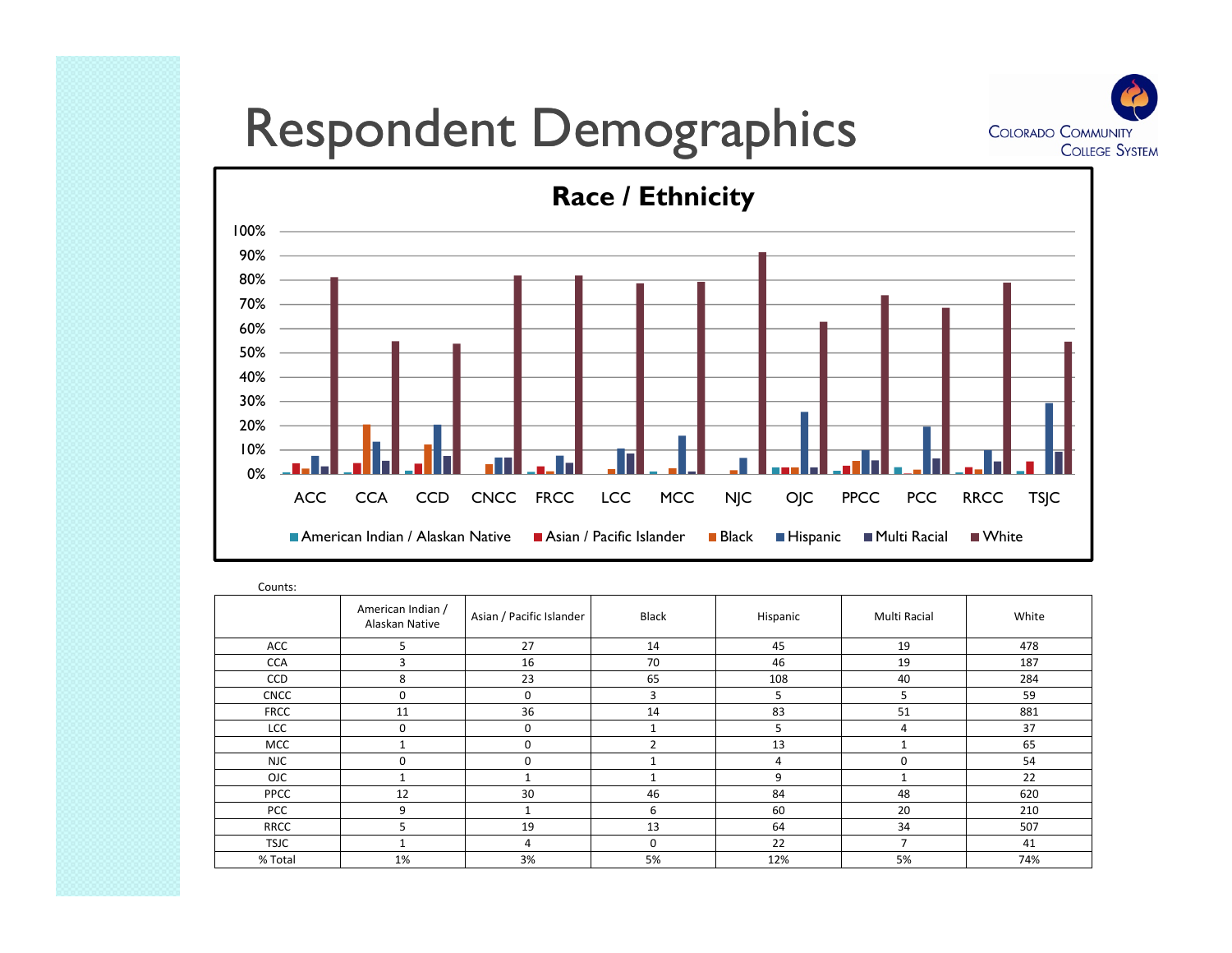# Respondent Demographics

**Race / Ethnicity**

Counts:

| | American Indian / Alaskan Native | Asian / Pacific Islander | Black | Hispanic | Multi Racial | White |
|---|---|---|---|---|---|---|
| ACC | 5 | 27 | 14 | 45 | 19 | 478 |
| CCA | 3 | 16 | 70 | 46 | 19 | 187 |
| CCD | 8 | 23 | 65 | 108 | 40 | 284 |
| CNCC | 0 | 0 | 3 | 5 | 5 | 59 |
| FRCC | 11 | 36 | 14 | 83 | 51 | 881 |
| LCC | 0 | 0 | 1 | 5 | 4 | 37 |
| MCC | 1 | 0 | 2 | 13 | 1 | 65 |
| NJC | 0 | 0 | 1 | 4 | 0 | 54 |
| OJC | 1 | 1 | 1 | 9 | 1 | 22 |
| PPCC | 12 | 30 | 46 | 84 | 48 | 620 |
| PCC | 9 | 1 | 6 | 60 | 20 | 210 |
| RRCC | 5 | 19 | 13 | 64 | 34 | 507 |
| TSJC | 1 | 4 | 0 | 22 | 7 | 41 |
| % Total | 1% | 3% | 5% | 12% | 5% | 74% |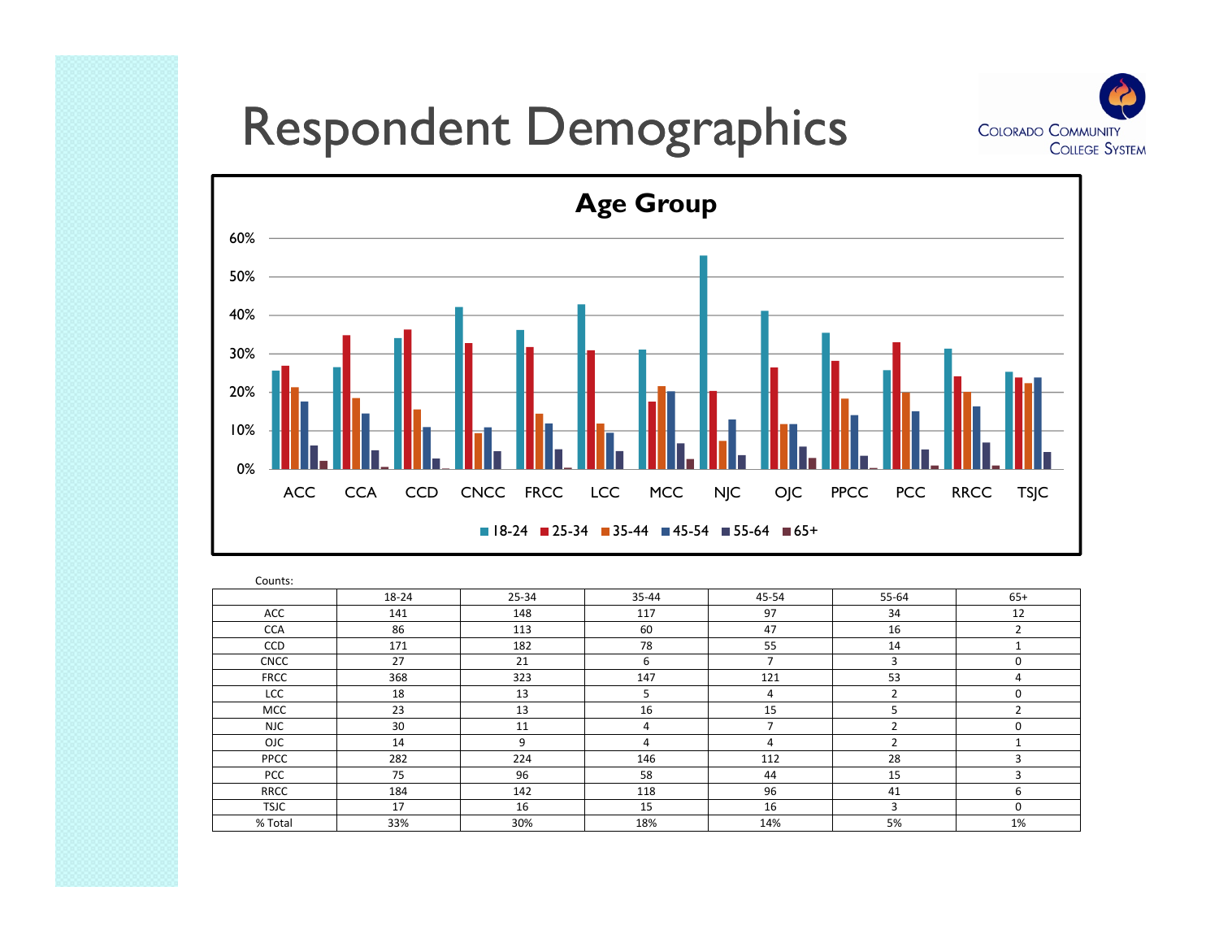# Respondent Demographics

**Age Group**

Counts:

| | 18-24 | 25-34 | 35-44 | 45-54 | 55-64 | 65+ |
|---|---|---|---|---|---|---|
| ACC | 141 | 148 | 117 | 97 | 34 | 12 |
| CCA | 86 | 113 | 60 | 47 | 16 | 2 |
| CCD | 171 | 182 | 78 | 55 | 14 | 1 |
| CNCC | 27 | 21 | 6 | 7 | 3 | 0 |
| FRCC | 368 | 323 | 147 | 121 | 53 | 4 |
| LCC | 18 | 13 | 5 | 4 | 2 | 0 |
| MCC | 23 | 13 | 16 | 15 | 5 | 2 |
| NJC | 30 | 11 | 4 | 7 | 2 | 0 |
| OJC | 14 | 9 | 4 | 4 | 2 | 1 |
| PPCC | 282 | 224 | 146 | 112 | 28 | 3 |
| PCC | 75 | 96 | 58 | 44 | 15 | 3 |
| RRCC | 184 | 142 | 118 | 96 | 41 | 6 |
| TSJC | 17 | 16 | 15 | 16 | 3 | 0 |
| % Total | 33% | 30% | 18% | 14% | 5% | 1% |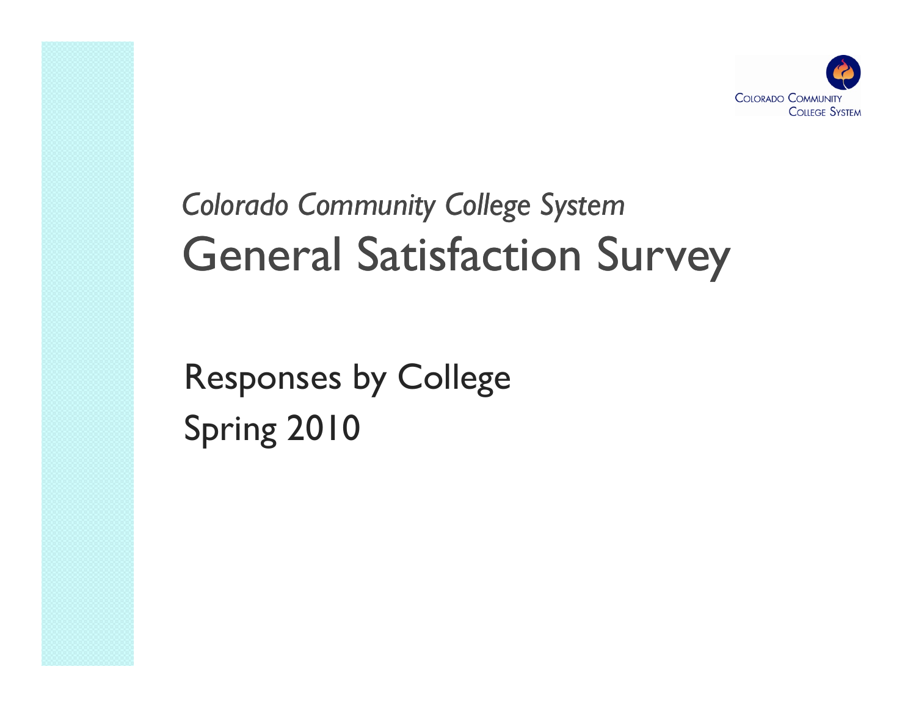COLORADO COMMUNITY COLLEGE SYSTEM

*Colorado Community College System*

# General Satisfaction Survey

Responses by College

Spring 2010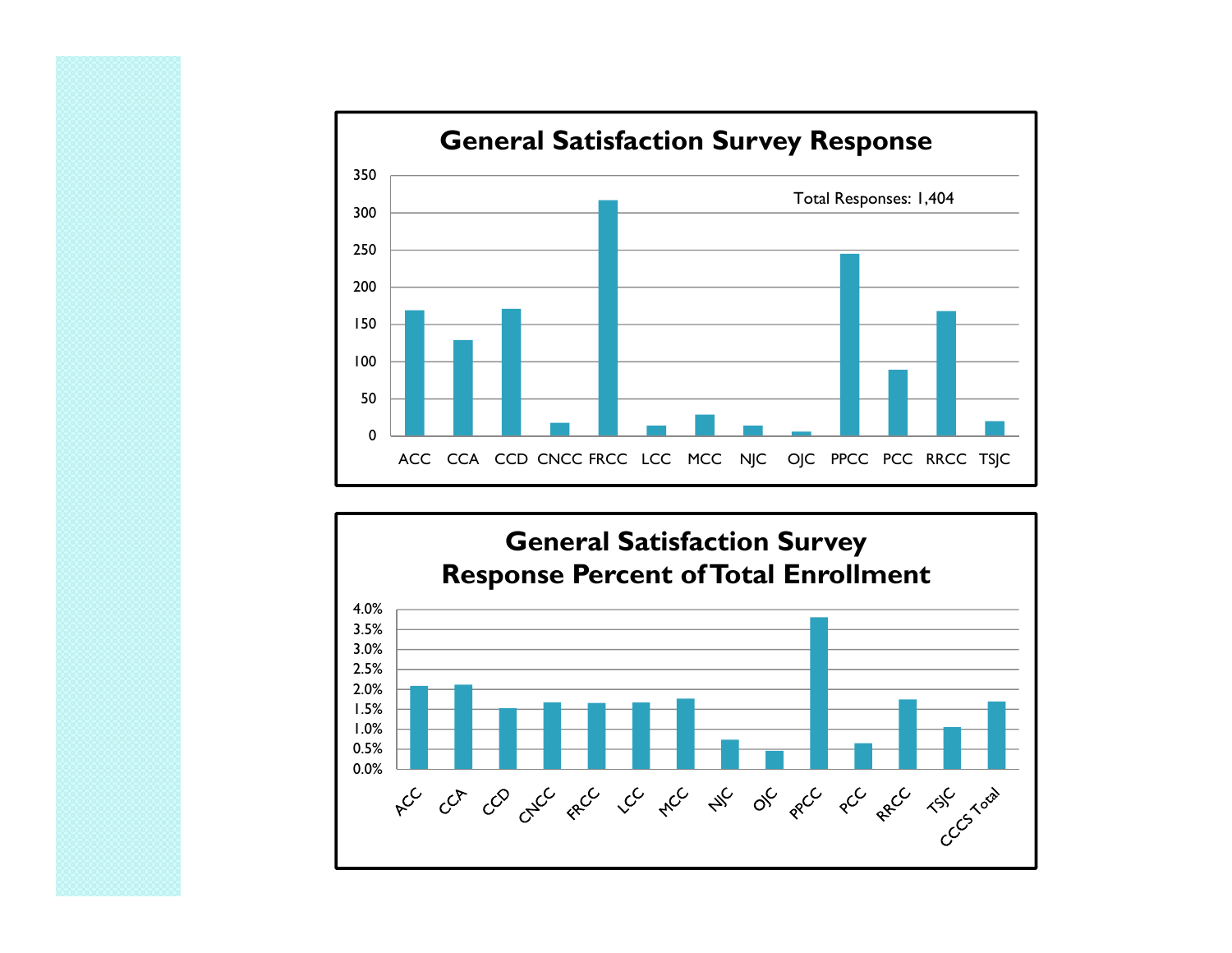## General Satisfaction Survey Response

Total Responses: 1,404

| College | Responses (approx.) |
|---|---|
| ACC | 168 |
| CCA | 128 |
| CCD | 170 |
| CNCC | 17 |
| FRCC | 316 |
| LCC | 13 |
| MCC | 28 |
| NJC | 13 |
| OJC | 5 |
| PPCC | 244 |
| PCC | 88 |
| RRCC | 167 |
| TSJC | 19 |

## General Satisfaction Survey Response Percent of Total Enrollment

| College | Percent of Total Enrollment (approx.) |
|---|---|
| ACC | 2.1% |
| CCA | 2.1% |
| CCD | 1.5% |
| CNCC | 1.7% |
| FRCC | 1.7% |
| LCC | 1.7% |
| MCC | 1.8% |
| NJC | 0.7% |
| OJC | 0.5% |
| PPCC | 3.8% |
| PCC | 0.6% |
| RRCC | 1.7% |
| TSJC | 1.0% |
| CCCS Total | 1.7% |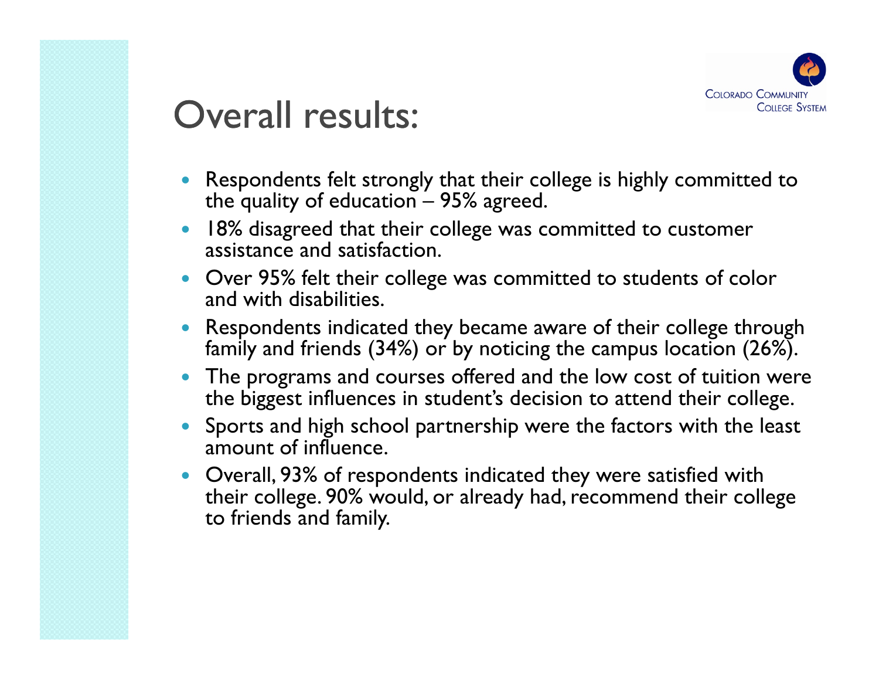# Overall results:

- Respondents felt strongly that their college is highly committed to the quality of education – 95% agreed.
- 18% disagreed that their college was committed to customer assistance and satisfaction.
- Over 95% felt their college was committed to students of color and with disabilities.
- Respondents indicated they became aware of their college through family and friends (34%) or by noticing the campus location (26%).
- The programs and courses offered and the low cost of tuition were the biggest influences in student's decision to attend their college.
- Sports and high school partnership were the factors with the least amount of influence.
- Overall, 93% of respondents indicated they were satisfied with their college. 90% would, or already had, recommend their college to friends and family.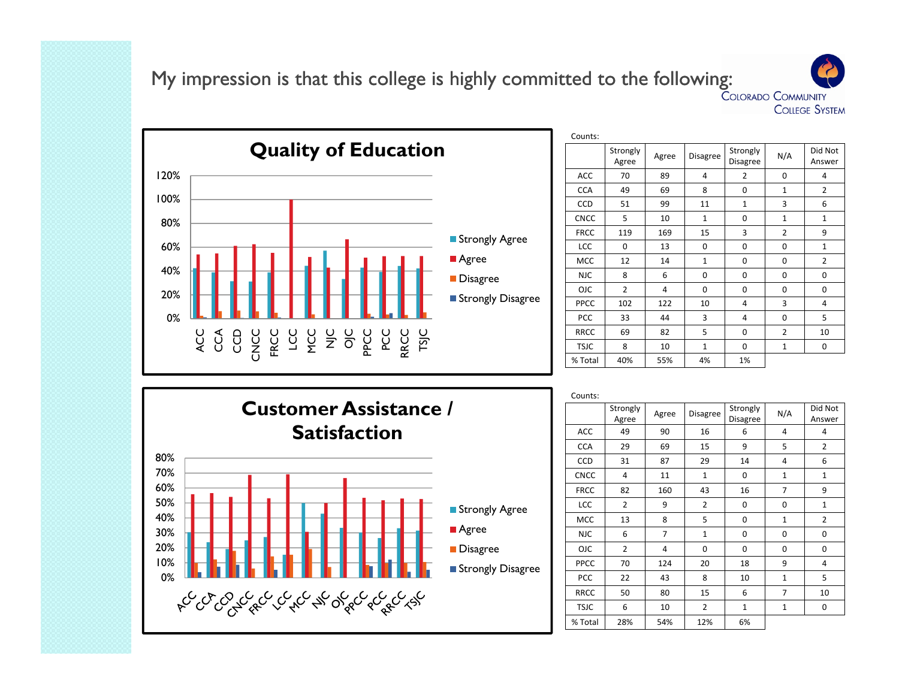# My impression is that this college is highly committed to the following:

## Quality of Education

Counts:

| | Strongly Agree | Agree | Disagree | Strongly Disagree | N/A | Did Not Answer |
|---|---|---|---|---|---|---|
| ACC | 70 | 89 | 4 | 2 | 0 | 4 |
| CCA | 49 | 69 | 8 | 0 | 1 | 2 |
| CCD | 51 | 99 | 11 | 1 | 3 | 6 |
| CNCC | 5 | 10 | 1 | 0 | 1 | 1 |
| FRCC | 119 | 169 | 15 | 3 | 2 | 9 |
| LCC | 0 | 13 | 0 | 0 | 0 | 1 |
| MCC | 12 | 14 | 1 | 0 | 0 | 2 |
| NJC | 8 | 6 | 0 | 0 | 0 | 0 |
| OJC | 2 | 4 | 0 | 0 | 0 | 0 |
| PPCC | 102 | 122 | 10 | 4 | 3 | 4 |
| PCC | 33 | 44 | 3 | 4 | 0 | 5 |
| RRCC | 69 | 82 | 5 | 0 | 2 | 10 |
| TSJC | 8 | 10 | 1 | 0 | 1 | 0 |
| % Total | 40% | 55% | 4% | 1% | | |

## Customer Assistance / Satisfaction

Counts:

| | Strongly Agree | Agree | Disagree | Strongly Disagree | N/A | Did Not Answer |
|---|---|---|---|---|---|---|
| ACC | 49 | 90 | 16 | 6 | 4 | 4 |
| CCA | 29 | 69 | 15 | 9 | 5 | 2 |
| CCD | 31 | 87 | 29 | 14 | 4 | 6 |
| CNCC | 4 | 11 | 1 | 0 | 1 | 1 |
| FRCC | 82 | 160 | 43 | 16 | 7 | 9 |
| LCC | 2 | 9 | 2 | 0 | 0 | 1 |
| MCC | 13 | 8 | 5 | 0 | 1 | 2 |
| NJC | 6 | 7 | 1 | 0 | 0 | 0 |
| OJC | 2 | 4 | 0 | 0 | 0 | 0 |
| PPCC | 70 | 124 | 20 | 18 | 9 | 4 |
| PCC | 22 | 43 | 8 | 10 | 1 | 5 |
| RRCC | 50 | 80 | 15 | 6 | 7 | 10 |
| TSJC | 6 | 10 | 2 | 1 | 1 | 0 |
| % Total | 28% | 54% | 12% | 6% | | |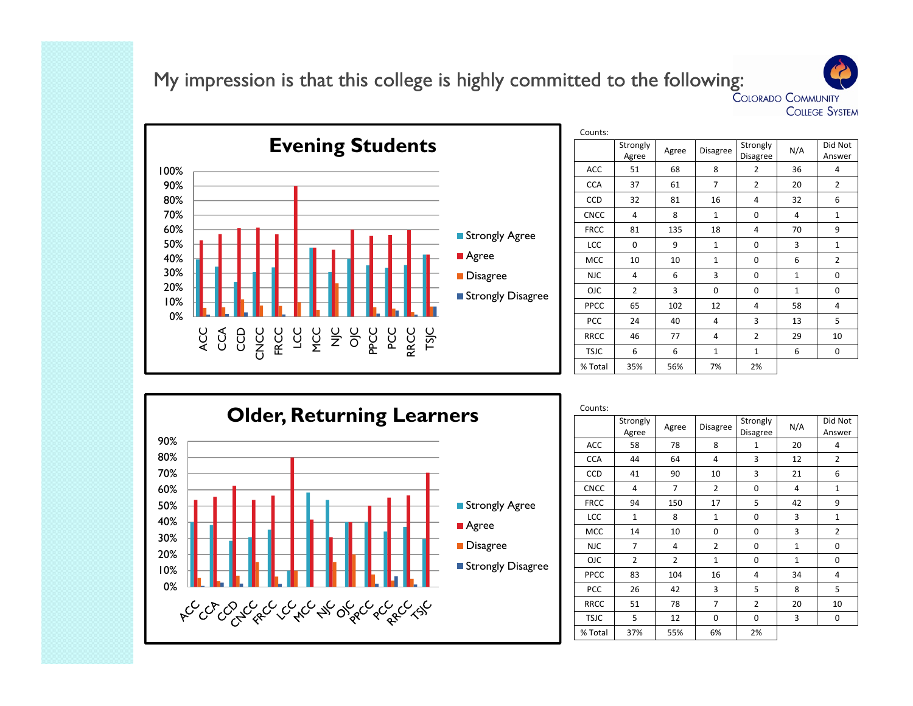# My impression is that this college is highly committed to the following:

Colorado Community College System

## Evening Students

Counts:

| | Strongly Agree | Agree | Disagree | Strongly Disagree | N/A | Did Not Answer |
|---|---|---|---|---|---|---|
| ACC | 51 | 68 | 8 | 2 | 36 | 4 |
| CCA | 37 | 61 | 7 | 2 | 20 | 2 |
| CCD | 32 | 81 | 16 | 4 | 32 | 6 |
| CNCC | 4 | 8 | 1 | 0 | 4 | 1 |
| FRCC | 81 | 135 | 18 | 4 | 70 | 9 |
| LCC | 0 | 9 | 1 | 0 | 3 | 1 |
| MCC | 10 | 10 | 1 | 0 | 6 | 2 |
| NJC | 4 | 6 | 3 | 0 | 1 | 0 |
| OJC | 2 | 3 | 0 | 0 | 1 | 0 |
| PPCC | 65 | 102 | 12 | 4 | 58 | 4 |
| PCC | 24 | 40 | 4 | 3 | 13 | 5 |
| RRCC | 46 | 77 | 4 | 2 | 29 | 10 |
| TSJC | 6 | 6 | 1 | 1 | 6 | 0 |
| % Total | 35% | 56% | 7% | 2% | | |

## Older, Returning Learners

Counts:

| | Strongly Agree | Agree | Disagree | Strongly Disagree | N/A | Did Not Answer |
|---|---|---|---|---|---|---|
| ACC | 58 | 78 | 8 | 1 | 20 | 4 |
| CCA | 44 | 64 | 4 | 3 | 12 | 2 |
| CCD | 41 | 90 | 10 | 3 | 21 | 6 |
| CNCC | 4 | 7 | 2 | 0 | 4 | 1 |
| FRCC | 94 | 150 | 17 | 5 | 42 | 9 |
| LCC | 1 | 8 | 1 | 0 | 3 | 1 |
| MCC | 14 | 10 | 0 | 0 | 3 | 2 |
| NJC | 7 | 4 | 2 | 0 | 1 | 0 |
| OJC | 2 | 2 | 1 | 0 | 1 | 0 |
| PPCC | 83 | 104 | 16 | 4 | 34 | 4 |
| PCC | 26 | 42 | 3 | 5 | 8 | 5 |
| RRCC | 51 | 78 | 7 | 2 | 20 | 10 |
| TSJC | 5 | 12 | 0 | 0 | 3 | 0 |
| % Total | 37% | 55% | 6% | 2% | | |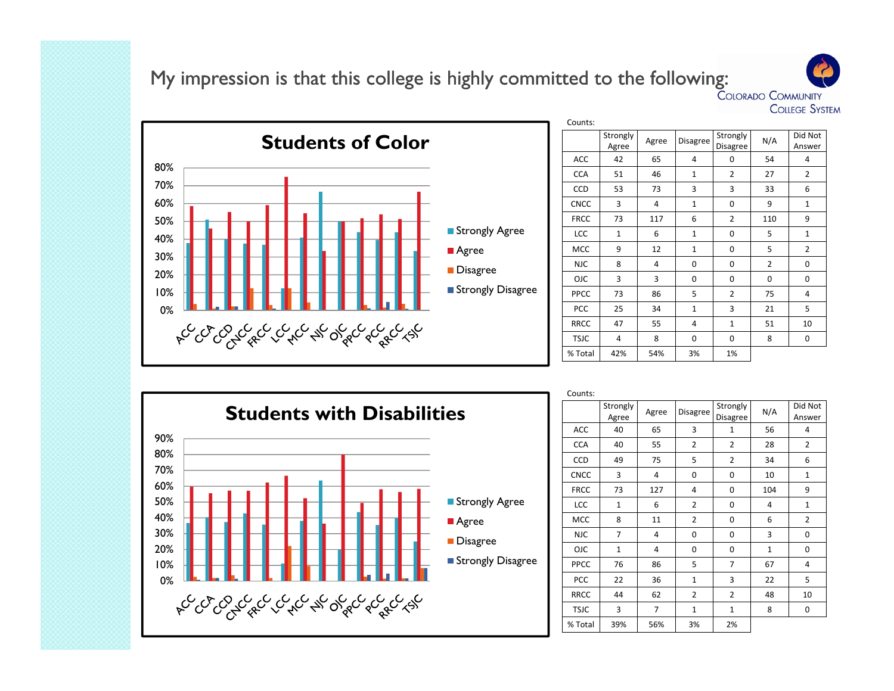# My impression is that this college is highly committed to the following:

COLORADO COMMUNITY COLLEGE SYSTEM

## Students of Color

Counts:

| | Strongly Agree | Agree | Disagree | Strongly Disagree | N/A | Did Not Answer |
|---|---|---|---|---|---|---|
| ACC | 42 | 65 | 4 | 0 | 54 | 4 |
| CCA | 51 | 46 | 1 | 2 | 27 | 2 |
| CCD | 53 | 73 | 3 | 3 | 33 | 6 |
| CNCC | 3 | 4 | 1 | 0 | 9 | 1 |
| FRCC | 73 | 117 | 6 | 2 | 110 | 9 |
| LCC | 1 | 6 | 1 | 0 | 5 | 1 |
| MCC | 9 | 12 | 1 | 0 | 5 | 2 |
| NJC | 8 | 4 | 0 | 0 | 2 | 0 |
| OJC | 3 | 3 | 0 | 0 | 0 | 0 |
| PPCC | 73 | 86 | 5 | 2 | 75 | 4 |
| PCC | 25 | 34 | 1 | 3 | 21 | 5 |
| RRCC | 47 | 55 | 4 | 1 | 51 | 10 |
| TSJC | 4 | 8 | 0 | 0 | 8 | 0 |
| % Total | 42% | 54% | 3% | 1% | | |

## Students with Disabilities

Counts:

| | Strongly Agree | Agree | Disagree | Strongly Disagree | N/A | Did Not Answer |
|---|---|---|---|---|---|---|
| ACC | 40 | 65 | 3 | 1 | 56 | 4 |
| CCA | 40 | 55 | 2 | 2 | 28 | 2 |
| CCD | 49 | 75 | 5 | 2 | 34 | 6 |
| CNCC | 3 | 4 | 0 | 0 | 10 | 1 |
| FRCC | 73 | 127 | 4 | 0 | 104 | 9 |
| LCC | 1 | 6 | 2 | 0 | 4 | 1 |
| MCC | 8 | 11 | 2 | 0 | 6 | 2 |
| NJC | 7 | 4 | 0 | 0 | 3 | 0 |
| OJC | 1 | 4 | 0 | 0 | 1 | 0 |
| PPCC | 76 | 86 | 5 | 7 | 67 | 4 |
| PCC | 22 | 36 | 1 | 3 | 22 | 5 |
| RRCC | 44 | 62 | 2 | 2 | 48 | 10 |
| TSJC | 3 | 7 | 1 | 1 | 8 | 0 |
| % Total | 39% | 56% | 3% | 2% | | |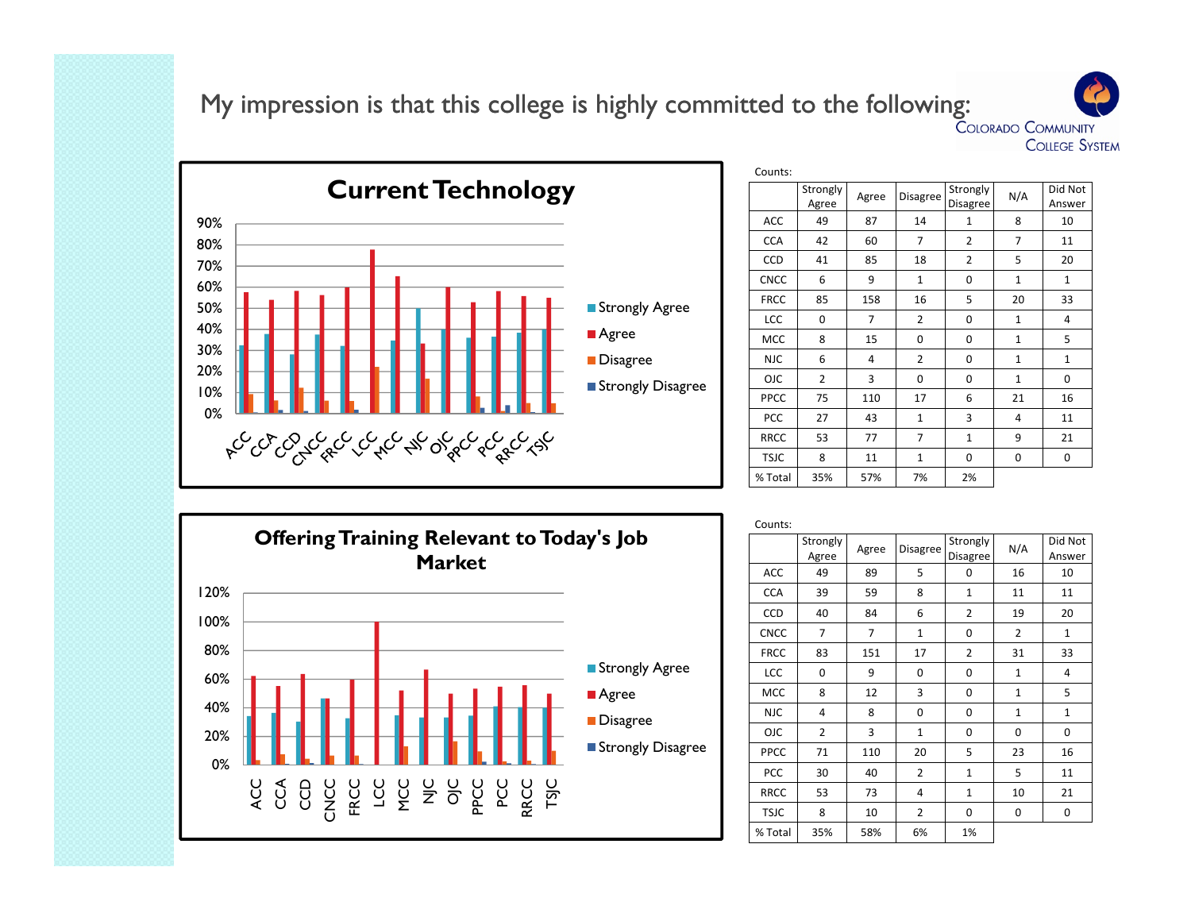# My impression is that this college is highly committed to the following:

## Current Technology

Counts:

| | Strongly Agree | Agree | Disagree | Strongly Disagree | N/A | Did Not Answer |
|---|---|---|---|---|---|---|
| ACC | 49 | 87 | 14 | 1 | 8 | 10 |
| CCA | 42 | 60 | 7 | 2 | 7 | 11 |
| CCD | 41 | 85 | 18 | 2 | 5 | 20 |
| CNCC | 6 | 9 | 1 | 0 | 1 | 1 |
| FRCC | 85 | 158 | 16 | 5 | 20 | 33 |
| LCC | 0 | 7 | 2 | 0 | 1 | 4 |
| MCC | 8 | 15 | 0 | 0 | 1 | 5 |
| NJC | 6 | 4 | 2 | 0 | 1 | 1 |
| OJC | 2 | 3 | 0 | 0 | 1 | 0 |
| PPCC | 75 | 110 | 17 | 6 | 21 | 16 |
| PCC | 27 | 43 | 1 | 3 | 4 | 11 |
| RRCC | 53 | 77 | 7 | 1 | 9 | 21 |
| TSJC | 8 | 11 | 1 | 0 | 0 | 0 |
| % Total | 35% | 57% | 7% | 2% | | |

## Offering Training Relevant to Today's Job Market

Counts:

| | Strongly Agree | Agree | Disagree | Strongly Disagree | N/A | Did Not Answer |
|---|---|---|---|---|---|---|
| ACC | 49 | 89 | 5 | 0 | 16 | 10 |
| CCA | 39 | 59 | 8 | 1 | 11 | 11 |
| CCD | 40 | 84 | 6 | 2 | 19 | 20 |
| CNCC | 7 | 7 | 1 | 0 | 2 | 1 |
| FRCC | 83 | 151 | 17 | 2 | 31 | 33 |
| LCC | 0 | 9 | 0 | 0 | 1 | 4 |
| MCC | 8 | 12 | 3 | 0 | 1 | 5 |
| NJC | 4 | 8 | 0 | 0 | 1 | 1 |
| OJC | 2 | 3 | 1 | 0 | 0 | 0 |
| PPCC | 71 | 110 | 20 | 5 | 23 | 16 |
| PCC | 30 | 40 | 2 | 1 | 5 | 11 |
| RRCC | 53 | 73 | 4 | 1 | 10 | 21 |
| TSJC | 8 | 10 | 2 | 0 | 0 | 0 |
| % Total | 35% | 58% | 6% | 1% | | |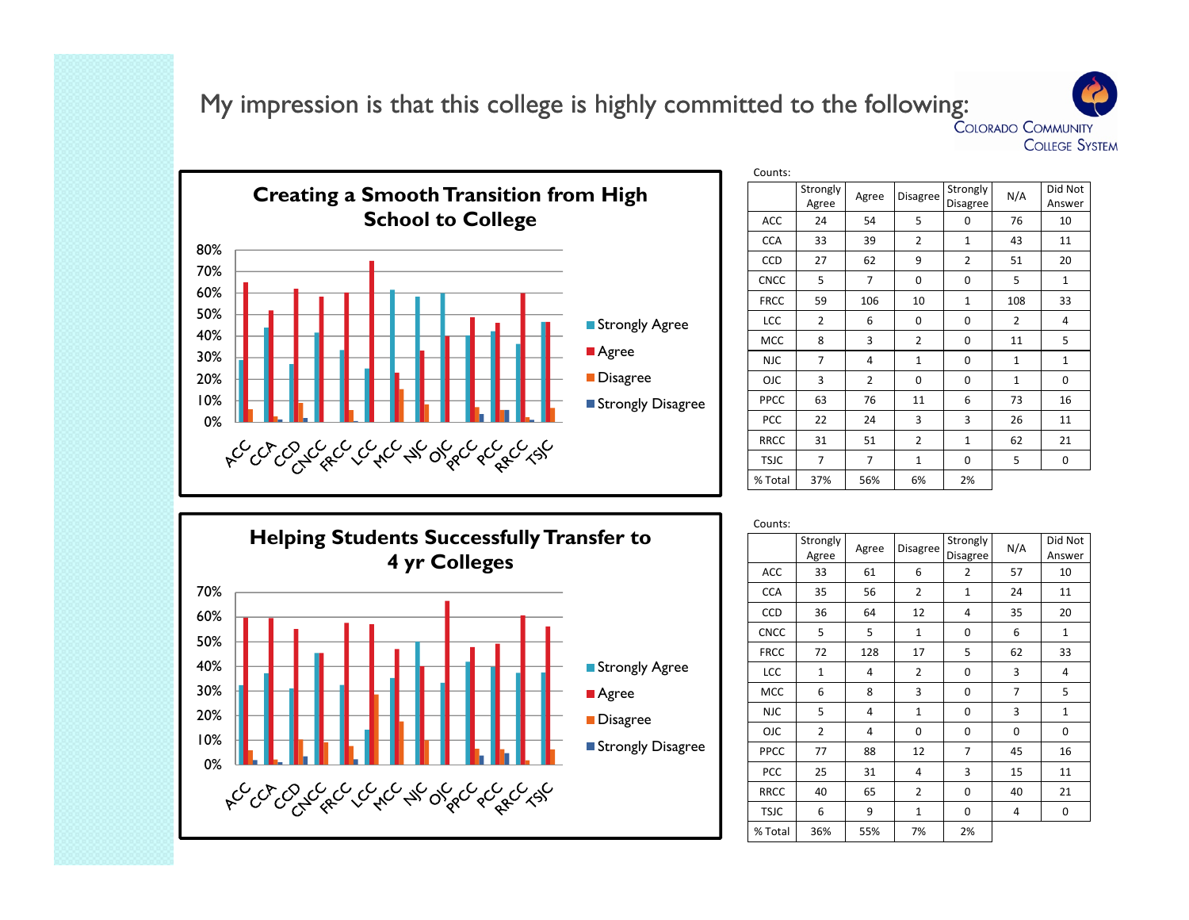# My impression is that this college is highly committed to the following:

COLORADO COMMUNITY COLLEGE SYSTEM

## Creating a Smooth Transition from High School to College

Counts:

| | Strongly Agree | Agree | Disagree | Strongly Disagree | N/A | Did Not Answer |
|---|---|---|---|---|---|---|
| ACC | 24 | 54 | 5 | 0 | 76 | 10 |
| CCA | 33 | 39 | 2 | 1 | 43 | 11 |
| CCD | 27 | 62 | 9 | 2 | 51 | 20 |
| CNCC | 5 | 7 | 0 | 0 | 5 | 1 |
| FRCC | 59 | 106 | 10 | 1 | 108 | 33 |
| LCC | 2 | 6 | 0 | 0 | 2 | 4 |
| MCC | 8 | 3 | 2 | 0 | 11 | 5 |
| NJC | 7 | 4 | 1 | 0 | 1 | 1 |
| OJC | 3 | 2 | 0 | 0 | 1 | 0 |
| PPCC | 63 | 76 | 11 | 6 | 73 | 16 |
| PCC | 22 | 24 | 3 | 3 | 26 | 11 |
| RRCC | 31 | 51 | 2 | 1 | 62 | 21 |
| TSJC | 7 | 7 | 1 | 0 | 5 | 0 |
| % Total | 37% | 56% | 6% | 2% | | |

## Helping Students Successfully Transfer to 4 yr Colleges

Counts:

| | Strongly Agree | Agree | Disagree | Strongly Disagree | N/A | Did Not Answer |
|---|---|---|---|---|---|---|
| ACC | 33 | 61 | 6 | 2 | 57 | 10 |
| CCA | 35 | 56 | 2 | 1 | 24 | 11 |
| CCD | 36 | 64 | 12 | 4 | 35 | 20 |
| CNCC | 5 | 5 | 1 | 0 | 6 | 1 |
| FRCC | 72 | 128 | 17 | 5 | 62 | 33 |
| LCC | 1 | 4 | 2 | 0 | 3 | 4 |
| MCC | 6 | 8 | 3 | 0 | 7 | 5 |
| NJC | 5 | 4 | 1 | 0 | 3 | 1 |
| OJC | 2 | 4 | 0 | 0 | 0 | 0 |
| PPCC | 77 | 88 | 12 | 7 | 45 | 16 |
| PCC | 25 | 31 | 4 | 3 | 15 | 11 |
| RRCC | 40 | 65 | 2 | 0 | 40 | 21 |
| TSJC | 6 | 9 | 1 | 0 | 4 | 0 |
| % Total | 36% | 55% | 7% | 2% | | |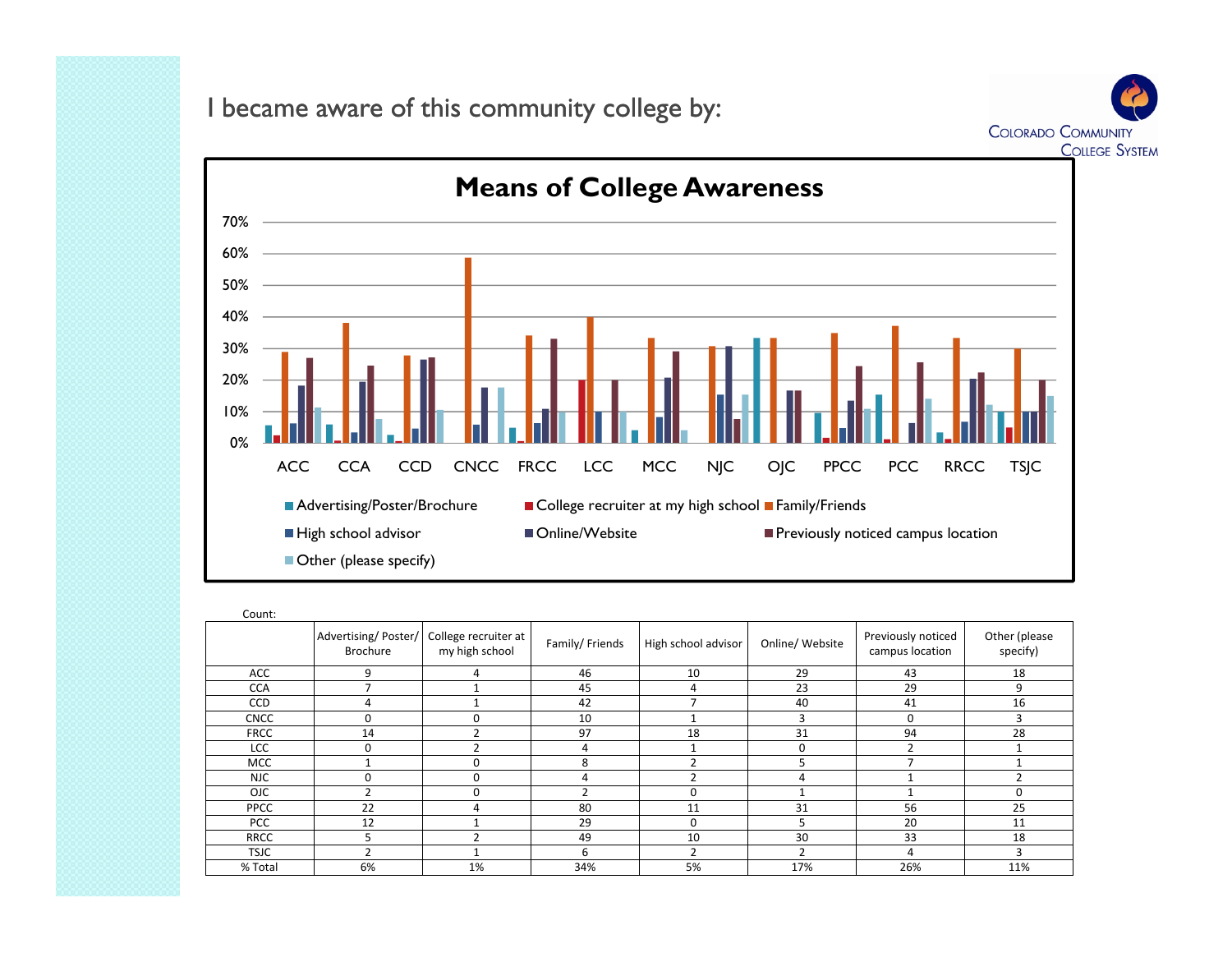# I became aware of this community college by:

Means of College Awareness

Count:

| | Advertising/ Poster/ Brochure | College recruiter at my high school | Family/ Friends | High school advisor | Online/ Website | Previously noticed campus location | Other (please specify) |
|---|---|---|---|---|---|---|---|
| ACC | 9 | 4 | 46 | 10 | 29 | 43 | 18 |
| CCA | 7 | 1 | 45 | 4 | 23 | 29 | 9 |
| CCD | 4 | 1 | 42 | 7 | 40 | 41 | 16 |
| CNCC | 0 | 0 | 10 | 1 | 3 | 0 | 3 |
| FRCC | 14 | 2 | 97 | 18 | 31 | 94 | 28 |
| LCC | 0 | 2 | 4 | 1 | 0 | 2 | 1 |
| MCC | 1 | 0 | 8 | 2 | 5 | 7 | 1 |
| NJC | 0 | 0 | 4 | 2 | 4 | 1 | 2 |
| OJC | 2 | 0 | 2 | 0 | 1 | 1 | 0 |
| PPCC | 22 | 4 | 80 | 11 | 31 | 56 | 25 |
| PCC | 12 | 1 | 29 | 0 | 5 | 20 | 11 |
| RRCC | 5 | 2 | 49 | 10 | 30 | 33 | 18 |
| TSJC | 2 | 1 | 6 | 2 | 2 | 4 | 3 |
| % Total | 6% | 1% | 34% | 5% | 17% | 26% | 11% |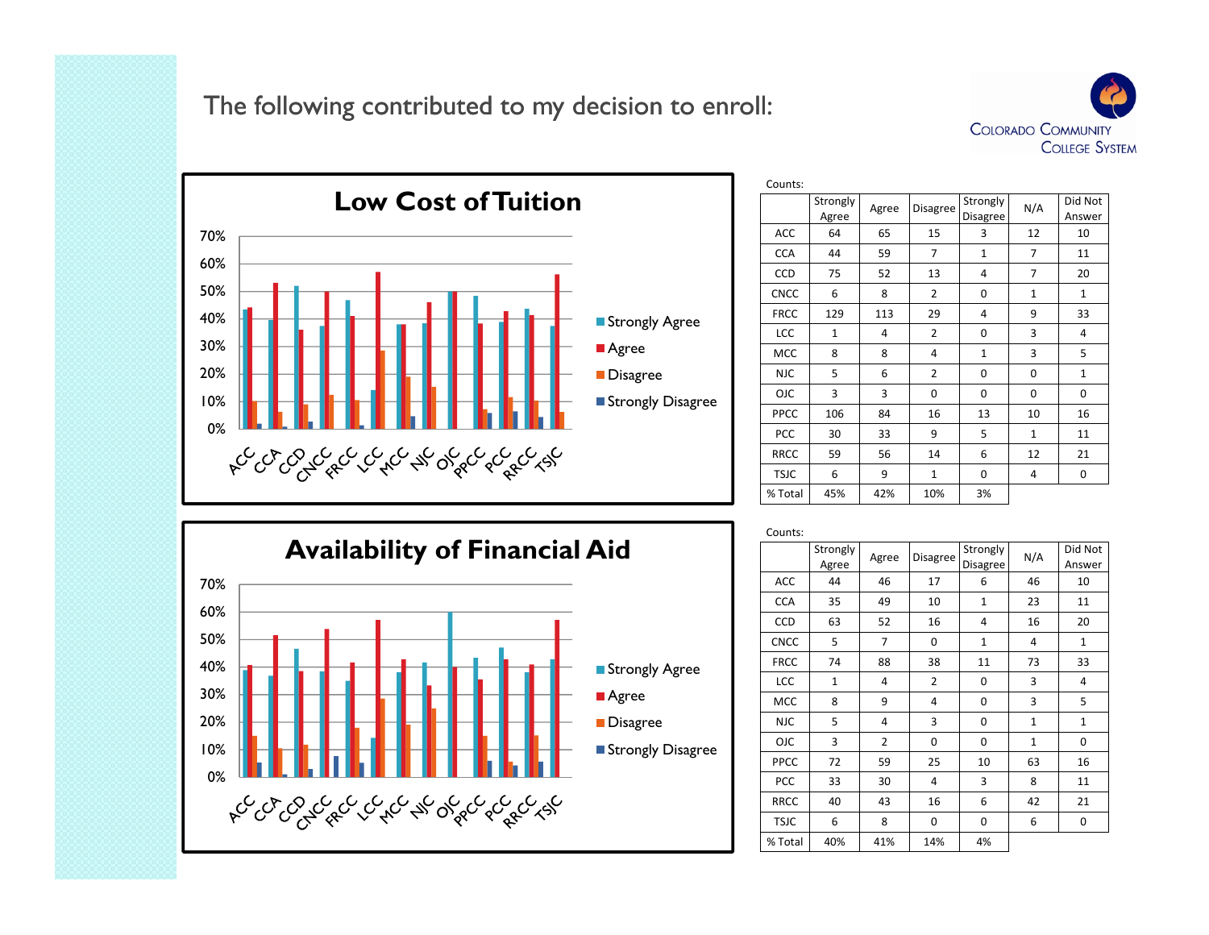# The following contributed to my decision to enroll:

## Low Cost of Tuition

Counts:

| | Strongly Agree | Agree | Disagree | Strongly Disagree | N/A | Did Not Answer |
|---|---|---|---|---|---|---|
| ACC | 64 | 65 | 15 | 3 | 12 | 10 |
| CCA | 44 | 59 | 7 | 1 | 7 | 11 |
| CCD | 75 | 52 | 13 | 4 | 7 | 20 |
| CNCC | 6 | 8 | 2 | 0 | 1 | 1 |
| FRCC | 129 | 113 | 29 | 4 | 9 | 33 |
| LCC | 1 | 4 | 2 | 0 | 3 | 4 |
| MCC | 8 | 8 | 4 | 1 | 3 | 5 |
| NJC | 5 | 6 | 2 | 0 | 0 | 1 |
| OJC | 3 | 3 | 0 | 0 | 0 | 0 |
| PPCC | 106 | 84 | 16 | 13 | 10 | 16 |
| PCC | 30 | 33 | 9 | 5 | 1 | 11 |
| RRCC | 59 | 56 | 14 | 6 | 12 | 21 |
| TSJC | 6 | 9 | 1 | 0 | 4 | 0 |
| % Total | 45% | 42% | 10% | 3% | | |

## Availability of Financial Aid

Counts:

| | Strongly Agree | Agree | Disagree | Strongly Disagree | N/A | Did Not Answer |
|---|---|---|---|---|---|---|
| ACC | 44 | 46 | 17 | 6 | 46 | 10 |
| CCA | 35 | 49 | 10 | 1 | 23 | 11 |
| CCD | 63 | 52 | 16 | 4 | 16 | 20 |
| CNCC | 5 | 7 | 0 | 1 | 4 | 1 |
| FRCC | 74 | 88 | 38 | 11 | 73 | 33 |
| LCC | 1 | 4 | 2 | 0 | 3 | 4 |
| MCC | 8 | 9 | 4 | 0 | 3 | 5 |
| NJC | 5 | 4 | 3 | 0 | 1 | 1 |
| OJC | 3 | 2 | 0 | 0 | 1 | 0 |
| PPCC | 72 | 59 | 25 | 10 | 63 | 16 |
| PCC | 33 | 30 | 4 | 3 | 8 | 11 |
| RRCC | 40 | 43 | 16 | 6 | 42 | 21 |
| TSJC | 6 | 8 | 0 | 0 | 6 | 0 |
| % Total | 40% | 41% | 14% | 4% | | |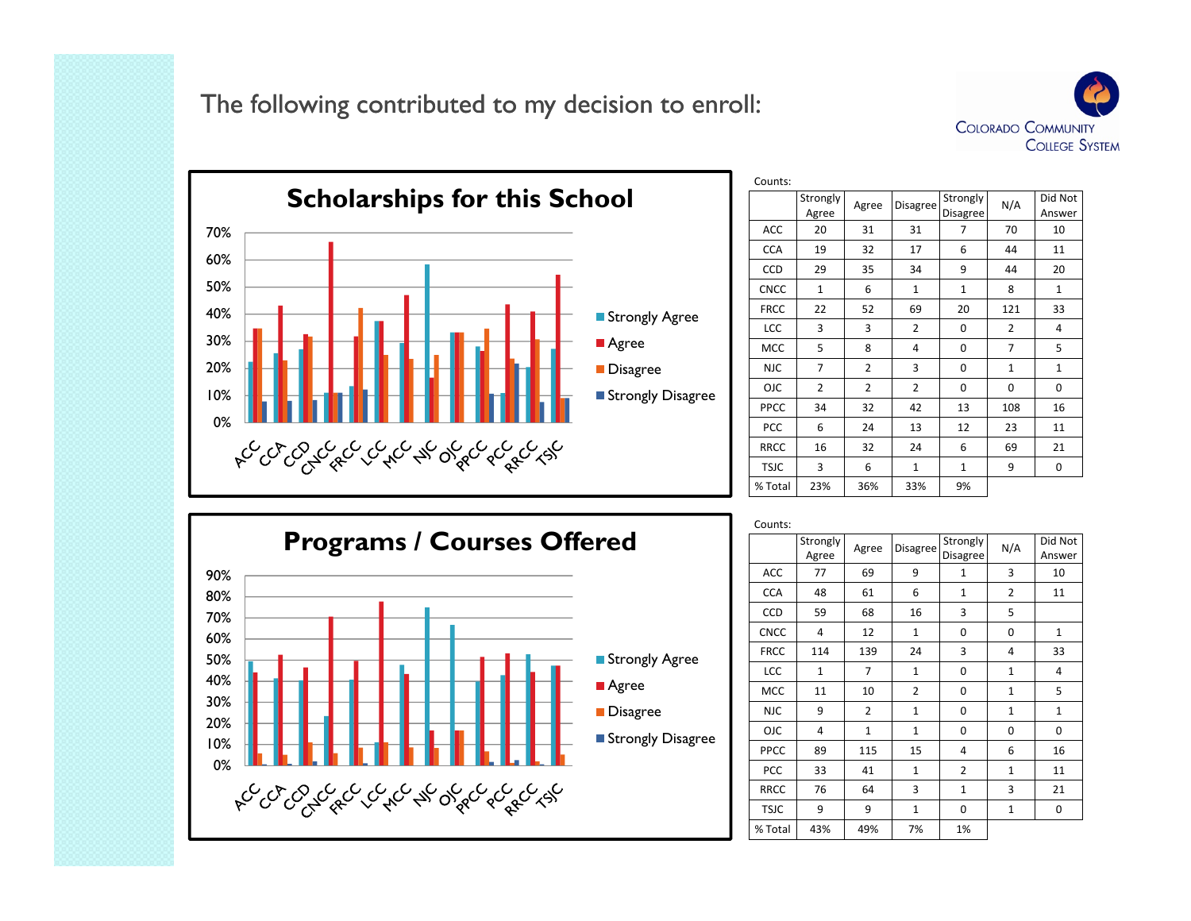# The following contributed to my decision to enroll:

## Scholarships for this School

Counts:

| | Strongly Agree | Agree | Disagree | Strongly Disagree | N/A | Did Not Answer |
|---|---|---|---|---|---|---|
| ACC | 20 | 31 | 31 | 7 | 70 | 10 |
| CCA | 19 | 32 | 17 | 6 | 44 | 11 |
| CCD | 29 | 35 | 34 | 9 | 44 | 20 |
| CNCC | 1 | 6 | 1 | 1 | 8 | 1 |
| FRCC | 22 | 52 | 69 | 20 | 121 | 33 |
| LCC | 3 | 3 | 2 | 0 | 2 | 4 |
| MCC | 5 | 8 | 4 | 0 | 7 | 5 |
| NJC | 7 | 2 | 3 | 0 | 1 | 1 |
| OJC | 2 | 2 | 2 | 0 | 0 | 0 |
| PPCC | 34 | 32 | 42 | 13 | 108 | 16 |
| PCC | 6 | 24 | 13 | 12 | 23 | 11 |
| RRCC | 16 | 32 | 24 | 6 | 69 | 21 |
| TSJC | 3 | 6 | 1 | 1 | 9 | 0 |
| % Total | 23% | 36% | 33% | 9% | | |

## Programs / Courses Offered

Counts:

| | Strongly Agree | Agree | Disagree | Strongly Disagree | N/A | Did Not Answer |
|---|---|---|---|---|---|---|
| ACC | 77 | 69 | 9 | 1 | 3 | 10 |
| CCA | 48 | 61 | 6 | 1 | 2 | 11 |
| CCD | 59 | 68 | 16 | 3 | 5 | |
| CNCC | 4 | 12 | 1 | 0 | 0 | 1 |
| FRCC | 114 | 139 | 24 | 3 | 4 | 33 |
| LCC | 1 | 7 | 1 | 0 | 1 | 4 |
| MCC | 11 | 10 | 2 | 0 | 1 | 5 |
| NJC | 9 | 2 | 1 | 0 | 1 | 1 |
| OJC | 4 | 1 | 1 | 0 | 0 | 0 |
| PPCC | 89 | 115 | 15 | 4 | 6 | 16 |
| PCC | 33 | 41 | 1 | 2 | 1 | 11 |
| RRCC | 76 | 64 | 3 | 1 | 3 | 21 |
| TSJC | 9 | 9 | 1 | 0 | 1 | 0 |
| % Total | 43% | 49% | 7% | 1% | | |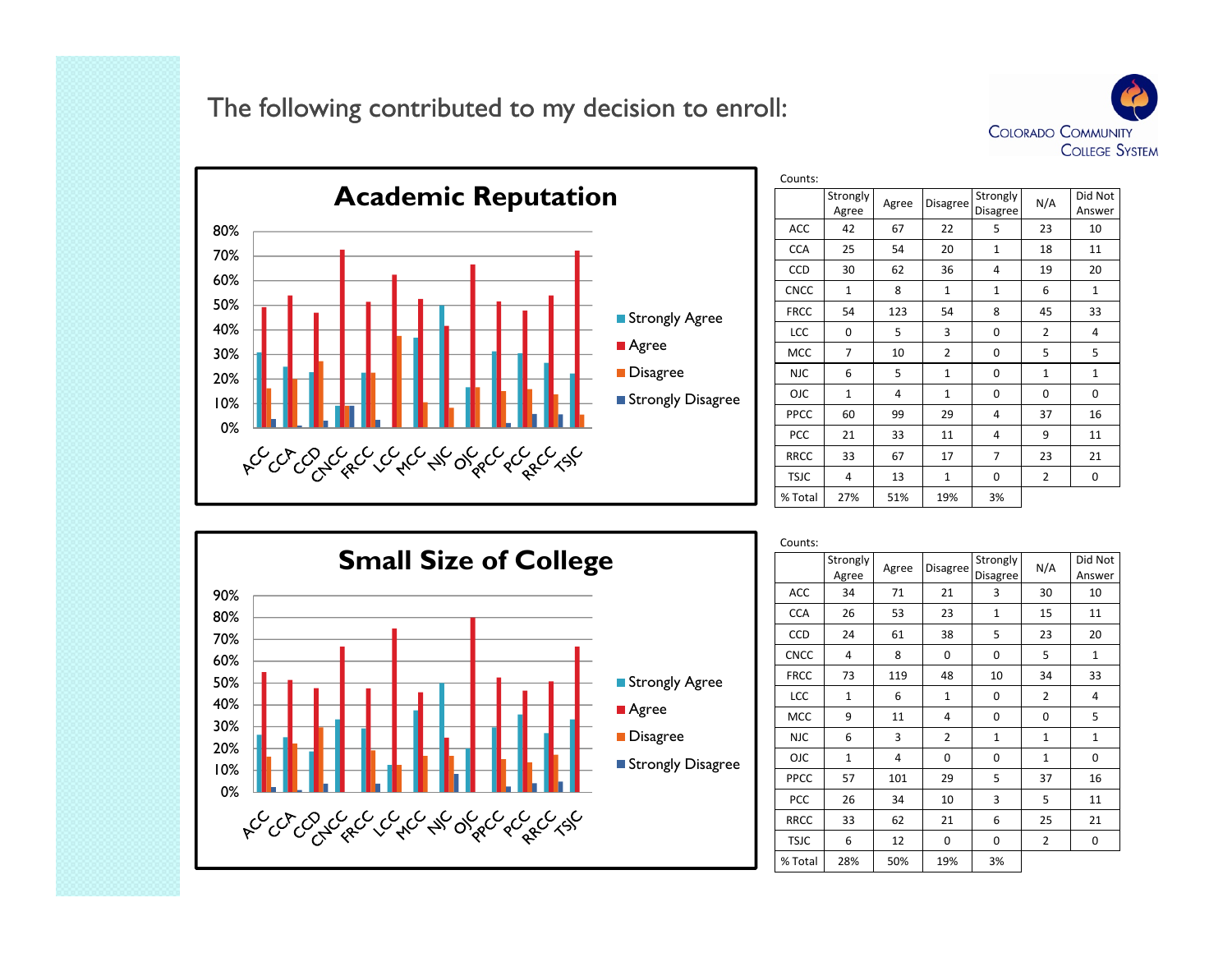# The following contributed to my decision to enroll:

## Academic Reputation

Counts:

| | Strongly Agree | Agree | Disagree | Strongly Disagree | N/A | Did Not Answer |
|---|---|---|---|---|---|---|
| ACC | 42 | 67 | 22 | 5 | 23 | 10 |
| CCA | 25 | 54 | 20 | 1 | 18 | 11 |
| CCD | 30 | 62 | 36 | 4 | 19 | 20 |
| CNCC | 1 | 8 | 1 | 1 | 6 | 1 |
| FRCC | 54 | 123 | 54 | 8 | 45 | 33 |
| LCC | 0 | 5 | 3 | 0 | 2 | 4 |
| MCC | 7 | 10 | 2 | 0 | 5 | 5 |
| NJC | 6 | 5 | 1 | 0 | 1 | 1 |
| OJC | 1 | 4 | 1 | 0 | 0 | 0 |
| PPCC | 60 | 99 | 29 | 4 | 37 | 16 |
| PCC | 21 | 33 | 11 | 4 | 9 | 11 |
| RRCC | 33 | 67 | 17 | 7 | 23 | 21 |
| TSJC | 4 | 13 | 1 | 0 | 2 | 0 |
| % Total | 27% | 51% | 19% | 3% | | |

## Small Size of College

Counts:

| | Strongly Agree | Agree | Disagree | Strongly Disagree | N/A | Did Not Answer |
|---|---|---|---|---|---|---|
| ACC | 34 | 71 | 21 | 3 | 30 | 10 |
| CCA | 26 | 53 | 23 | 1 | 15 | 11 |
| CCD | 24 | 61 | 38 | 5 | 23 | 20 |
| CNCC | 4 | 8 | 0 | 0 | 5 | 1 |
| FRCC | 73 | 119 | 48 | 10 | 34 | 33 |
| LCC | 1 | 6 | 1 | 0 | 2 | 4 |
| MCC | 9 | 11 | 4 | 0 | 0 | 5 |
| NJC | 6 | 3 | 2 | 1 | 1 | 1 |
| OJC | 1 | 4 | 0 | 0 | 1 | 0 |
| PPCC | 57 | 101 | 29 | 5 | 37 | 16 |
| PCC | 26 | 34 | 10 | 3 | 5 | 11 |
| RRCC | 33 | 62 | 21 | 6 | 25 | 21 |
| TSJC | 6 | 12 | 0 | 0 | 2 | 0 |
| % Total | 28% | 50% | 19% | 3% | | |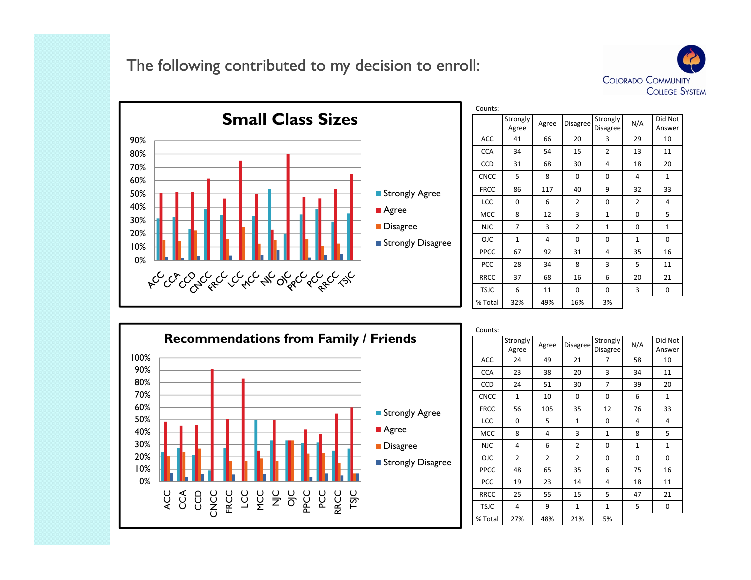# The following contributed to my decision to enroll:

## Small Class Sizes

Counts:

| | Strongly Agree | Agree | Disagree | Strongly Disagree | N/A | Did Not Answer |
|---|---|---|---|---|---|---|
| ACC | 41 | 66 | 20 | 3 | 29 | 10 |
| CCA | 34 | 54 | 15 | 2 | 13 | 11 |
| CCD | 31 | 68 | 30 | 4 | 18 | 20 |
| CNCC | 5 | 8 | 0 | 0 | 4 | 1 |
| FRCC | 86 | 117 | 40 | 9 | 32 | 33 |
| LCC | 0 | 6 | 2 | 0 | 2 | 4 |
| MCC | 8 | 12 | 3 | 1 | 0 | 5 |
| NJC | 7 | 3 | 2 | 1 | 0 | 1 |
| OJC | 1 | 4 | 0 | 0 | 1 | 0 |
| PPCC | 67 | 92 | 31 | 4 | 35 | 16 |
| PCC | 28 | 34 | 8 | 3 | 5 | 11 |
| RRCC | 37 | 68 | 16 | 6 | 20 | 21 |
| TSJC | 6 | 11 | 0 | 0 | 3 | 0 |
| % Total | 32% | 49% | 16% | 3% | | |

## Recommendations from Family / Friends

Counts:

| | Strongly Agree | Agree | Disagree | Strongly Disagree | N/A | Did Not Answer |
|---|---|---|---|---|---|---|
| ACC | 24 | 49 | 21 | 7 | 58 | 10 |
| CCA | 23 | 38 | 20 | 3 | 34 | 11 |
| CCD | 24 | 51 | 30 | 7 | 39 | 20 |
| CNCC | 1 | 10 | 0 | 0 | 6 | 1 |
| FRCC | 56 | 105 | 35 | 12 | 76 | 33 |
| LCC | 0 | 5 | 1 | 0 | 4 | 4 |
| MCC | 8 | 4 | 3 | 1 | 8 | 5 |
| NJC | 4 | 6 | 2 | 0 | 1 | 1 |
| OJC | 2 | 2 | 2 | 0 | 0 | 0 |
| PPCC | 48 | 65 | 35 | 6 | 75 | 16 |
| PCC | 19 | 23 | 14 | 4 | 18 | 11 |
| RRCC | 25 | 55 | 15 | 5 | 47 | 21 |
| TSJC | 4 | 9 | 1 | 1 | 5 | 0 |
| % Total | 27% | 48% | 21% | 5% | | |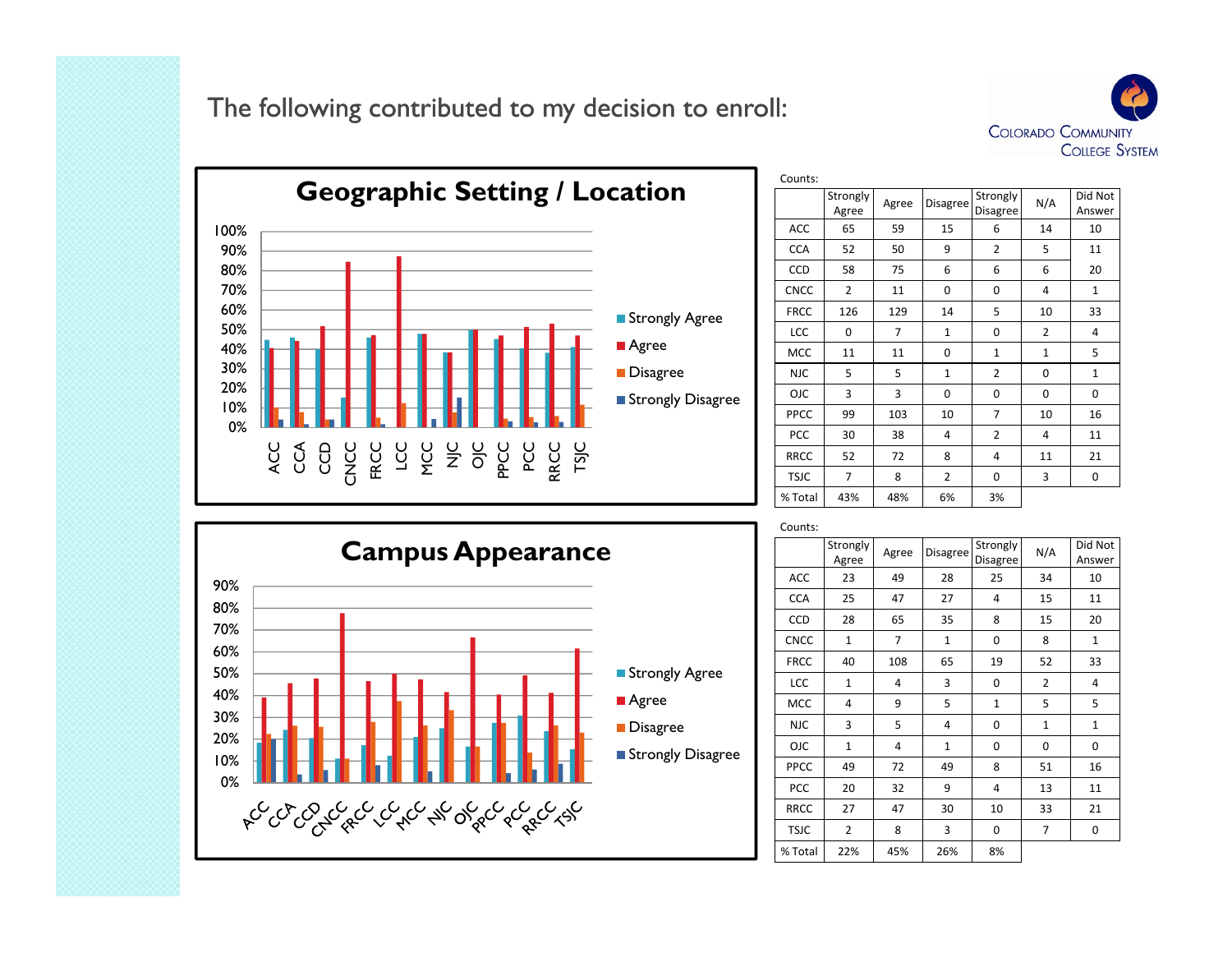# The following contributed to my decision to enroll:

## Geographic Setting / Location

Counts:

| | Strongly Agree | Agree | Disagree | Strongly Disagree | N/A | Did Not Answer |
|---|---|---|---|---|---|---|
| ACC | 65 | 59 | 15 | 6 | 14 | 10 |
| CCA | 52 | 50 | 9 | 2 | 5 | 11 |
| CCD | 58 | 75 | 6 | 6 | 6 | 20 |
| CNCC | 2 | 11 | 0 | 0 | 4 | 1 |
| FRCC | 126 | 129 | 14 | 5 | 10 | 33 |
| LCC | 0 | 7 | 1 | 0 | 2 | 4 |
| MCC | 11 | 11 | 0 | 1 | 1 | 5 |
| NJC | 5 | 5 | 1 | 2 | 0 | 1 |
| OJC | 3 | 3 | 0 | 0 | 0 | 0 |
| PPCC | 99 | 103 | 10 | 7 | 10 | 16 |
| PCC | 30 | 38 | 4 | 2 | 4 | 11 |
| RRCC | 52 | 72 | 8 | 4 | 11 | 21 |
| TSJC | 7 | 8 | 2 | 0 | 3 | 0 |
| % Total | 43% | 48% | 6% | 3% | | |

## Campus Appearance

Counts:

| | Strongly Agree | Agree | Disagree | Strongly Disagree | N/A | Did Not Answer |
|---|---|---|---|---|---|---|
| ACC | 23 | 49 | 28 | 25 | 34 | 10 |
| CCA | 25 | 47 | 27 | 4 | 15 | 11 |
| CCD | 28 | 65 | 35 | 8 | 15 | 20 |
| CNCC | 1 | 7 | 1 | 0 | 8 | 1 |
| FRCC | 40 | 108 | 65 | 19 | 52 | 33 |
| LCC | 1 | 4 | 3 | 0 | 2 | 4 |
| MCC | 4 | 9 | 5 | 1 | 5 | 5 |
| NJC | 3 | 5 | 4 | 0 | 1 | 1 |
| OJC | 1 | 4 | 1 | 0 | 0 | 0 |
| PPCC | 49 | 72 | 49 | 8 | 51 | 16 |
| PCC | 20 | 32 | 9 | 4 | 13 | 11 |
| RRCC | 27 | 47 | 30 | 10 | 33 | 21 |
| TSJC | 2 | 8 | 3 | 0 | 7 | 0 |
| % Total | 22% | 45% | 26% | 8% | | |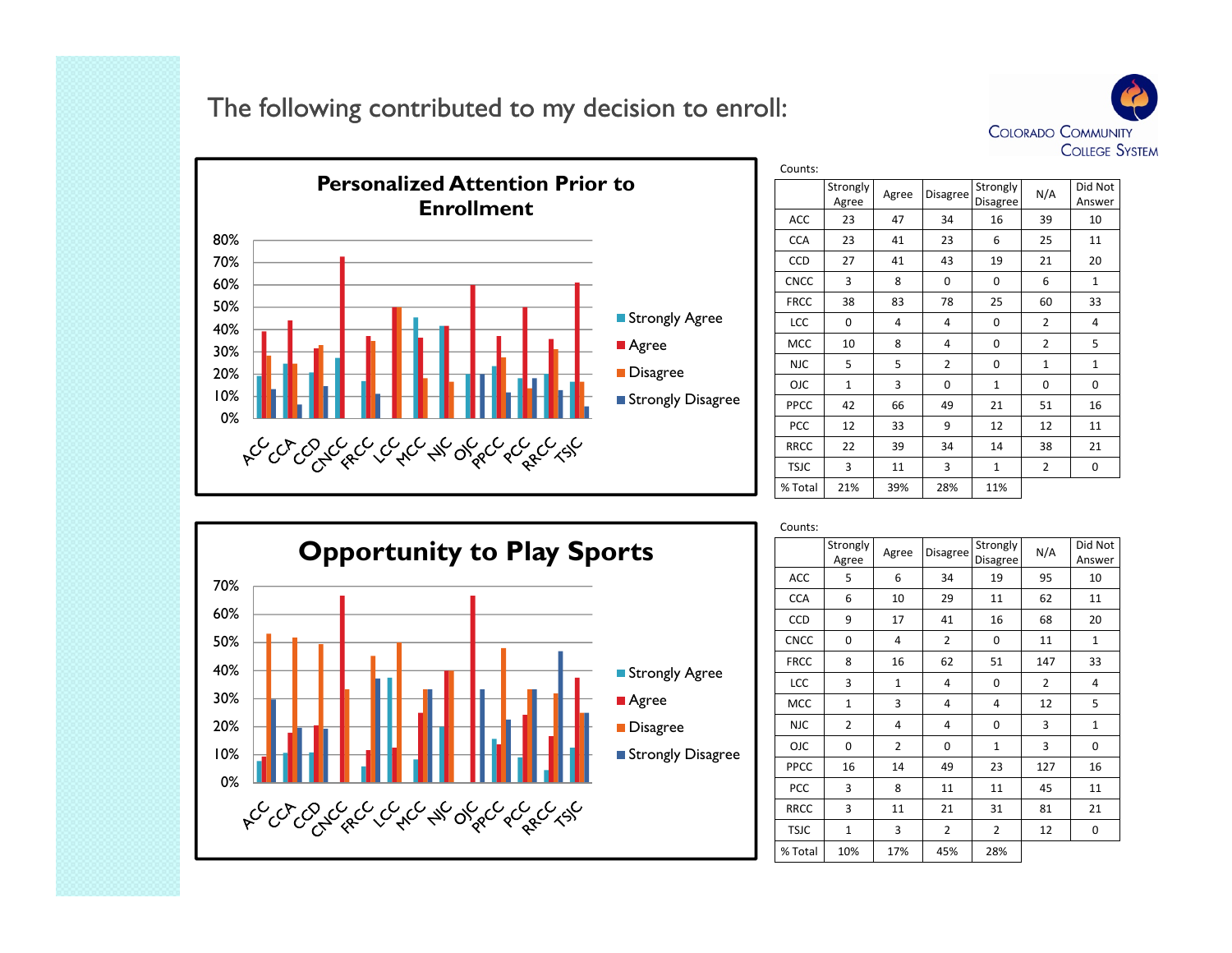# The following contributed to my decision to enroll:

## Personalized Attention Prior to Enrollment

Counts:

| | Strongly Agree | Agree | Disagree | Strongly Disagree | N/A | Did Not Answer |
|---|---|---|---|---|---|---|
| ACC | 23 | 47 | 34 | 16 | 39 | 10 |
| CCA | 23 | 41 | 23 | 6 | 25 | 11 |
| CCD | 27 | 41 | 43 | 19 | 21 | 20 |
| CNCC | 3 | 8 | 0 | 0 | 6 | 1 |
| FRCC | 38 | 83 | 78 | 25 | 60 | 33 |
| LCC | 0 | 4 | 4 | 0 | 2 | 4 |
| MCC | 10 | 8 | 4 | 0 | 2 | 5 |
| NJC | 5 | 5 | 2 | 0 | 1 | 1 |
| OJC | 1 | 3 | 0 | 1 | 0 | 0 |
| PPCC | 42 | 66 | 49 | 21 | 51 | 16 |
| PCC | 12 | 33 | 9 | 12 | 12 | 11 |
| RRCC | 22 | 39 | 34 | 14 | 38 | 21 |
| TSJC | 3 | 11 | 3 | 1 | 2 | 0 |
| % Total | 21% | 39% | 28% | 11% | | |

## Opportunity to Play Sports

Counts:

| | Strongly Agree | Agree | Disagree | Strongly Disagree | N/A | Did Not Answer |
|---|---|---|---|---|---|---|
| ACC | 5 | 6 | 34 | 19 | 95 | 10 |
| CCA | 6 | 10 | 29 | 11 | 62 | 11 |
| CCD | 9 | 17 | 41 | 16 | 68 | 20 |
| CNCC | 0 | 4 | 2 | 0 | 11 | 1 |
| FRCC | 8 | 16 | 62 | 51 | 147 | 33 |
| LCC | 3 | 1 | 4 | 0 | 2 | 4 |
| MCC | 1 | 3 | 4 | 4 | 12 | 5 |
| NJC | 2 | 4 | 4 | 0 | 3 | 1 |
| OJC | 0 | 2 | 0 | 1 | 3 | 0 |
| PPCC | 16 | 14 | 49 | 23 | 127 | 16 |
| PCC | 3 | 8 | 11 | 11 | 45 | 11 |
| RRCC | 3 | 11 | 21 | 31 | 81 | 21 |
| TSJC | 1 | 3 | 2 | 2 | 12 | 0 |
| % Total | 10% | 17% | 45% | 28% | | |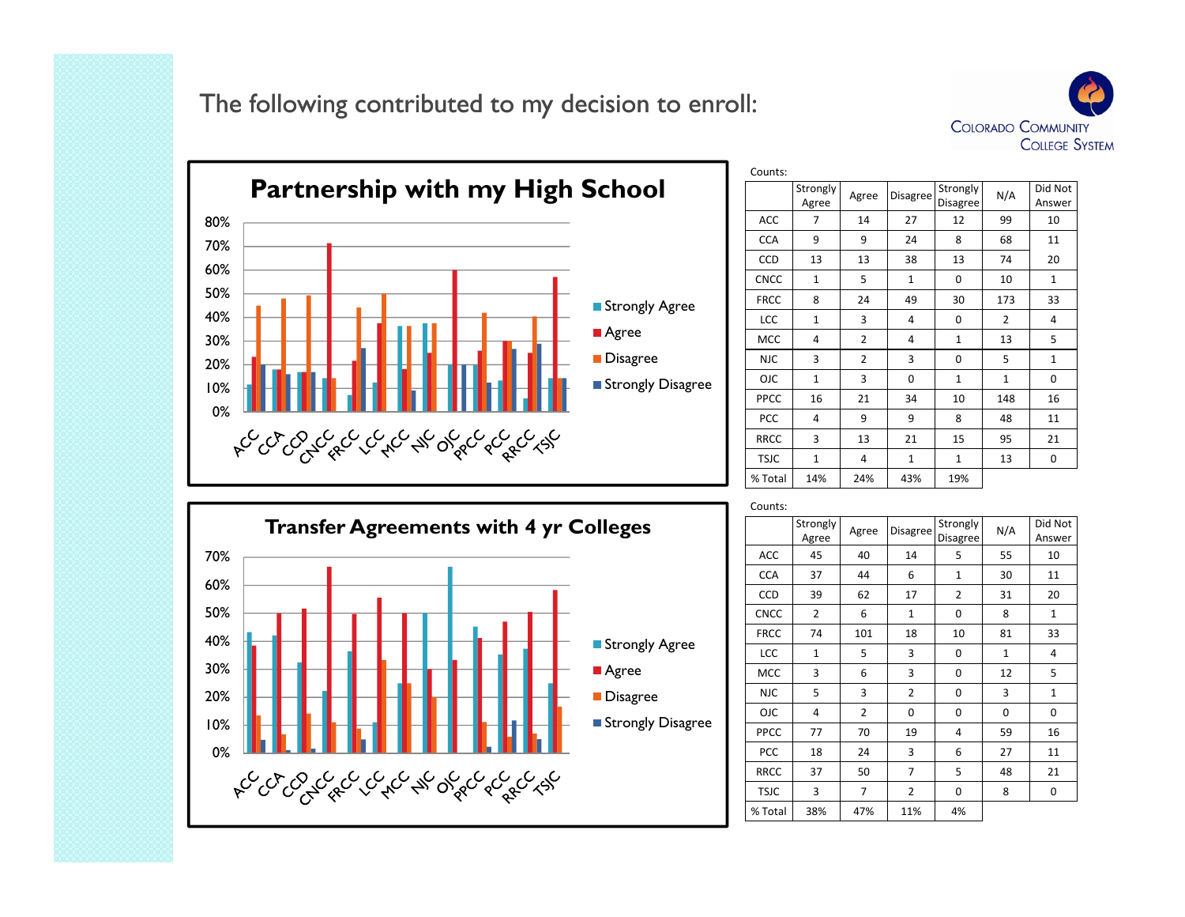# The following contributed to my decision to enroll:

## Partnership with my High School

Counts:

| | Strongly Agree | Agree | Disagree | Strongly Disagree | N/A | Did Not Answer |
|---|---|---|---|---|---|---|
| ACC | 7 | 14 | 27 | 12 | 99 | 10 |
| CCA | 9 | 9 | 24 | 8 | 68 | 11 |
| CCD | 13 | 13 | 38 | 13 | 74 | 20 |
| CNCC | 1 | 5 | 1 | 0 | 10 | 1 |
| FRCC | 8 | 24 | 49 | 30 | 173 | 33 |
| LCC | 1 | 3 | 4 | 0 | 2 | 4 |
| MCC | 4 | 2 | 4 | 1 | 13 | 5 |
| NJC | 3 | 2 | 3 | 0 | 5 | 1 |
| OJC | 1 | 3 | 0 | 1 | 1 | 0 |
| PPCC | 16 | 21 | 34 | 10 | 148 | 16 |
| PCC | 4 | 9 | 9 | 8 | 48 | 11 |
| RRCC | 3 | 13 | 21 | 15 | 95 | 21 |
| TSJC | 1 | 4 | 1 | 1 | 13 | 0 |
| % Total | 14% | 24% | 43% | 19% | | |

## Transfer Agreements with 4 yr Colleges

Counts:

| | Strongly Agree | Agree | Disagree | Strongly Disagree | N/A | Did Not Answer |
|---|---|---|---|---|---|---|
| ACC | 45 | 40 | 14 | 5 | 55 | 10 |
| CCA | 37 | 44 | 6 | 1 | 30 | 11 |
| CCD | 39 | 62 | 17 | 2 | 31 | 20 |
| CNCC | 2 | 6 | 1 | 0 | 8 | 1 |
| FRCC | 74 | 101 | 18 | 10 | 81 | 33 |
| LCC | 1 | 5 | 3 | 0 | 1 | 4 |
| MCC | 3 | 6 | 3 | 0 | 12 | 5 |
| NJC | 5 | 3 | 2 | 0 | 3 | 1 |
| OJC | 4 | 2 | 0 | 0 | 0 | 0 |
| PPCC | 77 | 70 | 19 | 4 | 59 | 16 |
| PCC | 18 | 24 | 3 | 6 | 27 | 11 |
| RRCC | 37 | 50 | 7 | 5 | 48 | 21 |
| TSJC | 3 | 7 | 2 | 0 | 8 | 0 |
| % Total | 38% | 47% | 11% | 4% | | |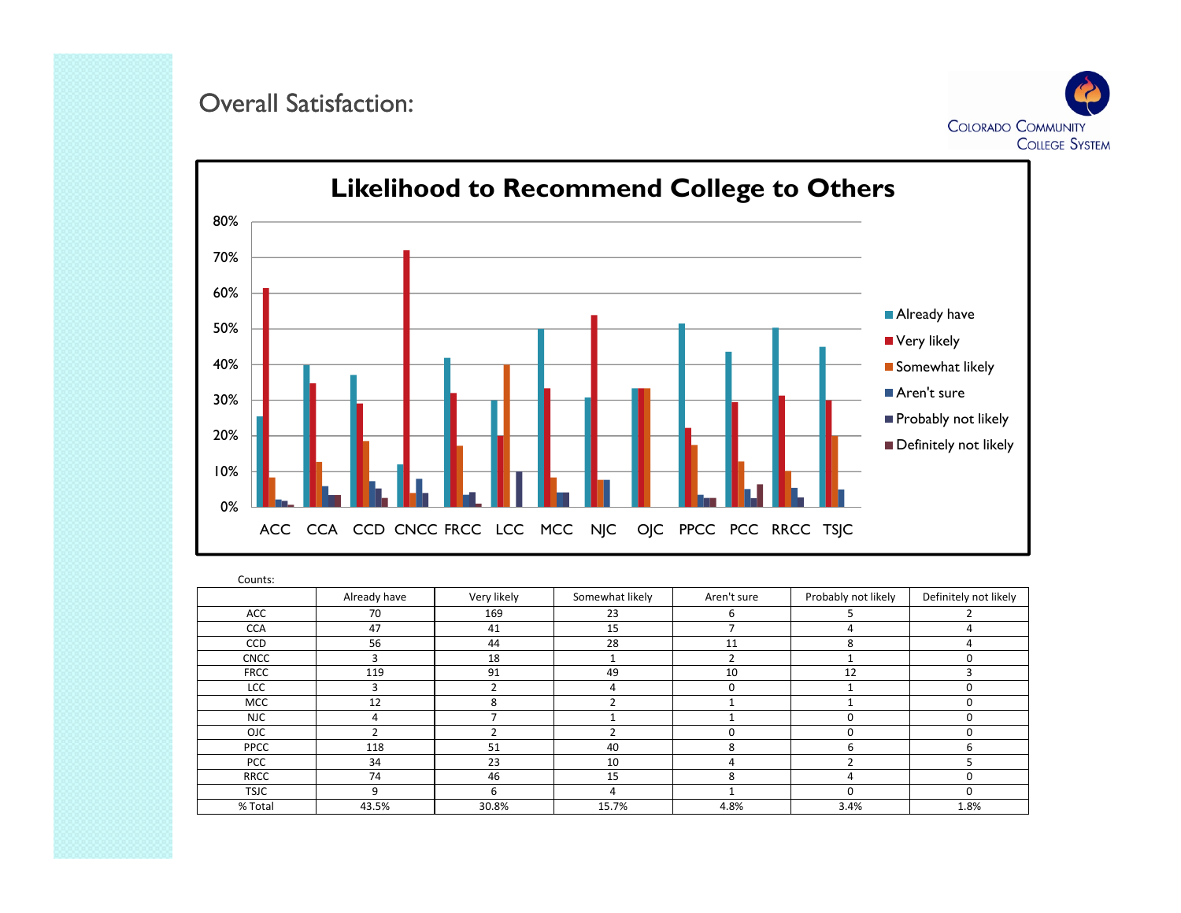# Overall Satisfaction:

## Likelihood to Recommend College to Others

Counts:

| | Already have | Very likely | Somewhat likely | Aren't sure | Probably not likely | Definitely not likely |
|---|---|---|---|---|---|---|
| ACC | 70 | 169 | 23 | 6 | 5 | 2 |
| CCA | 47 | 41 | 15 | 7 | 4 | 4 |
| CCD | 56 | 44 | 28 | 11 | 8 | 4 |
| CNCC | 3 | 18 | 1 | 2 | 1 | 0 |
| FRCC | 119 | 91 | 49 | 10 | 12 | 3 |
| LCC | 3 | 2 | 4 | 0 | 1 | 0 |
| MCC | 12 | 8 | 2 | 1 | 1 | 0 |
| NJC | 4 | 7 | 1 | 1 | 0 | 0 |
| OJC | 2 | 2 | 2 | 0 | 0 | 0 |
| PPCC | 118 | 51 | 40 | 8 | 6 | 6 |
| PCC | 34 | 23 | 10 | 4 | 2 | 5 |
| RRCC | 74 | 46 | 15 | 8 | 4 | 0 |
| TSJC | 9 | 6 | 4 | 1 | 0 | 0 |
| % Total | 43.5% | 30.8% | 15.7% | 4.8% | 3.4% | 1.8% |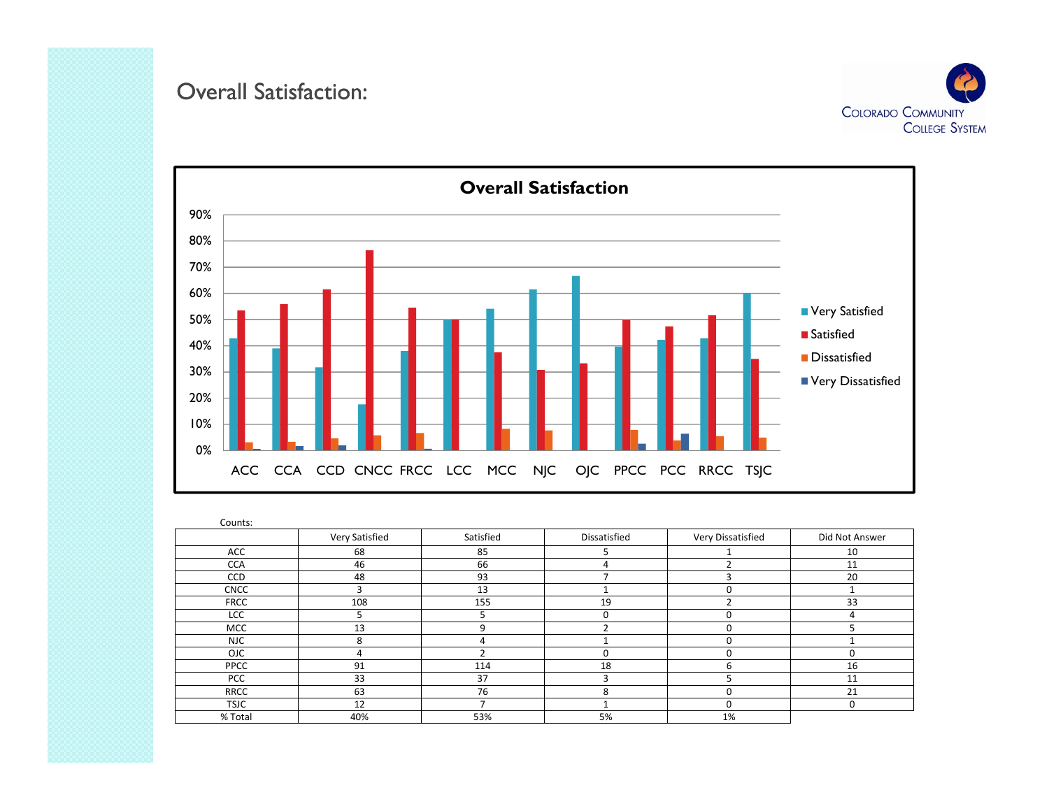# Overall Satisfaction:

COLORADO COMMUNITY COLLEGE SYSTEM

**Overall Satisfaction**

Counts:

| | Very Satisfied | Satisfied | Dissatisfied | Very Dissatisfied | Did Not Answer |
|---|---|---|---|---|---|
| ACC | 68 | 85 | 5 | 1 | 10 |
| CCA | 46 | 66 | 4 | 2 | 11 |
| CCD | 48 | 93 | 7 | 3 | 20 |
| CNCC | 3 | 13 | 1 | 0 | 1 |
| FRCC | 108 | 155 | 19 | 2 | 33 |
| LCC | 5 | 5 | 0 | 0 | 4 |
| MCC | 13 | 9 | 2 | 0 | 5 |
| NJC | 8 | 4 | 1 | 0 | 1 |
| OJC | 4 | 2 | 0 | 0 | 0 |
| PPCC | 91 | 114 | 18 | 6 | 16 |
| PCC | 33 | 37 | 3 | 5 | 11 |
| RRCC | 63 | 76 | 8 | 0 | 21 |
| TSJC | 12 | 7 | 1 | 0 | 0 |
| % Total | 40% | 53% | 5% | 1% | |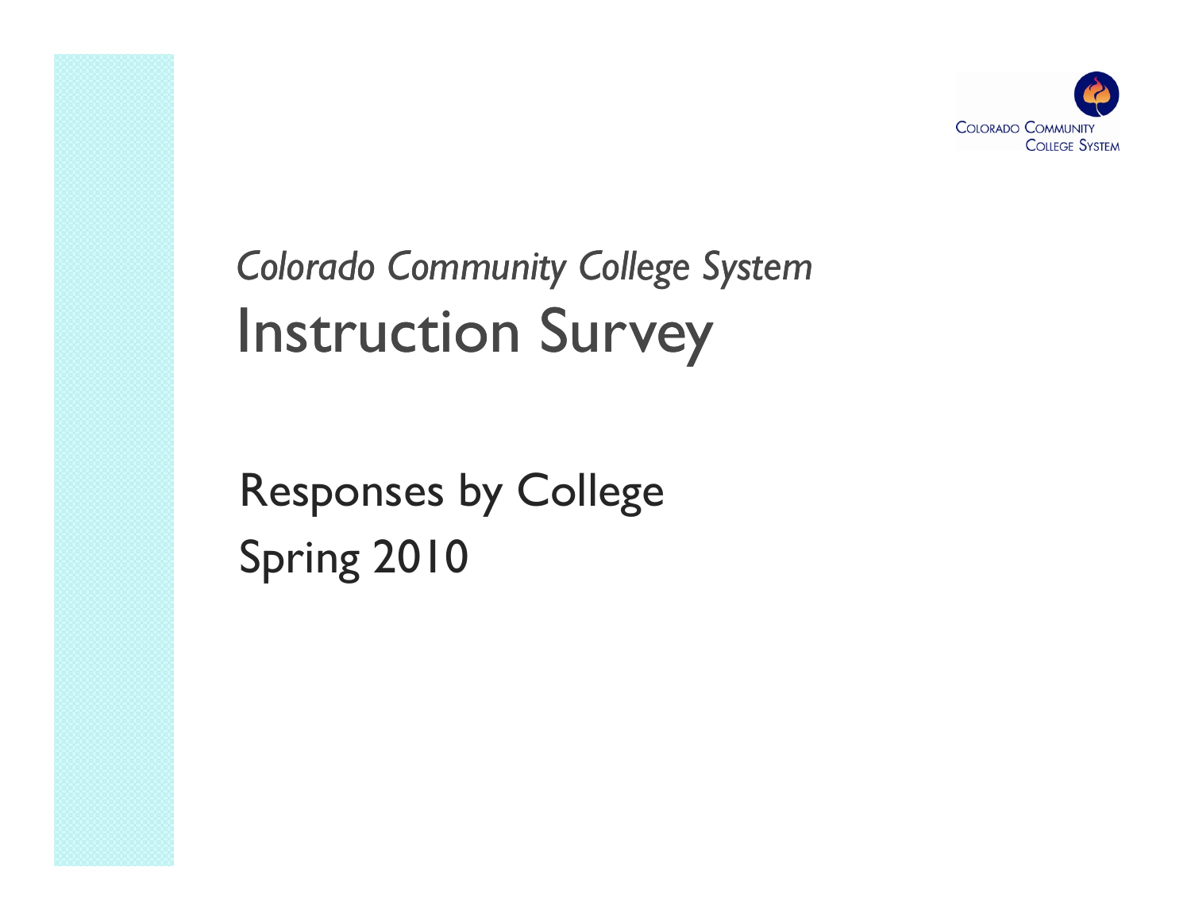Colorado Community College System

*Colorado Community College System*

# Instruction Survey

## Responses by College

## Spring 2010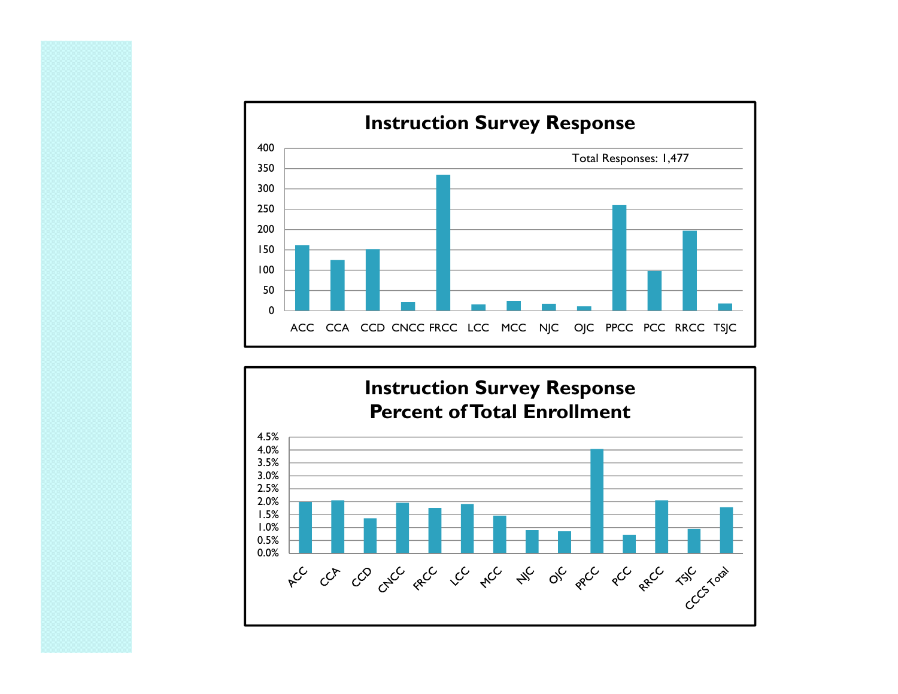## Instruction Survey Response

Total Responses: 1,477

| College | Responses |
|---|---|
| ACC | 160 |
| CCA | 124 |
| CCD | 151 |
| CNCC | 20 |
| FRCC | 335 |
| LCC | 15 |
| MCC | 23 |
| NJC | 16 |
| OJC | 10 |
| PPCC | 259 |
| PCC | 97 |
| RRCC | 196 |
| TSJC | 17 |

## Instruction Survey Response Percent of Total Enrollment

| College | Percent of Total Enrollment |
|---|---|
| ACC | 2.0% |
| CCA | 2.05% |
| CCD | 1.35% |
| CNCC | 1.95% |
| FRCC | 1.75% |
| LCC | 1.9% |
| MCC | 1.45% |
| NJC | 0.9% |
| OJC | 0.85% |
| PPCC | 4.05% |
| PCC | 0.7% |
| RRCC | 2.05% |
| TSJC | 0.95% |
| CCCS Total | 1.8% |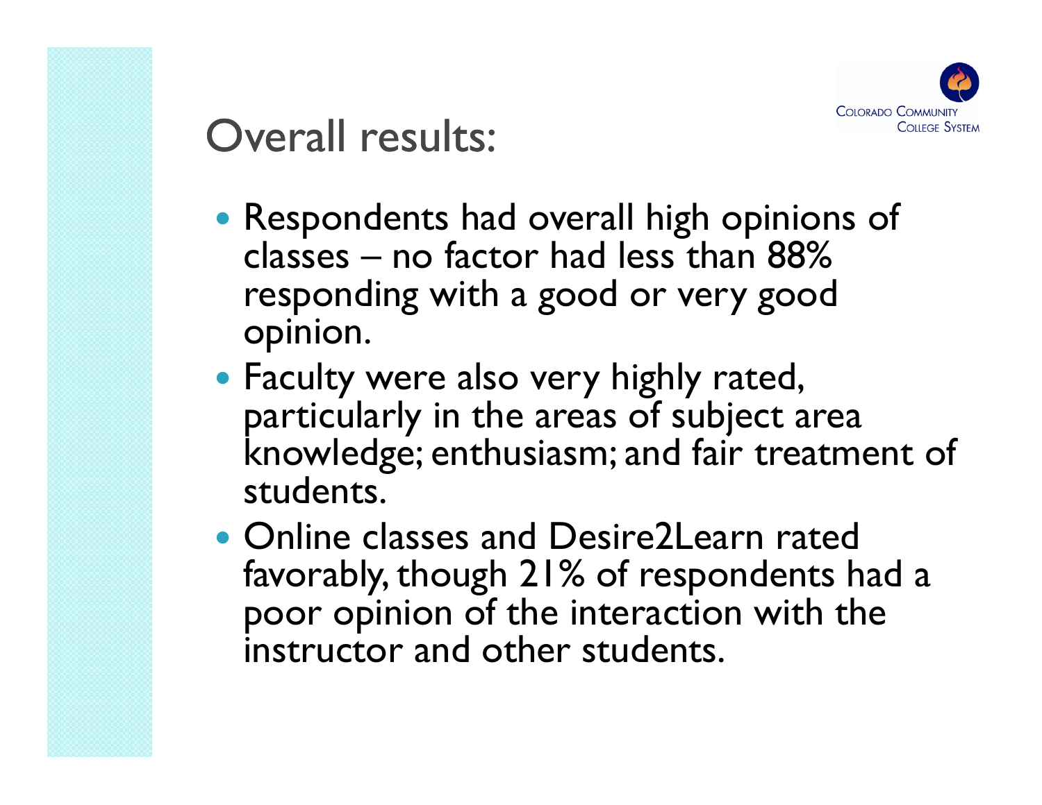# Overall results:

- Respondents had overall high opinions of classes – no factor had less than 88% responding with a good or very good opinion.
- Faculty were also very highly rated, particularly in the areas of subject area knowledge; enthusiasm; and fair treatment of students.
- Online classes and Desire2Learn rated favorably, though 21% of respondents had a poor opinion of the interaction with the instructor and other students.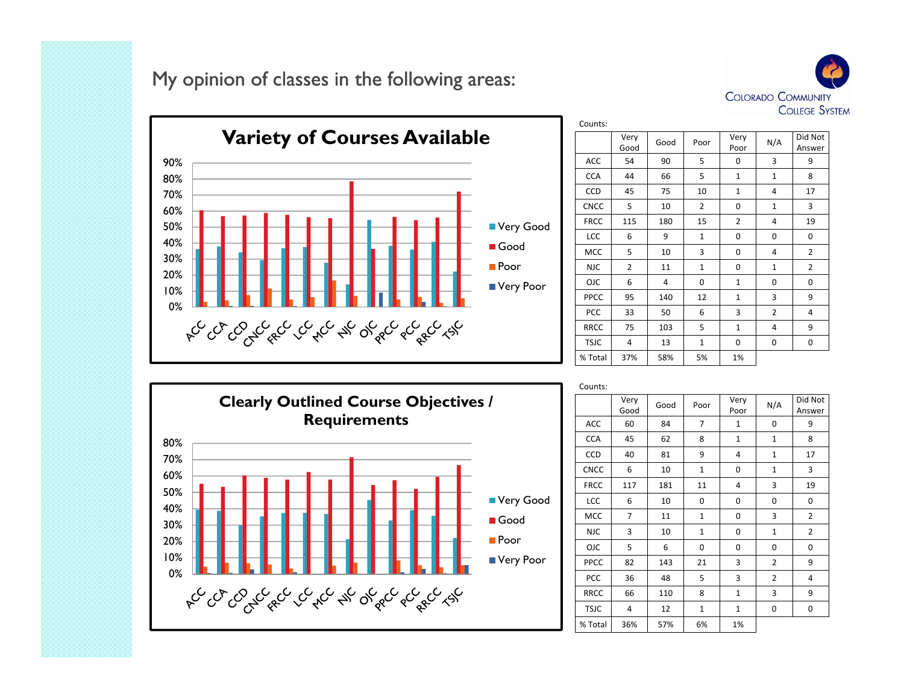# My opinion of classes in the following areas:

## Variety of Courses Available

Counts:

| | Very Good | Good | Poor | Very Poor | N/A | Did Not Answer |
|---|---|---|---|---|---|---|
| ACC | 54 | 90 | 5 | 0 | 3 | 9 |
| CCA | 44 | 66 | 5 | 1 | 1 | 8 |
| CCD | 45 | 75 | 10 | 1 | 4 | 17 |
| CNCC | 5 | 10 | 2 | 0 | 1 | 3 |
| FRCC | 115 | 180 | 15 | 2 | 4 | 19 |
| LCC | 6 | 9 | 1 | 0 | 0 | 0 |
| MCC | 5 | 10 | 3 | 0 | 4 | 2 |
| NJC | 2 | 11 | 1 | 0 | 1 | 2 |
| OJC | 6 | 4 | 0 | 1 | 0 | 0 |
| PPCC | 95 | 140 | 12 | 1 | 3 | 9 |
| PCC | 33 | 50 | 6 | 3 | 2 | 4 |
| RRCC | 75 | 103 | 5 | 1 | 4 | 9 |
| TSJC | 4 | 13 | 1 | 0 | 0 | 0 |
| % Total | 37% | 58% | 5% | 1% | | |

## Clearly Outlined Course Objectives / Requirements

Counts:

| | Very Good | Good | Poor | Very Poor | N/A | Did Not Answer |
|---|---|---|---|---|---|---|
| ACC | 60 | 84 | 7 | 1 | 0 | 9 |
| CCA | 45 | 62 | 8 | 1 | 1 | 8 |
| CCD | 40 | 81 | 9 | 4 | 1 | 17 |
| CNCC | 6 | 10 | 1 | 0 | 1 | 3 |
| FRCC | 117 | 181 | 11 | 4 | 3 | 19 |
| LCC | 6 | 10 | 0 | 0 | 0 | 0 |
| MCC | 7 | 11 | 1 | 0 | 3 | 2 |
| NJC | 3 | 10 | 1 | 0 | 1 | 2 |
| OJC | 5 | 6 | 0 | 0 | 0 | 0 |
| PPCC | 82 | 143 | 21 | 3 | 2 | 9 |
| PCC | 36 | 48 | 5 | 3 | 2 | 4 |
| RRCC | 66 | 110 | 8 | 1 | 3 | 9 |
| TSJC | 4 | 12 | 1 | 1 | 0 | 0 |
| % Total | 36% | 57% | 6% | 1% | | |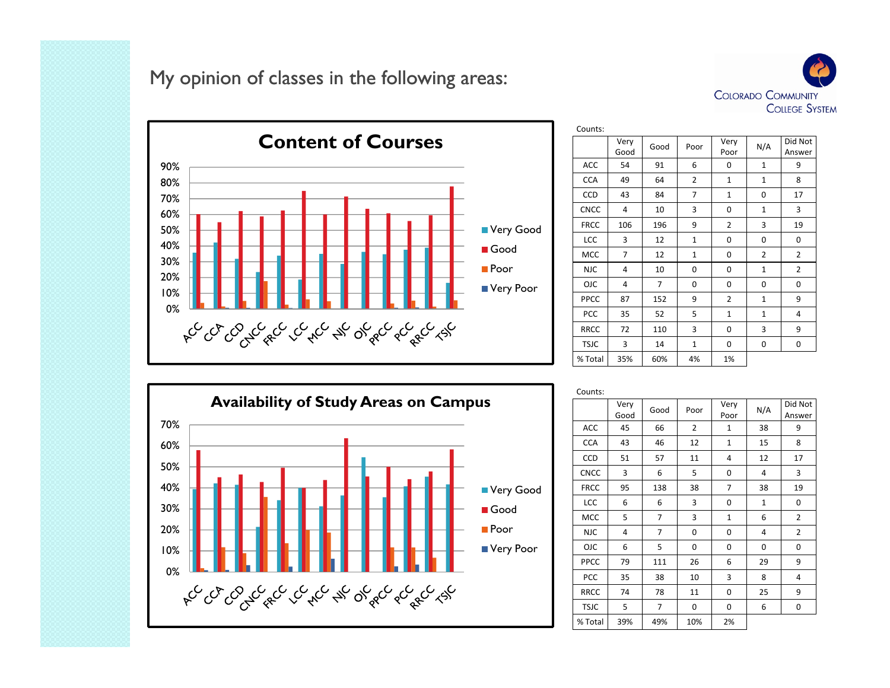# My opinion of classes in the following areas:

## Content of Courses

Counts:

| | Very Good | Good | Poor | Very Poor | N/A | Did Not Answer |
|---|---|---|---|---|---|---|
| ACC | 54 | 91 | 6 | 0 | 1 | 9 |
| CCA | 49 | 64 | 2 | 1 | 1 | 8 |
| CCD | 43 | 84 | 7 | 1 | 0 | 17 |
| CNCC | 4 | 10 | 3 | 0 | 1 | 3 |
| FRCC | 106 | 196 | 9 | 2 | 3 | 19 |
| LCC | 3 | 12 | 1 | 0 | 0 | 0 |
| MCC | 7 | 12 | 1 | 0 | 2 | 2 |
| NJC | 4 | 10 | 0 | 0 | 1 | 2 |
| OJC | 4 | 7 | 0 | 0 | 0 | 0 |
| PPCC | 87 | 152 | 9 | 2 | 1 | 9 |
| PCC | 35 | 52 | 5 | 1 | 1 | 4 |
| RRCC | 72 | 110 | 3 | 0 | 3 | 9 |
| TSJC | 3 | 14 | 1 | 0 | 0 | 0 |
| % Total | 35% | 60% | 4% | 1% | | |

## Availability of Study Areas on Campus

Counts:

| | Very Good | Good | Poor | Very Poor | N/A | Did Not Answer |
|---|---|---|---|---|---|---|
| ACC | 45 | 66 | 2 | 1 | 38 | 9 |
| CCA | 43 | 46 | 12 | 1 | 15 | 8 |
| CCD | 51 | 57 | 11 | 4 | 12 | 17 |
| CNCC | 3 | 6 | 5 | 0 | 4 | 3 |
| FRCC | 95 | 138 | 38 | 7 | 38 | 19 |
| LCC | 6 | 6 | 3 | 0 | 1 | 0 |
| MCC | 5 | 7 | 3 | 1 | 6 | 2 |
| NJC | 4 | 7 | 0 | 0 | 4 | 2 |
| OJC | 6 | 5 | 0 | 0 | 0 | 0 |
| PPCC | 79 | 111 | 26 | 6 | 29 | 9 |
| PCC | 35 | 38 | 10 | 3 | 8 | 4 |
| RRCC | 74 | 78 | 11 | 0 | 25 | 9 |
| TSJC | 5 | 7 | 0 | 0 | 6 | 0 |
| % Total | 39% | 49% | 10% | 2% | | |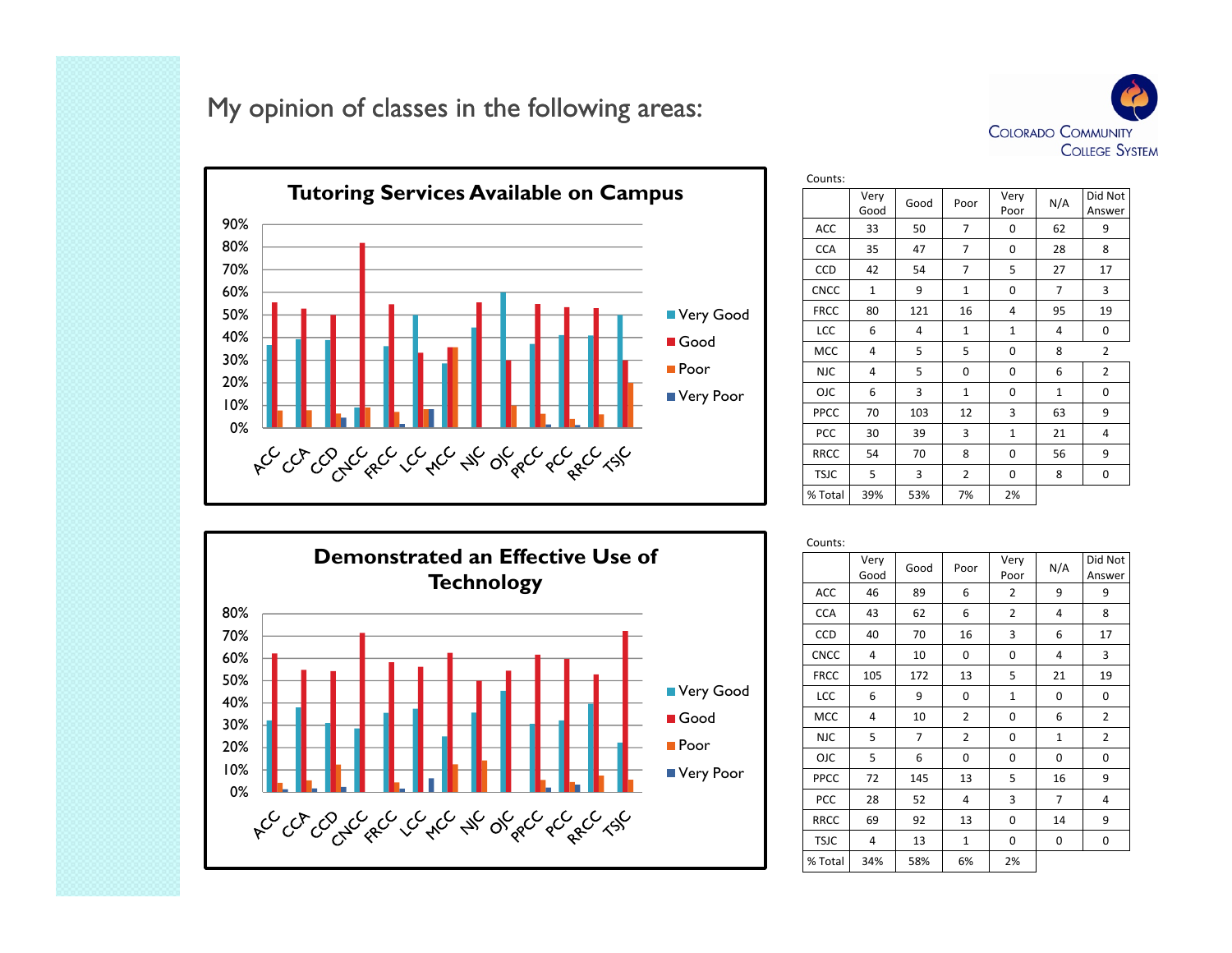# My opinion of classes in the following areas:

## Tutoring Services Available on Campus

Counts:

| | Very Good | Good | Poor | Very Poor | N/A | Did Not Answer |
|---|---|---|---|---|---|---|
| ACC | 33 | 50 | 7 | 0 | 62 | 9 |
| CCA | 35 | 47 | 7 | 0 | 28 | 8 |
| CCD | 42 | 54 | 7 | 5 | 27 | 17 |
| CNCC | 1 | 9 | 1 | 0 | 7 | 3 |
| FRCC | 80 | 121 | 16 | 4 | 95 | 19 |
| LCC | 6 | 4 | 1 | 1 | 4 | 0 |
| MCC | 4 | 5 | 5 | 0 | 8 | 2 |
| NJC | 4 | 5 | 0 | 0 | 6 | 2 |
| OJC | 6 | 3 | 1 | 0 | 1 | 0 |
| PPCC | 70 | 103 | 12 | 3 | 63 | 9 |
| PCC | 30 | 39 | 3 | 1 | 21 | 4 |
| RRCC | 54 | 70 | 8 | 0 | 56 | 9 |
| TSJC | 5 | 3 | 2 | 0 | 8 | 0 |
| % Total | 39% | 53% | 7% | 2% | | |

## Demonstrated an Effective Use of Technology

Counts:

| | Very Good | Good | Poor | Very Poor | N/A | Did Not Answer |
|---|---|---|---|---|---|---|
| ACC | 46 | 89 | 6 | 2 | 9 | 9 |
| CCA | 43 | 62 | 6 | 2 | 4 | 8 |
| CCD | 40 | 70 | 16 | 3 | 6 | 17 |
| CNCC | 4 | 10 | 0 | 0 | 4 | 3 |
| FRCC | 105 | 172 | 13 | 5 | 21 | 19 |
| LCC | 6 | 9 | 0 | 1 | 0 | 0 |
| MCC | 4 | 10 | 2 | 0 | 6 | 2 |
| NJC | 5 | 7 | 2 | 0 | 1 | 2 |
| OJC | 5 | 6 | 0 | 0 | 0 | 0 |
| PPCC | 72 | 145 | 13 | 5 | 16 | 9 |
| PCC | 28 | 52 | 4 | 3 | 7 | 4 |
| RRCC | 69 | 92 | 13 | 0 | 14 | 9 |
| TSJC | 4 | 13 | 1 | 0 | 0 | 0 |
| % Total | 34% | 58% | 6% | 2% | | |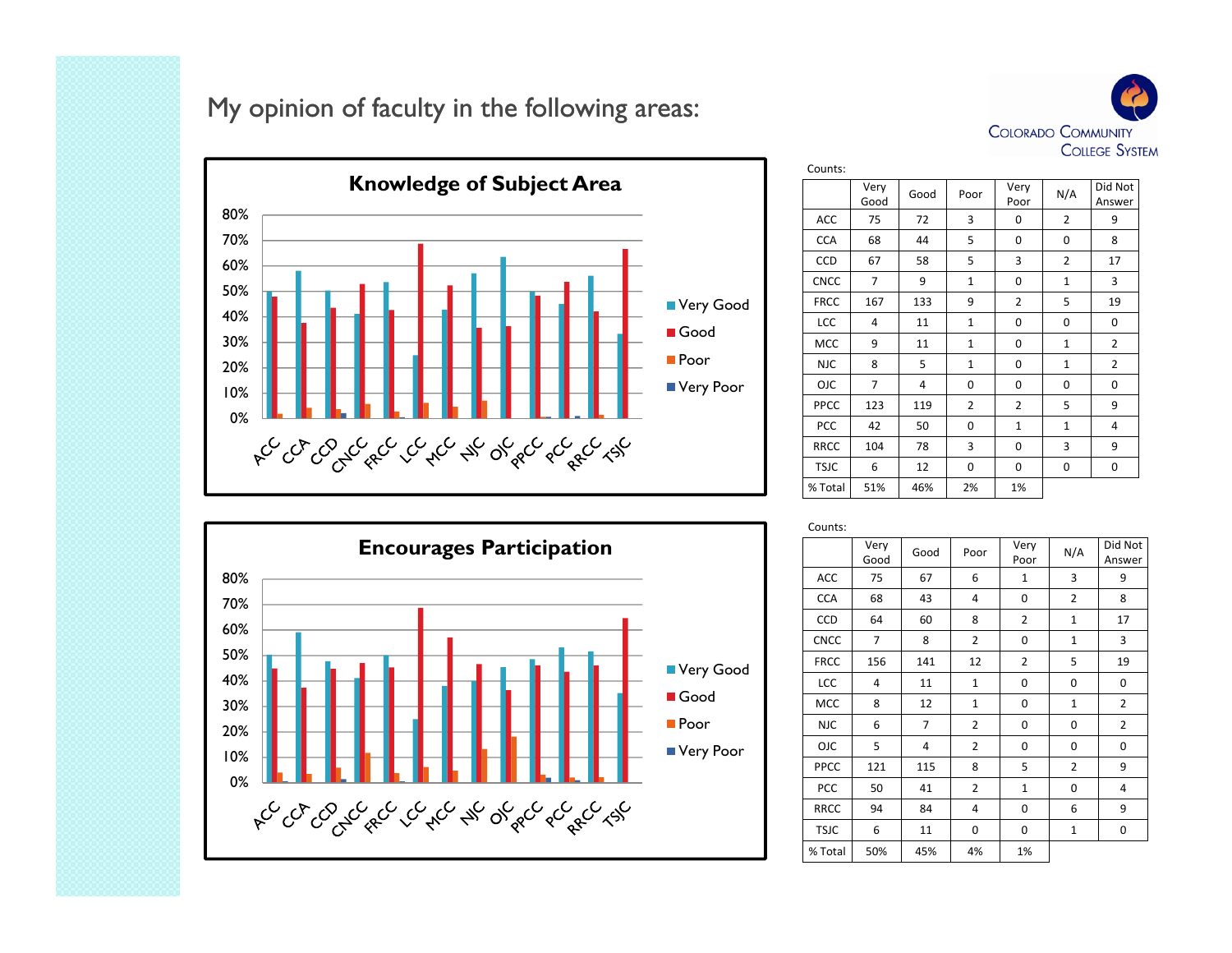# My opinion of faculty in the following areas:

## Knowledge of Subject Area

Counts:

| | Very Good | Good | Poor | Very Poor | N/A | Did Not Answer |
|---|---|---|---|---|---|---|
| ACC | 75 | 72 | 3 | 0 | 2 | 9 |
| CCA | 68 | 44 | 5 | 0 | 0 | 8 |
| CCD | 67 | 58 | 5 | 3 | 2 | 17 |
| CNCC | 7 | 9 | 1 | 0 | 1 | 3 |
| FRCC | 167 | 133 | 9 | 2 | 5 | 19 |
| LCC | 4 | 11 | 1 | 0 | 0 | 0 |
| MCC | 9 | 11 | 1 | 0 | 1 | 2 |
| NJC | 8 | 5 | 1 | 0 | 1 | 2 |
| OJC | 7 | 4 | 0 | 0 | 0 | 0 |
| PPCC | 123 | 119 | 2 | 2 | 5 | 9 |
| PCC | 42 | 50 | 0 | 1 | 1 | 4 |
| RRCC | 104 | 78 | 3 | 0 | 3 | 9 |
| TSJC | 6 | 12 | 0 | 0 | 0 | 0 |
| % Total | 51% | 46% | 2% | 1% | | |

## Encourages Participation

Counts:

| | Very Good | Good | Poor | Very Poor | N/A | Did Not Answer |
|---|---|---|---|---|---|---|
| ACC | 75 | 67 | 6 | 1 | 3 | 9 |
| CCA | 68 | 43 | 4 | 0 | 2 | 8 |
| CCD | 64 | 60 | 8 | 2 | 1 | 17 |
| CNCC | 7 | 8 | 2 | 0 | 1 | 3 |
| FRCC | 156 | 141 | 12 | 2 | 5 | 19 |
| LCC | 4 | 11 | 1 | 0 | 0 | 0 |
| MCC | 8 | 12 | 1 | 0 | 1 | 2 |
| NJC | 6 | 7 | 2 | 0 | 0 | 2 |
| OJC | 5 | 4 | 2 | 0 | 0 | 0 |
| PPCC | 121 | 115 | 8 | 5 | 2 | 9 |
| PCC | 50 | 41 | 2 | 1 | 0 | 4 |
| RRCC | 94 | 84 | 4 | 0 | 6 | 9 |
| TSJC | 6 | 11 | 0 | 0 | 1 | 0 |
| % Total | 50% | 45% | 4% | 1% | | |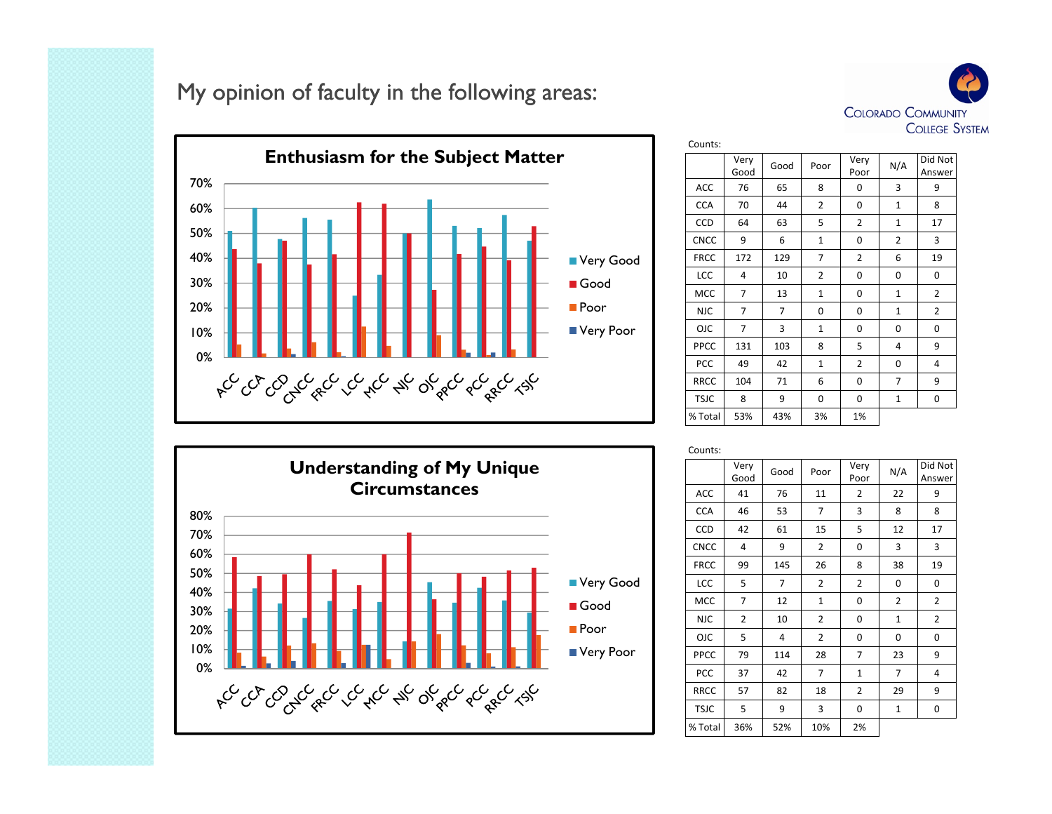# My opinion of faculty in the following areas:

## Enthusiasm for the Subject Matter

Counts:

| | Very Good | Good | Poor | Very Poor | N/A | Did Not Answer |
|---|---|---|---|---|---|---|
| ACC | 76 | 65 | 8 | 0 | 3 | 9 |
| CCA | 70 | 44 | 2 | 0 | 1 | 8 |
| CCD | 64 | 63 | 5 | 2 | 1 | 17 |
| CNCC | 9 | 6 | 1 | 0 | 2 | 3 |
| FRCC | 172 | 129 | 7 | 2 | 6 | 19 |
| LCC | 4 | 10 | 2 | 0 | 0 | 0 |
| MCC | 7 | 13 | 1 | 0 | 1 | 2 |
| NJC | 7 | 7 | 0 | 0 | 1 | 2 |
| OJC | 7 | 3 | 1 | 0 | 0 | 0 |
| PPCC | 131 | 103 | 8 | 5 | 4 | 9 |
| PCC | 49 | 42 | 1 | 2 | 0 | 4 |
| RRCC | 104 | 71 | 6 | 0 | 7 | 9 |
| TSJC | 8 | 9 | 0 | 0 | 1 | 0 |
| % Total | 53% | 43% | 3% | 1% | | |

## Understanding of My Unique Circumstances

Counts:

| | Very Good | Good | Poor | Very Poor | N/A | Did Not Answer |
|---|---|---|---|---|---|---|
| ACC | 41 | 76 | 11 | 2 | 22 | 9 |
| CCA | 46 | 53 | 7 | 3 | 8 | 8 |
| CCD | 42 | 61 | 15 | 5 | 12 | 17 |
| CNCC | 4 | 9 | 2 | 0 | 3 | 3 |
| FRCC | 99 | 145 | 26 | 8 | 38 | 19 |
| LCC | 5 | 7 | 2 | 2 | 0 | 0 |
| MCC | 7 | 12 | 1 | 0 | 2 | 2 |
| NJC | 2 | 10 | 2 | 0 | 1 | 2 |
| OJC | 5 | 4 | 2 | 0 | 0 | 0 |
| PPCC | 79 | 114 | 28 | 7 | 23 | 9 |
| PCC | 37 | 42 | 7 | 1 | 7 | 4 |
| RRCC | 57 | 82 | 18 | 2 | 29 | 9 |
| TSJC | 5 | 9 | 3 | 0 | 1 | 0 |
| % Total | 36% | 52% | 10% | 2% | | |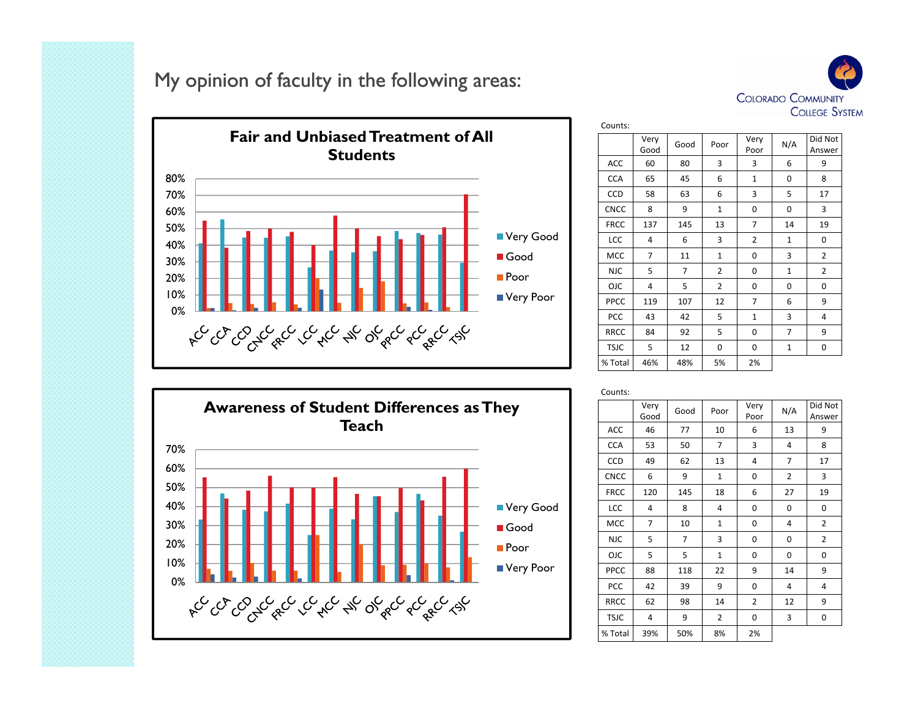# My opinion of faculty in the following areas:

## Fair and Unbiased Treatment of All Students

Counts:

| | Very Good | Good | Poor | Very Poor | N/A | Did Not Answer |
|---|---|---|---|---|---|---|
| ACC | 60 | 80 | 3 | 3 | 6 | 9 |
| CCA | 65 | 45 | 6 | 1 | 0 | 8 |
| CCD | 58 | 63 | 6 | 3 | 5 | 17 |
| CNCC | 8 | 9 | 1 | 0 | 0 | 3 |
| FRCC | 137 | 145 | 13 | 7 | 14 | 19 |
| LCC | 4 | 6 | 3 | 2 | 1 | 0 |
| MCC | 7 | 11 | 1 | 0 | 3 | 2 |
| NJC | 5 | 7 | 2 | 0 | 1 | 2 |
| OJC | 4 | 5 | 2 | 0 | 0 | 0 |
| PPCC | 119 | 107 | 12 | 7 | 6 | 9 |
| PCC | 43 | 42 | 5 | 1 | 3 | 4 |
| RRCC | 84 | 92 | 5 | 0 | 7 | 9 |
| TSJC | 5 | 12 | 0 | 0 | 1 | 0 |
| % Total | 46% | 48% | 5% | 2% | | |

## Awareness of Student Differences as They Teach

Counts:

| | Very Good | Good | Poor | Very Poor | N/A | Did Not Answer |
|---|---|---|---|---|---|---|
| ACC | 46 | 77 | 10 | 6 | 13 | 9 |
| CCA | 53 | 50 | 7 | 3 | 4 | 8 |
| CCD | 49 | 62 | 13 | 4 | 7 | 17 |
| CNCC | 6 | 9 | 1 | 0 | 2 | 3 |
| FRCC | 120 | 145 | 18 | 6 | 27 | 19 |
| LCC | 4 | 8 | 4 | 0 | 0 | 0 |
| MCC | 7 | 10 | 1 | 0 | 4 | 2 |
| NJC | 5 | 7 | 3 | 0 | 0 | 2 |
| OJC | 5 | 5 | 1 | 0 | 0 | 0 |
| PPCC | 88 | 118 | 22 | 9 | 14 | 9 |
| PCC | 42 | 39 | 9 | 0 | 4 | 4 |
| RRCC | 62 | 98 | 14 | 2 | 12 | 9 |
| TSJC | 4 | 9 | 2 | 0 | 3 | 0 |
| % Total | 39% | 50% | 8% | 2% | | |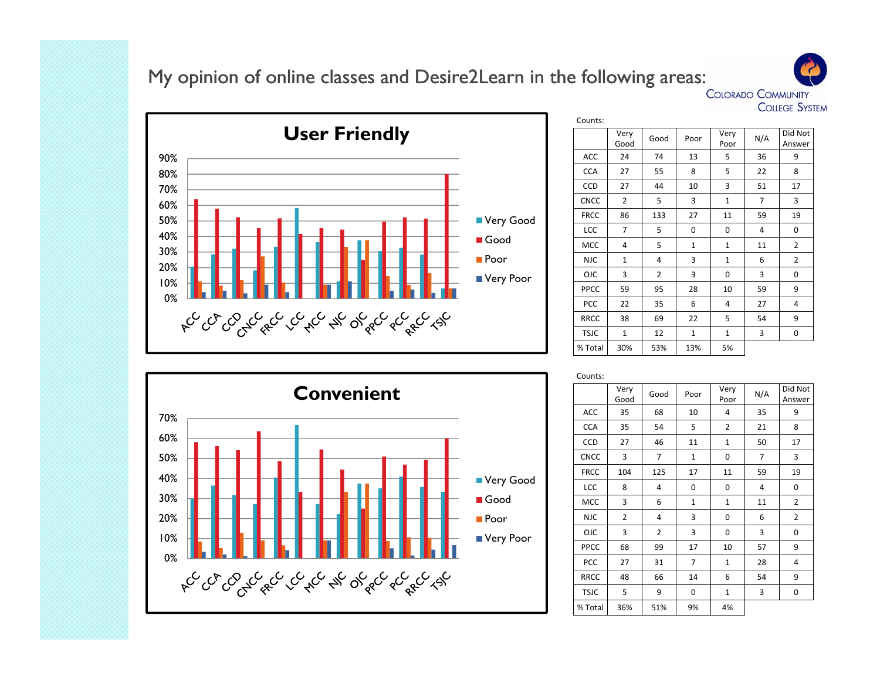# My opinion of online classes and Desire2Learn in the following areas:

COLORADO COMMUNITY COLLEGE SYSTEM

## User Friendly

Counts:

| | Very Good | Good | Poor | Very Poor | N/A | Did Not Answer |
|---|---|---|---|---|---|---|
| ACC | 24 | 74 | 13 | 5 | 36 | 9 |
| CCA | 27 | 55 | 8 | 5 | 22 | 8 |
| CCD | 27 | 44 | 10 | 3 | 51 | 17 |
| CNCC | 2 | 5 | 3 | 1 | 7 | 3 |
| FRCC | 86 | 133 | 27 | 11 | 59 | 19 |
| LCC | 7 | 5 | 0 | 0 | 4 | 0 |
| MCC | 4 | 5 | 1 | 1 | 11 | 2 |
| NJC | 1 | 4 | 3 | 1 | 6 | 2 |
| OJC | 3 | 2 | 3 | 0 | 3 | 0 |
| PPCC | 59 | 95 | 28 | 10 | 59 | 9 |
| PCC | 22 | 35 | 6 | 4 | 27 | 4 |
| RRCC | 38 | 69 | 22 | 5 | 54 | 9 |
| TSJC | 1 | 12 | 1 | 1 | 3 | 0 |
| % Total | 30% | 53% | 13% | 5% | | |

## Convenient

Counts:

| | Very Good | Good | Poor | Very Poor | N/A | Did Not Answer |
|---|---|---|---|---|---|---|
| ACC | 35 | 68 | 10 | 4 | 35 | 9 |
| CCA | 35 | 54 | 5 | 2 | 21 | 8 |
| CCD | 27 | 46 | 11 | 1 | 50 | 17 |
| CNCC | 3 | 7 | 1 | 0 | 7 | 3 |
| FRCC | 104 | 125 | 17 | 11 | 59 | 19 |
| LCC | 8 | 4 | 0 | 0 | 4 | 0 |
| MCC | 3 | 6 | 1 | 1 | 11 | 2 |
| NJC | 2 | 4 | 3 | 0 | 6 | 2 |
| OJC | 3 | 2 | 3 | 0 | 3 | 0 |
| PPCC | 68 | 99 | 17 | 10 | 57 | 9 |
| PCC | 27 | 31 | 7 | 1 | 28 | 4 |
| RRCC | 48 | 66 | 14 | 6 | 54 | 9 |
| TSJC | 5 | 9 | 0 | 1 | 3 | 0 |
| % Total | 36% | 51% | 9% | 4% | | |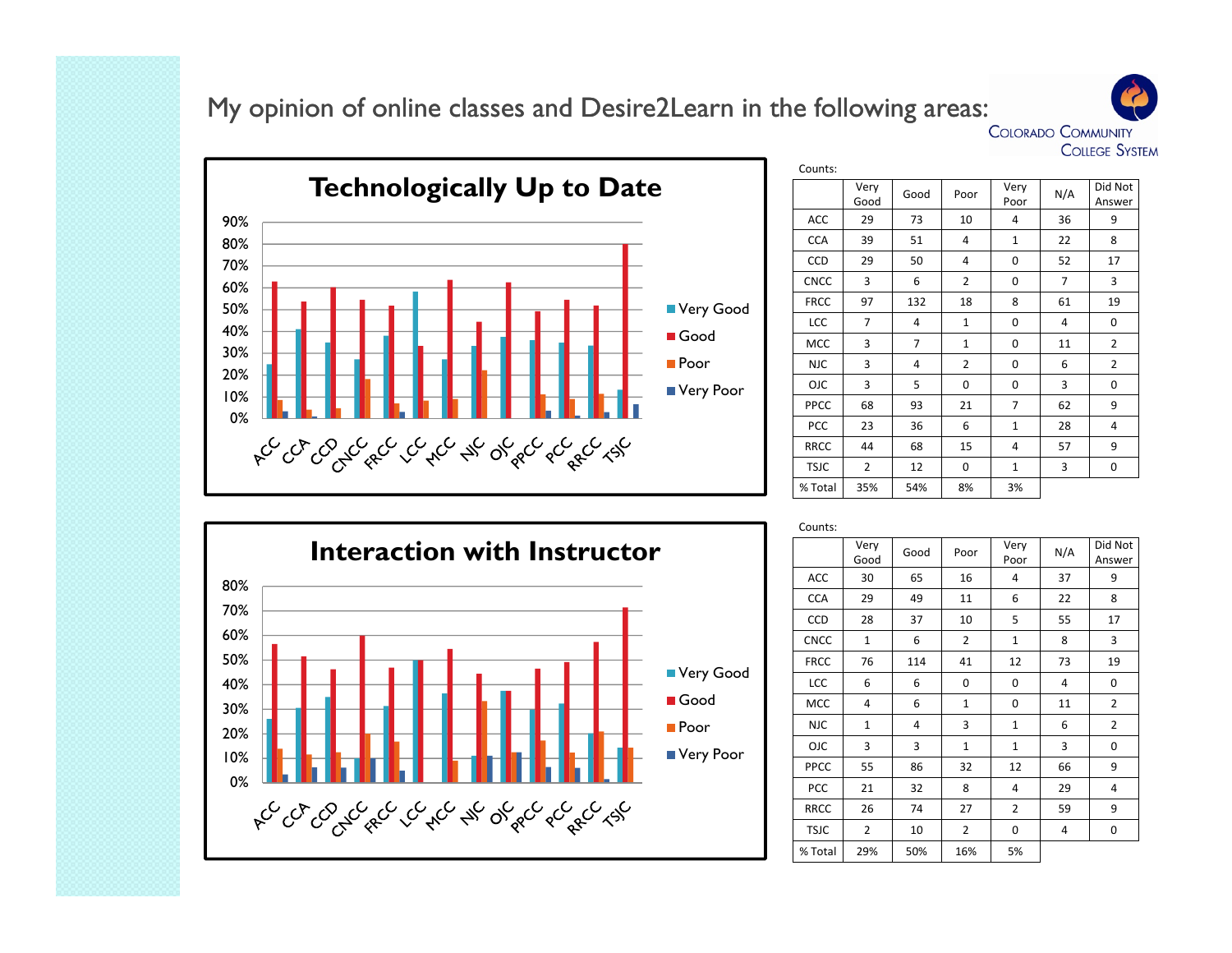# My opinion of online classes and Desire2Learn in the following areas:

COLORADO COMMUNITY COLLEGE SYSTEM

## Technologically Up to Date

Counts:

| | Very Good | Good | Poor | Very Poor | N/A | Did Not Answer |
|---|---|---|---|---|---|---|
| ACC | 29 | 73 | 10 | 4 | 36 | 9 |
| CCA | 39 | 51 | 4 | 1 | 22 | 8 |
| CCD | 29 | 50 | 4 | 0 | 52 | 17 |
| CNCC | 3 | 6 | 2 | 0 | 7 | 3 |
| FRCC | 97 | 132 | 18 | 8 | 61 | 19 |
| LCC | 7 | 4 | 1 | 0 | 4 | 0 |
| MCC | 3 | 7 | 1 | 0 | 11 | 2 |
| NJC | 3 | 4 | 2 | 0 | 6 | 2 |
| OJC | 3 | 5 | 0 | 0 | 3 | 0 |
| PPCC | 68 | 93 | 21 | 7 | 62 | 9 |
| PCC | 23 | 36 | 6 | 1 | 28 | 4 |
| RRCC | 44 | 68 | 15 | 4 | 57 | 9 |
| TSJC | 2 | 12 | 0 | 1 | 3 | 0 |
| % Total | 35% | 54% | 8% | 3% | | |

## Interaction with Instructor

Counts:

| | Very Good | Good | Poor | Very Poor | N/A | Did Not Answer |
|---|---|---|---|---|---|---|
| ACC | 30 | 65 | 16 | 4 | 37 | 9 |
| CCA | 29 | 49 | 11 | 6 | 22 | 8 |
| CCD | 28 | 37 | 10 | 5 | 55 | 17 |
| CNCC | 1 | 6 | 2 | 1 | 8 | 3 |
| FRCC | 76 | 114 | 41 | 12 | 73 | 19 |
| LCC | 6 | 6 | 0 | 0 | 4 | 0 |
| MCC | 4 | 6 | 1 | 0 | 11 | 2 |
| NJC | 1 | 4 | 3 | 1 | 6 | 2 |
| OJC | 3 | 3 | 1 | 1 | 3 | 0 |
| PPCC | 55 | 86 | 32 | 12 | 66 | 9 |
| PCC | 21 | 32 | 8 | 4 | 29 | 4 |
| RRCC | 26 | 74 | 27 | 2 | 59 | 9 |
| TSJC | 2 | 10 | 2 | 0 | 4 | 0 |
| % Total | 29% | 50% | 16% | 5% | | |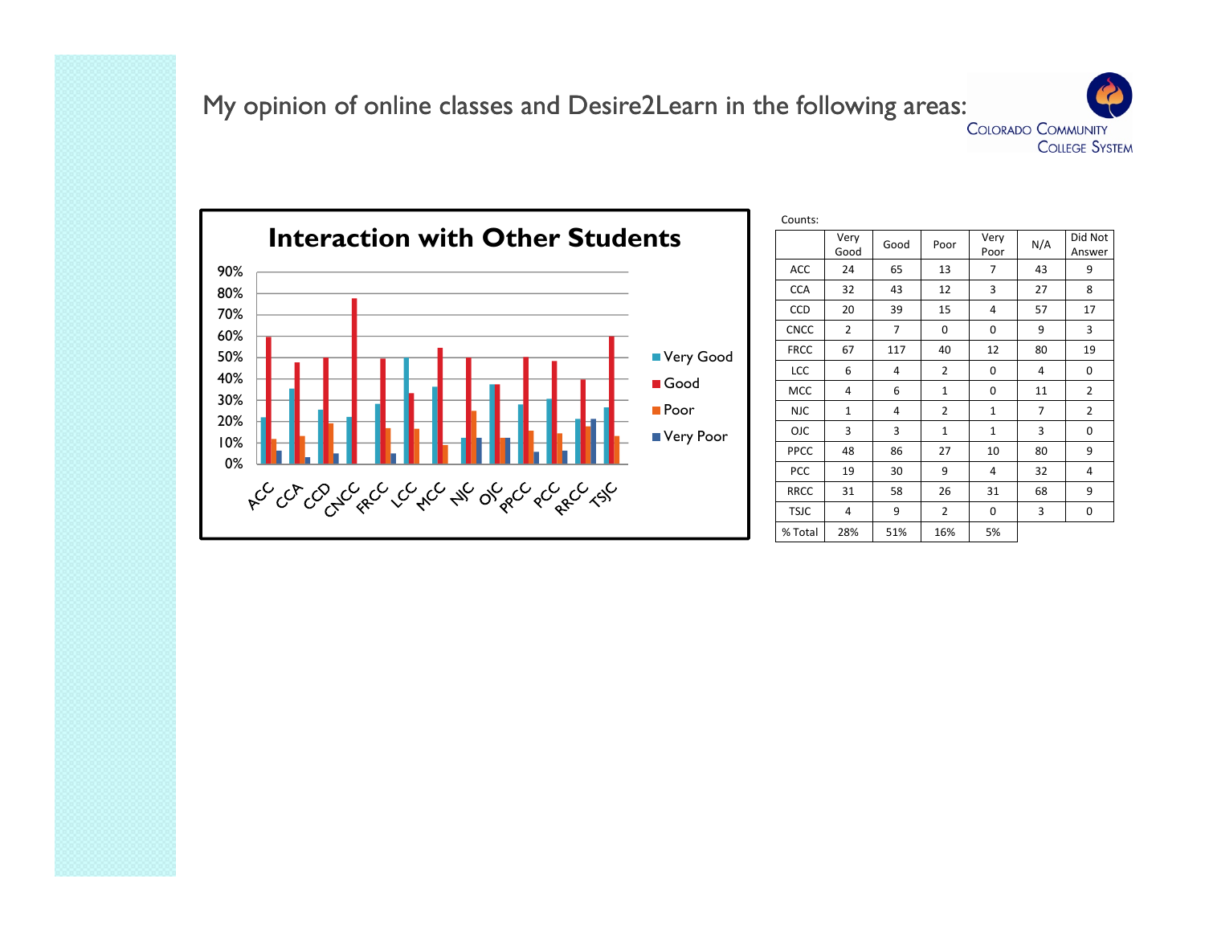# My opinion of online classes and Desire2Learn in the following areas:

## Interaction with Other Students

Counts:

| | Very Good | Good | Poor | Very Poor | N/A | Did Not Answer |
|---|---|---|---|---|---|---|
| ACC | 24 | 65 | 13 | 7 | 43 | 9 |
| CCA | 32 | 43 | 12 | 3 | 27 | 8 |
| CCD | 20 | 39 | 15 | 4 | 57 | 17 |
| CNCC | 2 | 7 | 0 | 0 | 9 | 3 |
| FRCC | 67 | 117 | 40 | 12 | 80 | 19 |
| LCC | 6 | 4 | 2 | 0 | 4 | 0 |
| MCC | 4 | 6 | 1 | 0 | 11 | 2 |
| NJC | 1 | 4 | 2 | 1 | 7 | 2 |
| OJC | 3 | 3 | 1 | 1 | 3 | 0 |
| PPCC | 48 | 86 | 27 | 10 | 80 | 9 |
| PCC | 19 | 30 | 9 | 4 | 32 | 4 |
| RRCC | 31 | 58 | 26 | 31 | 68 | 9 |
| TSJC | 4 | 9 | 2 | 0 | 3 | 0 |
| % Total | 28% | 51% | 16% | 5% | | |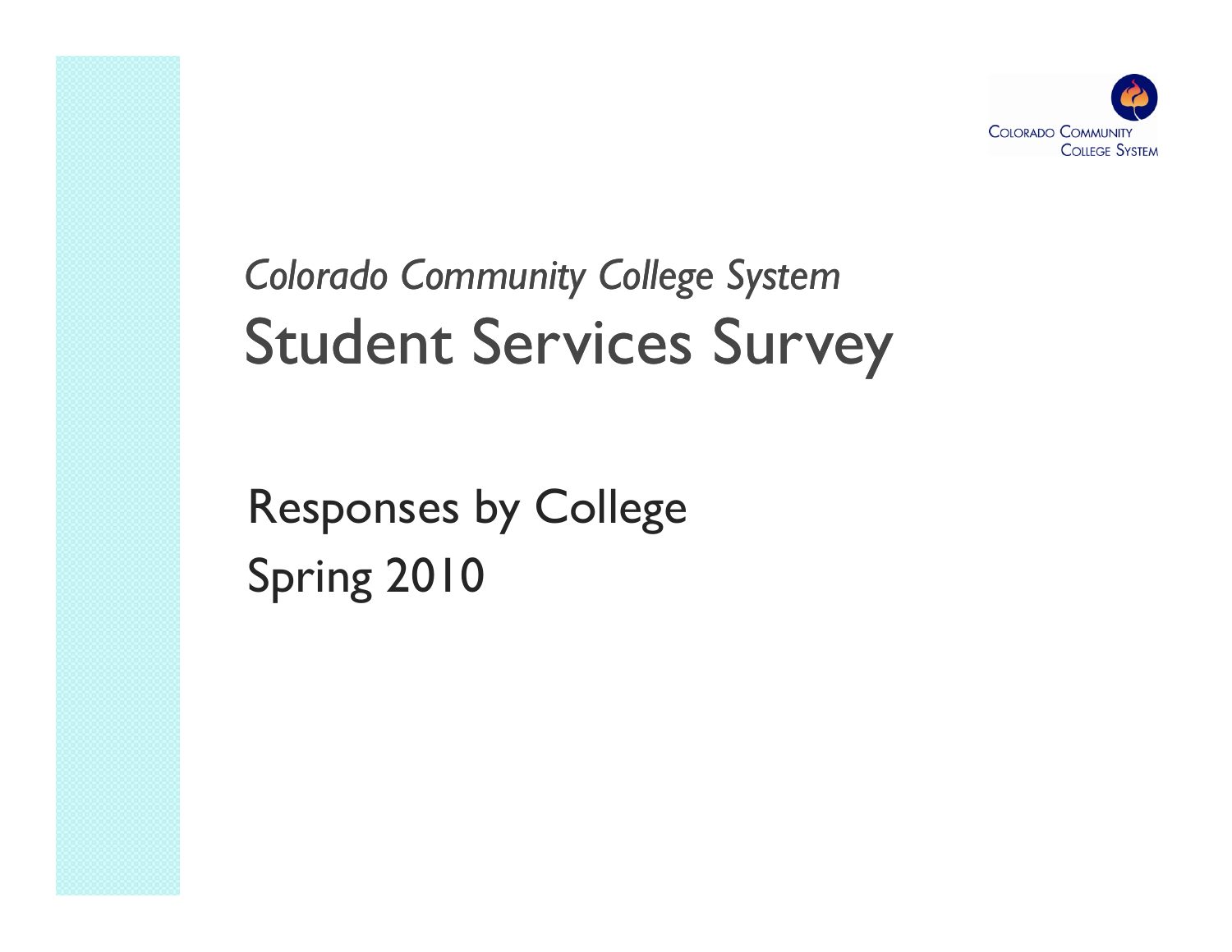COLORADO COMMUNITY COLLEGE SYSTEM

# *Colorado Community College System*
# Student Services Survey

## Responses by College
## Spring 2010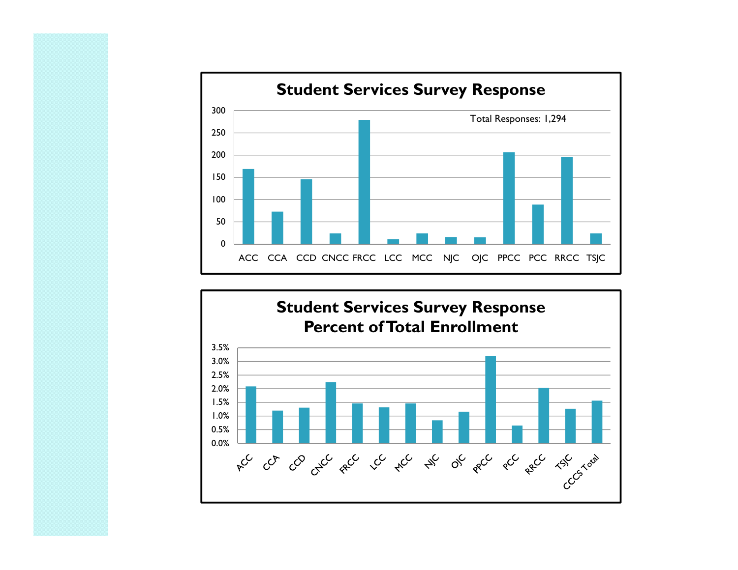## Student Services Survey Response

Total Responses: 1,294

| College | Responses (approx.) |
|---|---|
| ACC | 168 |
| CCA | 72 |
| CCD | 145 |
| CNCC | 23 |
| FRCC | 278 |
| LCC | 10 |
| MCC | 23 |
| NJC | 15 |
| OJC | 14 |
| PPCC | 206 |
| PCC | 88 |
| RRCC | 195 |
| TSJC | 23 |

## Student Services Survey Response Percent of Total Enrollment

| College | Percent of Total Enrollment (approx.) |
|---|---|
| ACC | 2.1% |
| CCA | 1.2% |
| CCD | 1.3% |
| CNCC | 2.2% |
| FRCC | 1.5% |
| LCC | 1.3% |
| MCC | 1.5% |
| NJC | 0.8% |
| OJC | 1.2% |
| PPCC | 3.2% |
| PCC | 0.6% |
| RRCC | 2.0% |
| TSJC | 1.3% |
| CCCS Total | 1.6% |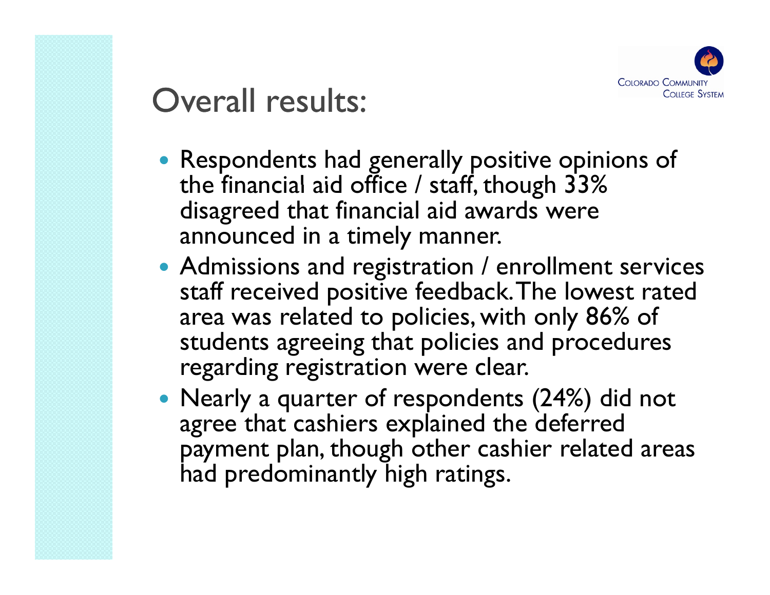# Overall results:

- Respondents had generally positive opinions of the financial aid office / staff, though 33% disagreed that financial aid awards were announced in a timely manner.
- Admissions and registration / enrollment services staff received positive feedback. The lowest rated area was related to policies, with only 86% of students agreeing that policies and procedures regarding registration were clear.
- Nearly a quarter of respondents (24%) did not agree that cashiers explained the deferred payment plan, though other cashier related areas had predominantly high ratings.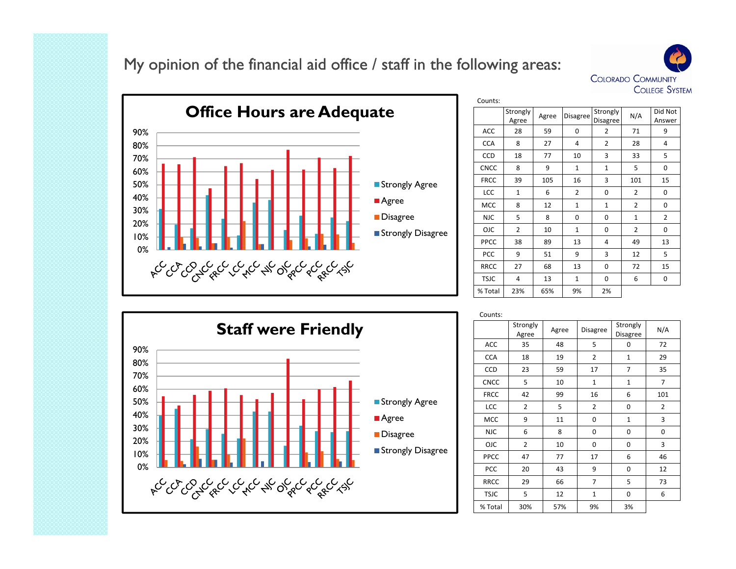# My opinion of the financial aid office / staff in the following areas:

## Office Hours are Adequate

Counts:

| | Strongly Agree | Agree | Disagree | Strongly Disagree | N/A | Did Not Answer |
|---|---|---|---|---|---|---|
| ACC | 28 | 59 | 0 | 2 | 71 | 9 |
| CCA | 8 | 27 | 4 | 2 | 28 | 4 |
| CCD | 18 | 77 | 10 | 3 | 33 | 5 |
| CNCC | 8 | 9 | 1 | 1 | 5 | 0 |
| FRCC | 39 | 105 | 16 | 3 | 101 | 15 |
| LCC | 1 | 6 | 2 | 0 | 2 | 0 |
| MCC | 8 | 12 | 1 | 1 | 2 | 0 |
| NJC | 5 | 8 | 0 | 0 | 1 | 2 |
| OJC | 2 | 10 | 1 | 0 | 2 | 0 |
| PPCC | 38 | 89 | 13 | 4 | 49 | 13 |
| PCC | 9 | 51 | 9 | 3 | 12 | 5 |
| RRCC | 27 | 68 | 13 | 0 | 72 | 15 |
| TSJC | 4 | 13 | 1 | 0 | 6 | 0 |
| % Total | 23% | 65% | 9% | 2% | | |

## Staff were Friendly

Counts:

| | Strongly Agree | Agree | Disagree | Strongly Disagree | N/A |
|---|---|---|---|---|---|
| ACC | 35 | 48 | 5 | 0 | 72 |
| CCA | 18 | 19 | 2 | 1 | 29 |
| CCD | 23 | 59 | 17 | 7 | 35 |
| CNCC | 5 | 10 | 1 | 1 | 7 |
| FRCC | 42 | 99 | 16 | 6 | 101 |
| LCC | 2 | 5 | 2 | 0 | 2 |
| MCC | 9 | 11 | 0 | 1 | 3 |
| NJC | 6 | 8 | 0 | 0 | 0 |
| OJC | 2 | 10 | 0 | 0 | 3 |
| PPCC | 47 | 77 | 17 | 6 | 46 |
| PCC | 20 | 43 | 9 | 0 | 12 |
| RRCC | 29 | 66 | 7 | 5 | 73 |
| TSJC | 5 | 12 | 1 | 0 | 6 |
| % Total | 30% | 57% | 9% | 3% | |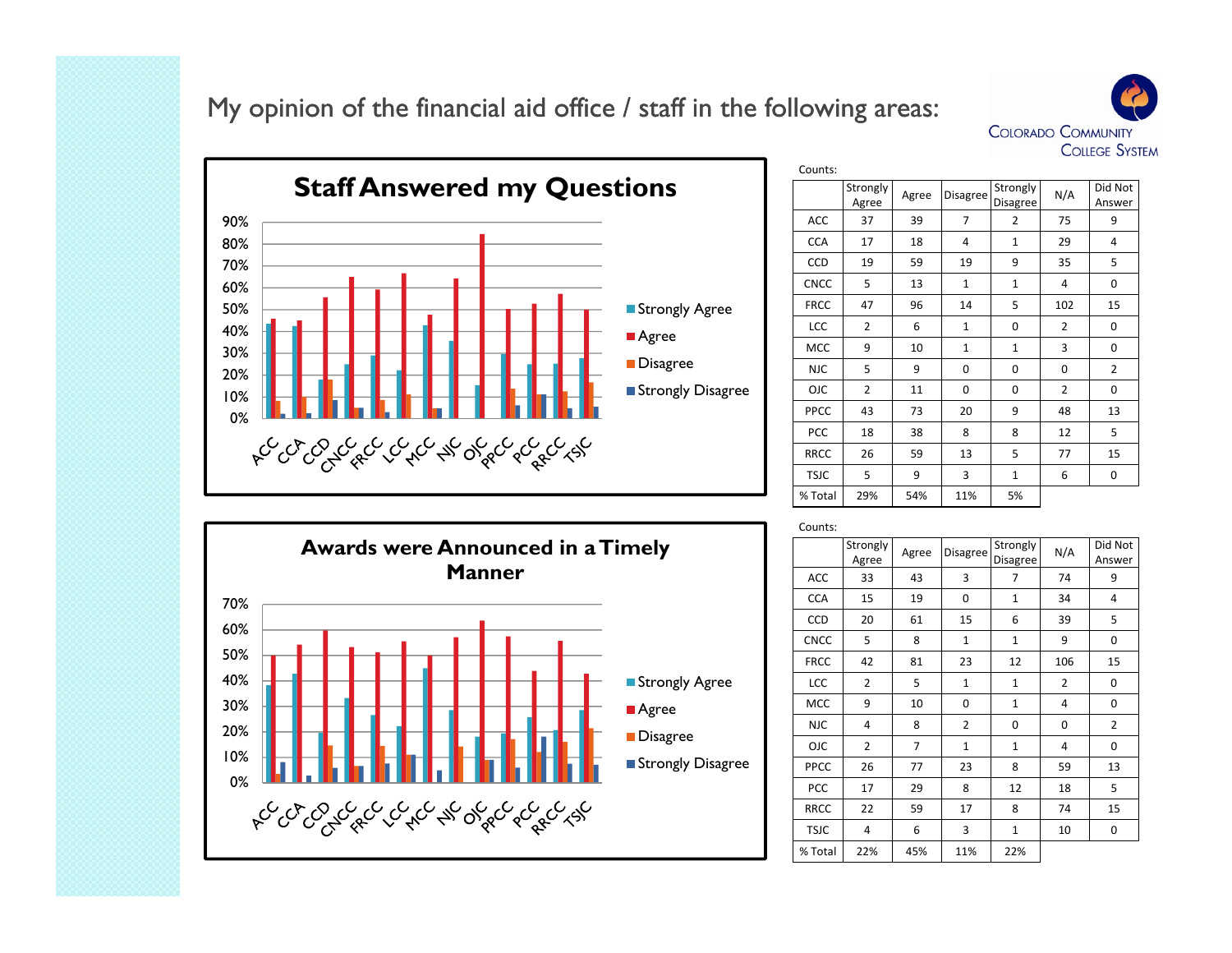# My opinion of the financial aid office / staff in the following areas:

COLORADO COMMUNITY COLLEGE SYSTEM

## Staff Answered my Questions

Counts:

| | Strongly Agree | Agree | Disagree | Strongly Disagree | N/A | Did Not Answer |
|---|---|---|---|---|---|---|
| ACC | 37 | 39 | 7 | 2 | 75 | 9 |
| CCA | 17 | 18 | 4 | 1 | 29 | 4 |
| CCD | 19 | 59 | 19 | 9 | 35 | 5 |
| CNCC | 5 | 13 | 1 | 1 | 4 | 0 |
| FRCC | 47 | 96 | 14 | 5 | 102 | 15 |
| LCC | 2 | 6 | 1 | 0 | 2 | 0 |
| MCC | 9 | 10 | 1 | 1 | 3 | 0 |
| NJC | 5 | 9 | 0 | 0 | 0 | 2 |
| OJC | 2 | 11 | 0 | 0 | 2 | 0 |
| PPCC | 43 | 73 | 20 | 9 | 48 | 13 |
| PCC | 18 | 38 | 8 | 8 | 12 | 5 |
| RRCC | 26 | 59 | 13 | 5 | 77 | 15 |
| TSJC | 5 | 9 | 3 | 1 | 6 | 0 |
| % Total | 29% | 54% | 11% | 5% | | |

## Awards were Announced in a Timely Manner

Counts:

| | Strongly Agree | Agree | Disagree | Strongly Disagree | N/A | Did Not Answer |
|---|---|---|---|---|---|---|
| ACC | 33 | 43 | 3 | 7 | 74 | 9 |
| CCA | 15 | 19 | 0 | 1 | 34 | 4 |
| CCD | 20 | 61 | 15 | 6 | 39 | 5 |
| CNCC | 5 | 8 | 1 | 1 | 9 | 0 |
| FRCC | 42 | 81 | 23 | 12 | 106 | 15 |
| LCC | 2 | 5 | 1 | 1 | 2 | 0 |
| MCC | 9 | 10 | 0 | 1 | 4 | 0 |
| NJC | 4 | 8 | 2 | 0 | 0 | 2 |
| OJC | 2 | 7 | 1 | 1 | 4 | 0 |
| PPCC | 26 | 77 | 23 | 8 | 59 | 13 |
| PCC | 17 | 29 | 8 | 12 | 18 | 5 |
| RRCC | 22 | 59 | 17 | 8 | 74 | 15 |
| TSJC | 4 | 6 | 3 | 1 | 10 | 0 |
| % Total | 22% | 45% | 11% | 22% | | |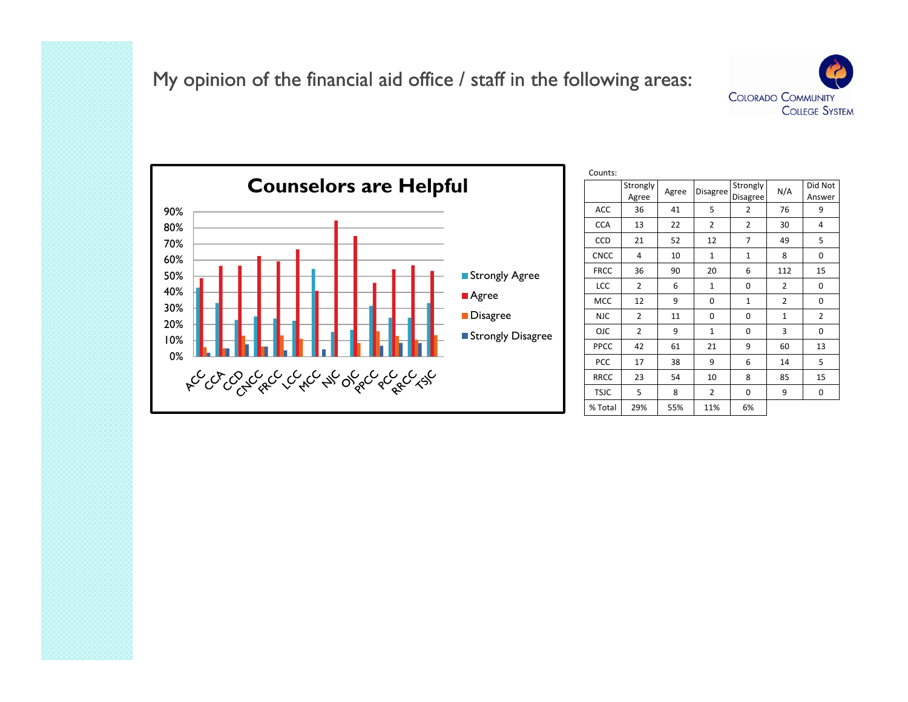# My opinion of the financial aid office / staff in the following areas:

## Counselors are Helpful

Counts:

| | Strongly Agree | Agree | Disagree | Strongly Disagree | N/A | Did Not Answer |
|---|---|---|---|---|---|---|
| ACC | 36 | 41 | 5 | 2 | 76 | 9 |
| CCA | 13 | 22 | 2 | 2 | 30 | 4 |
| CCD | 21 | 52 | 12 | 7 | 49 | 5 |
| CNCC | 4 | 10 | 1 | 1 | 8 | 0 |
| FRCC | 36 | 90 | 20 | 6 | 112 | 15 |
| LCC | 2 | 6 | 1 | 0 | 2 | 0 |
| MCC | 12 | 9 | 0 | 1 | 2 | 0 |
| NJC | 2 | 11 | 0 | 0 | 1 | 2 |
| OJC | 2 | 9 | 1 | 0 | 3 | 0 |
| PPCC | 42 | 61 | 21 | 9 | 60 | 13 |
| PCC | 17 | 38 | 9 | 6 | 14 | 5 |
| RRCC | 23 | 54 | 10 | 8 | 85 | 15 |
| TSJC | 5 | 8 | 2 | 0 | 9 | 0 |
| % Total | 29% | 55% | 11% | 6% | | |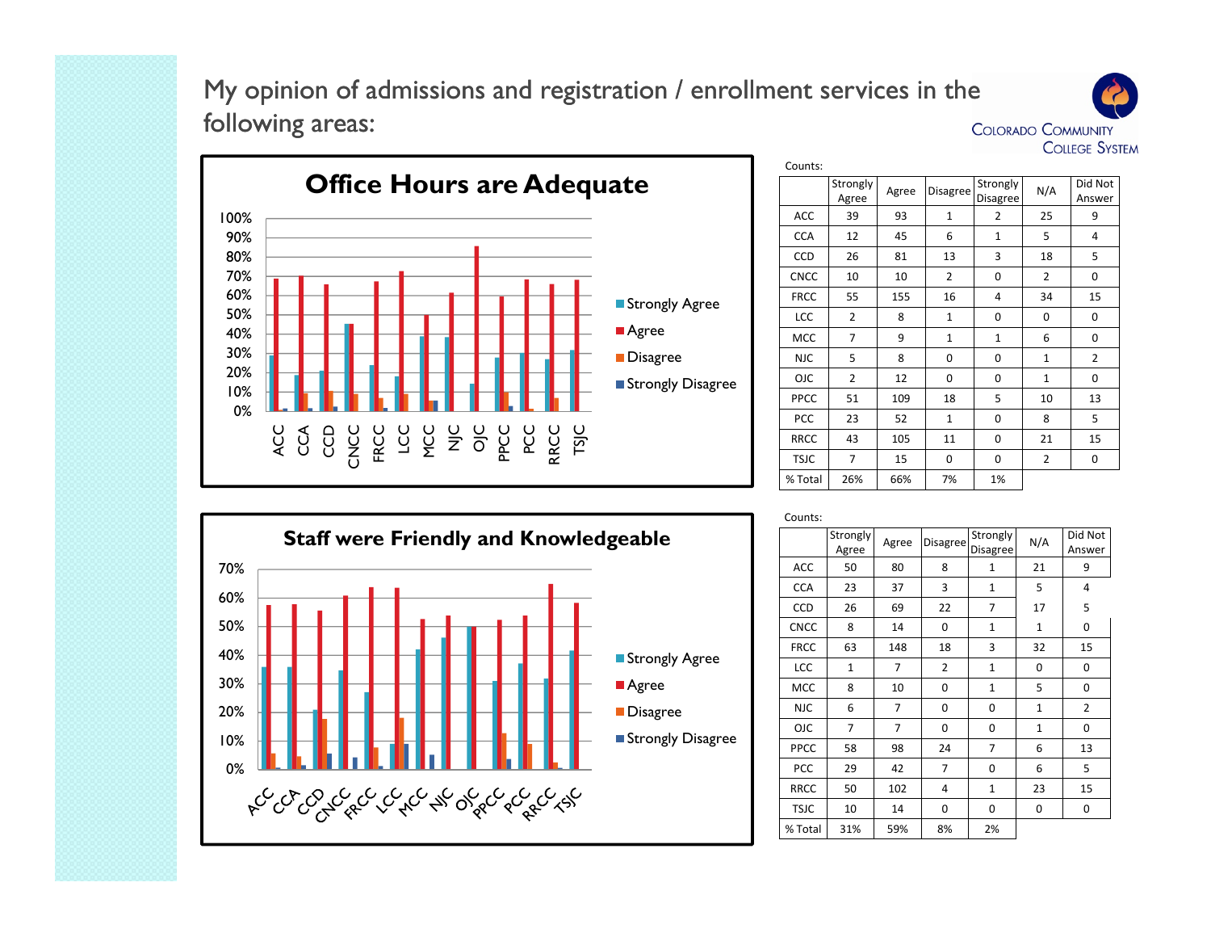# My opinion of admissions and registration / enrollment services in the following areas:

## Office Hours are Adequate

Counts:

| | Strongly Agree | Agree | Disagree | Strongly Disagree | N/A | Did Not Answer |
|---|---|---|---|---|---|---|
| ACC | 39 | 93 | 1 | 2 | 25 | 9 |
| CCA | 12 | 45 | 6 | 1 | 5 | 4 |
| CCD | 26 | 81 | 13 | 3 | 18 | 5 |
| CNCC | 10 | 10 | 2 | 0 | 2 | 0 |
| FRCC | 55 | 155 | 16 | 4 | 34 | 15 |
| LCC | 2 | 8 | 1 | 0 | 0 | 0 |
| MCC | 7 | 9 | 1 | 1 | 6 | 0 |
| NJC | 5 | 8 | 0 | 0 | 1 | 2 |
| OJC | 2 | 12 | 0 | 0 | 1 | 0 |
| PPCC | 51 | 109 | 18 | 5 | 10 | 13 |
| PCC | 23 | 52 | 1 | 0 | 8 | 5 |
| RRCC | 43 | 105 | 11 | 0 | 21 | 15 |
| TSJC | 7 | 15 | 0 | 0 | 2 | 0 |
| % Total | 26% | 66% | 7% | 1% | | |

## Staff were Friendly and Knowledgeable

Counts:

| | Strongly Agree | Agree | Disagree | Strongly Disagree | N/A | Did Not Answer |
|---|---|---|---|---|---|---|
| ACC | 50 | 80 | 8 | 1 | 21 | 9 |
| CCA | 23 | 37 | 3 | 1 | 5 | 4 |
| CCD | 26 | 69 | 22 | 7 | 17 | 5 |
| CNCC | 8 | 14 | 0 | 1 | 1 | 0 |
| FRCC | 63 | 148 | 18 | 3 | 32 | 15 |
| LCC | 1 | 7 | 2 | 1 | 0 | 0 |
| MCC | 8 | 10 | 0 | 1 | 5 | 0 |
| NJC | 6 | 7 | 0 | 0 | 1 | 2 |
| OJC | 7 | 7 | 0 | 0 | 1 | 0 |
| PPCC | 58 | 98 | 24 | 7 | 6 | 13 |
| PCC | 29 | 42 | 7 | 0 | 6 | 5 |
| RRCC | 50 | 102 | 4 | 1 | 23 | 15 |
| TSJC | 10 | 14 | 0 | 0 | 0 | 0 |
| % Total | 31% | 59% | 8% | 2% | | |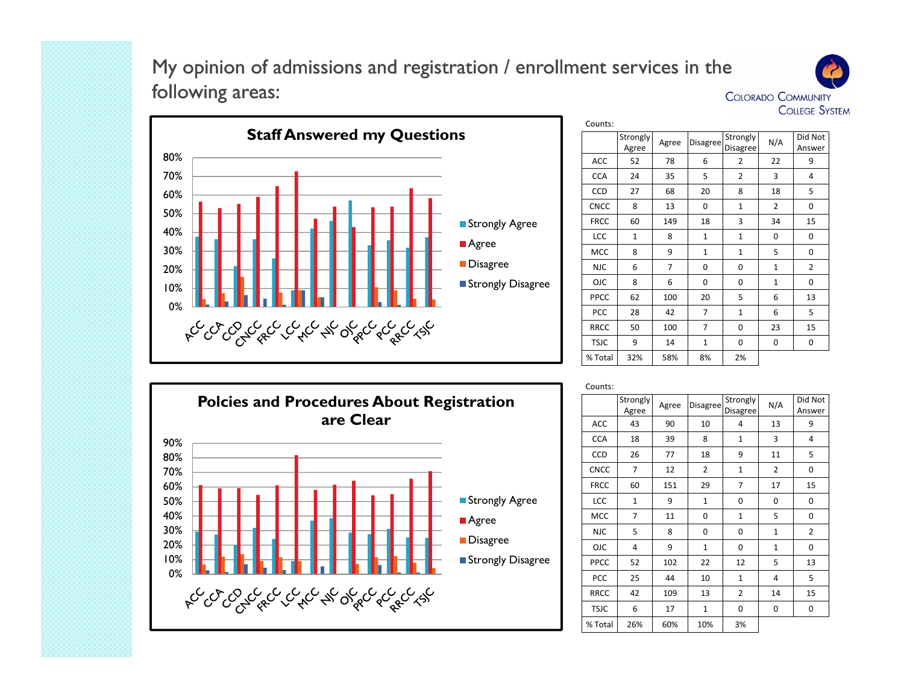# My opinion of admissions and registration / enrollment services in the following areas:

Colorado Community College System

## Staff Answered my Questions

Counts:

| | Strongly Agree | Agree | Disagree | Strongly Disagree | N/A | Did Not Answer |
|---|---|---|---|---|---|---|
| ACC | 52 | 78 | 6 | 2 | 22 | 9 |
| CCA | 24 | 35 | 5 | 2 | 3 | 4 |
| CCD | 27 | 68 | 20 | 8 | 18 | 5 |
| CNCC | 8 | 13 | 0 | 1 | 2 | 0 |
| FRCC | 60 | 149 | 18 | 3 | 34 | 15 |
| LCC | 1 | 8 | 1 | 1 | 0 | 0 |
| MCC | 8 | 9 | 1 | 1 | 5 | 0 |
| NJC | 6 | 7 | 0 | 0 | 1 | 2 |
| OJC | 8 | 6 | 0 | 0 | 1 | 0 |
| PPCC | 62 | 100 | 20 | 5 | 6 | 13 |
| PCC | 28 | 42 | 7 | 1 | 6 | 5 |
| RRCC | 50 | 100 | 7 | 0 | 23 | 15 |
| TSJC | 9 | 14 | 1 | 0 | 0 | 0 |
| % Total | 32% | 58% | 8% | 2% | | |

## Polcies and Procedures About Registration are Clear

Counts:

| | Strongly Agree | Agree | Disagree | Strongly Disagree | N/A | Did Not Answer |
|---|---|---|---|---|---|---|
| ACC | 43 | 90 | 10 | 4 | 13 | 9 |
| CCA | 18 | 39 | 8 | 1 | 3 | 4 |
| CCD | 26 | 77 | 18 | 9 | 11 | 5 |
| CNCC | 7 | 12 | 2 | 1 | 2 | 0 |
| FRCC | 60 | 151 | 29 | 7 | 17 | 15 |
| LCC | 1 | 9 | 1 | 0 | 0 | 0 |
| MCC | 7 | 11 | 0 | 1 | 5 | 0 |
| NJC | 5 | 8 | 0 | 0 | 1 | 2 |
| OJC | 4 | 9 | 1 | 0 | 1 | 0 |
| PPCC | 52 | 102 | 22 | 12 | 5 | 13 |
| PCC | 25 | 44 | 10 | 1 | 4 | 5 |
| RRCC | 42 | 109 | 13 | 2 | 14 | 15 |
| TSJC | 6 | 17 | 1 | 0 | 0 | 0 |
| % Total | 26% | 60% | 10% | 3% | | |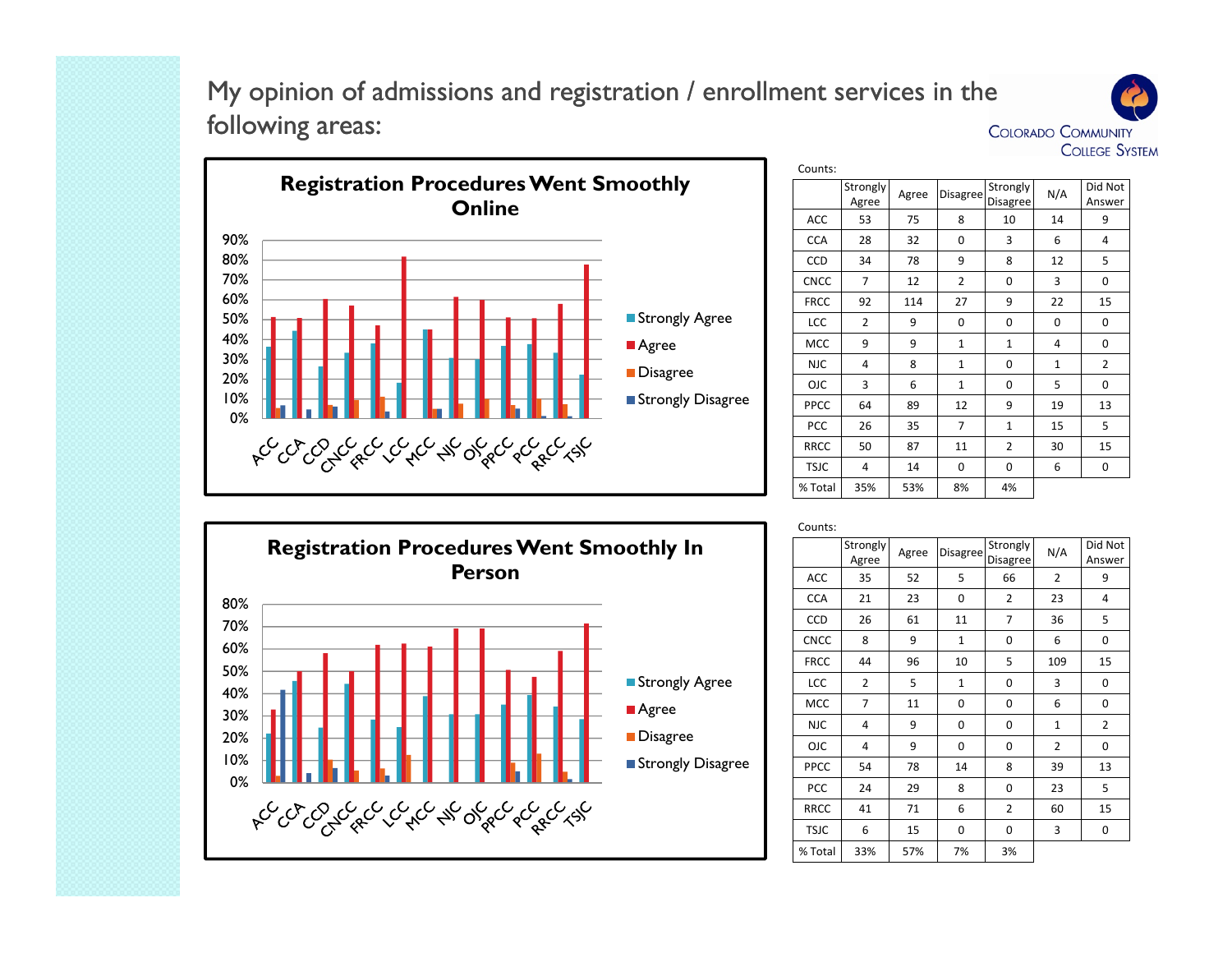# My opinion of admissions and registration / enrollment services in the following areas:

## Registration Procedures Went Smoothly Online

Counts:

| | Strongly Agree | Agree | Disagree | Strongly Disagree | N/A | Did Not Answer |
|---|---|---|---|---|---|---|
| ACC | 53 | 75 | 8 | 10 | 14 | 9 |
| CCA | 28 | 32 | 0 | 3 | 6 | 4 |
| CCD | 34 | 78 | 9 | 8 | 12 | 5 |
| CNCC | 7 | 12 | 2 | 0 | 3 | 0 |
| FRCC | 92 | 114 | 27 | 9 | 22 | 15 |
| LCC | 2 | 9 | 0 | 0 | 0 | 0 |
| MCC | 9 | 9 | 1 | 1 | 4 | 0 |
| NJC | 4 | 8 | 1 | 0 | 1 | 2 |
| OJC | 3 | 6 | 1 | 0 | 5 | 0 |
| PPCC | 64 | 89 | 12 | 9 | 19 | 13 |
| PCC | 26 | 35 | 7 | 1 | 15 | 5 |
| RRCC | 50 | 87 | 11 | 2 | 30 | 15 |
| TSJC | 4 | 14 | 0 | 0 | 6 | 0 |
| % Total | 35% | 53% | 8% | 4% | | |

## Registration Procedures Went Smoothly In Person

Counts:

| | Strongly Agree | Agree | Disagree | Strongly Disagree | N/A | Did Not Answer |
|---|---|---|---|---|---|---|
| ACC | 35 | 52 | 5 | 66 | 2 | 9 |
| CCA | 21 | 23 | 0 | 2 | 23 | 4 |
| CCD | 26 | 61 | 11 | 7 | 36 | 5 |
| CNCC | 8 | 9 | 1 | 0 | 6 | 0 |
| FRCC | 44 | 96 | 10 | 5 | 109 | 15 |
| LCC | 2 | 5 | 1 | 0 | 3 | 0 |
| MCC | 7 | 11 | 0 | 0 | 6 | 0 |
| NJC | 4 | 9 | 0 | 0 | 1 | 2 |
| OJC | 4 | 9 | 0 | 0 | 2 | 0 |
| PPCC | 54 | 78 | 14 | 8 | 39 | 13 |
| PCC | 24 | 29 | 8 | 0 | 23 | 5 |
| RRCC | 41 | 71 | 6 | 2 | 60 | 15 |
| TSJC | 6 | 15 | 0 | 0 | 3 | 0 |
| % Total | 33% | 57% | 7% | 3% | | |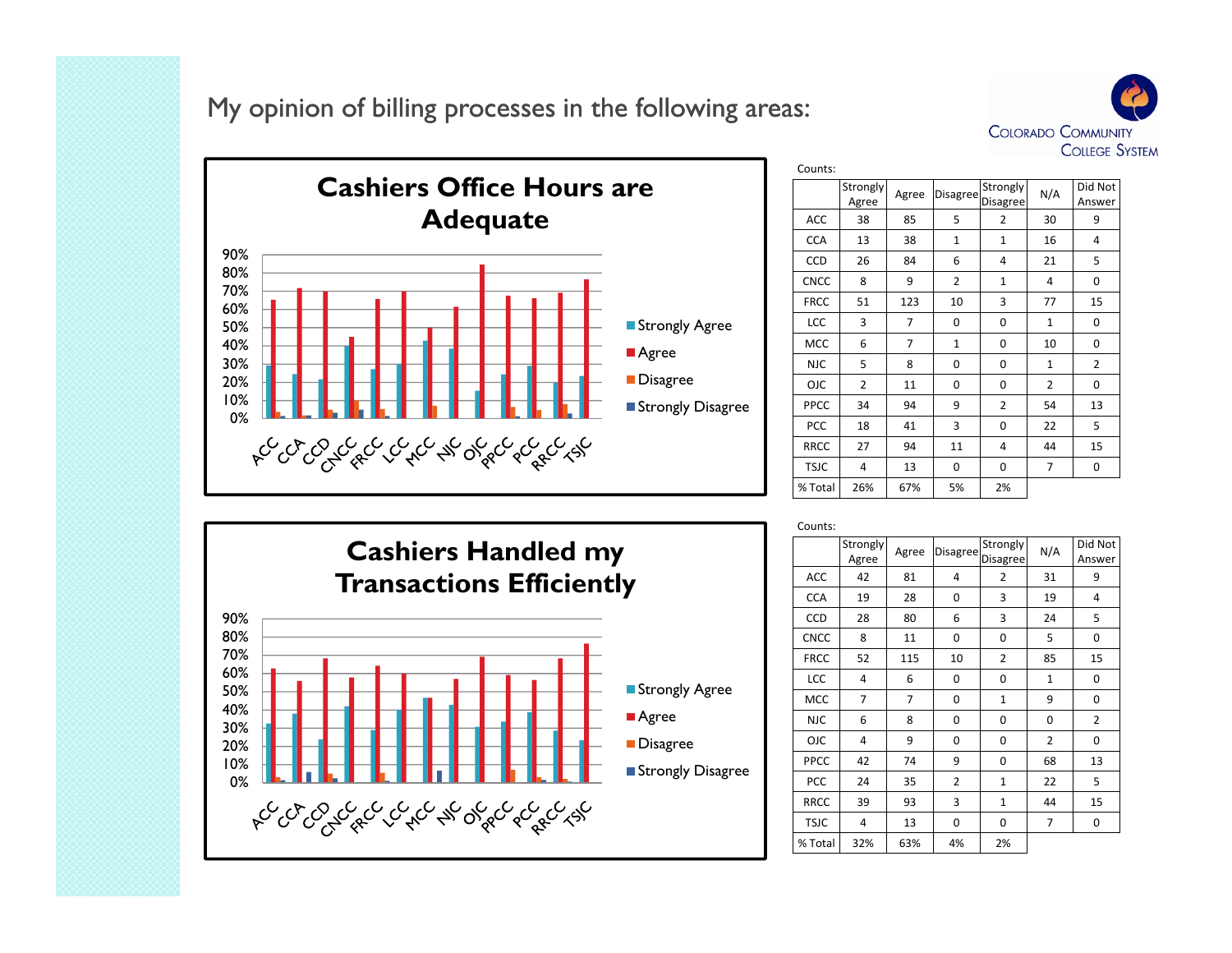## My opinion of billing processes in the following areas:

### Cashiers Office Hours are Adequate

Counts:

| | Strongly Agree | Agree | Disagree | Strongly Disagree | N/A | Did Not Answer |
|---|---|---|---|---|---|---|
| ACC | 38 | 85 | 5 | 2 | 30 | 9 |
| CCA | 13 | 38 | 1 | 1 | 16 | 4 |
| CCD | 26 | 84 | 6 | 4 | 21 | 5 |
| CNCC | 8 | 9 | 2 | 1 | 4 | 0 |
| FRCC | 51 | 123 | 10 | 3 | 77 | 15 |
| LCC | 3 | 7 | 0 | 0 | 1 | 0 |
| MCC | 6 | 7 | 1 | 0 | 10 | 0 |
| NJC | 5 | 8 | 0 | 0 | 1 | 2 |
| OJC | 2 | 11 | 0 | 0 | 2 | 0 |
| PPCC | 34 | 94 | 9 | 2 | 54 | 13 |
| PCC | 18 | 41 | 3 | 0 | 22 | 5 |
| RRCC | 27 | 94 | 11 | 4 | 44 | 15 |
| TSJC | 4 | 13 | 0 | 0 | 7 | 0 |
| % Total | 26% | 67% | 5% | 2% | | |

### Cashiers Handled my Transactions Efficiently

Counts:

| | Strongly Agree | Agree | Disagree | Strongly Disagree | N/A | Did Not Answer |
|---|---|---|---|---|---|---|
| ACC | 42 | 81 | 4 | 2 | 31 | 9 |
| CCA | 19 | 28 | 0 | 3 | 19 | 4 |
| CCD | 28 | 80 | 6 | 3 | 24 | 5 |
| CNCC | 8 | 11 | 0 | 0 | 5 | 0 |
| FRCC | 52 | 115 | 10 | 2 | 85 | 15 |
| LCC | 4 | 6 | 0 | 0 | 1 | 0 |
| MCC | 7 | 7 | 0 | 1 | 9 | 0 |
| NJC | 6 | 8 | 0 | 0 | 0 | 2 |
| OJC | 4 | 9 | 0 | 0 | 2 | 0 |
| PPCC | 42 | 74 | 9 | 0 | 68 | 13 |
| PCC | 24 | 35 | 2 | 1 | 22 | 5 |
| RRCC | 39 | 93 | 3 | 1 | 44 | 15 |
| TSJC | 4 | 13 | 0 | 0 | 7 | 0 |
| % Total | 32% | 63% | 4% | 2% | | |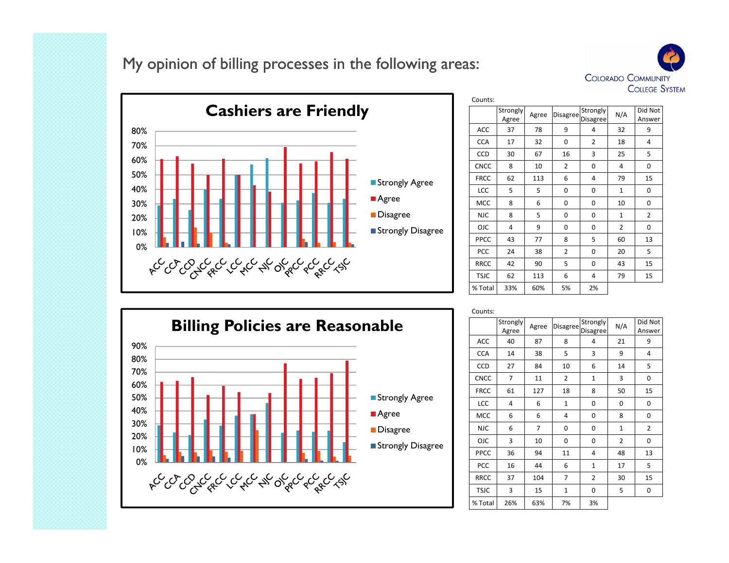# My opinion of billing processes in the following areas:

**Cashiers are Friendly**

Counts:

| | Strongly Agree | Agree | Disagree | Strongly Disagree | N/A | Did Not Answer |
|---|---|---|---|---|---|---|
| ACC | 37 | 78 | 9 | 4 | 32 | 9 |
| CCA | 17 | 32 | 0 | 2 | 18 | 4 |
| CCD | 30 | 67 | 16 | 3 | 25 | 5 |
| CNCC | 8 | 10 | 2 | 0 | 4 | 0 |
| FRCC | 62 | 113 | 6 | 4 | 79 | 15 |
| LCC | 5 | 5 | 0 | 0 | 1 | 0 |
| MCC | 8 | 6 | 0 | 0 | 10 | 0 |
| NJC | 8 | 5 | 0 | 0 | 1 | 2 |
| OJC | 4 | 9 | 0 | 0 | 2 | 0 |
| PPCC | 43 | 77 | 8 | 5 | 60 | 13 |
| PCC | 24 | 38 | 2 | 0 | 20 | 5 |
| RRCC | 42 | 90 | 5 | 0 | 43 | 15 |
| TSJC | 62 | 113 | 6 | 4 | 79 | 15 |
| % Total | 33% | 60% | 5% | 2% | | |

**Billing Policies are Reasonable**

Counts:

| | Strongly Agree | Agree | Disagree | Strongly Disagree | N/A | Did Not Answer |
|---|---|---|---|---|---|---|
| ACC | 40 | 87 | 8 | 4 | 21 | 9 |
| CCA | 14 | 38 | 5 | 3 | 9 | 4 |
| CCD | 27 | 84 | 10 | 6 | 14 | 5 |
| CNCC | 7 | 11 | 2 | 1 | 3 | 0 |
| FRCC | 61 | 127 | 18 | 8 | 50 | 15 |
| LCC | 4 | 6 | 1 | 0 | 0 | 0 |
| MCC | 6 | 6 | 4 | 0 | 8 | 0 |
| NJC | 6 | 7 | 0 | 0 | 1 | 2 |
| OJC | 3 | 10 | 0 | 0 | 2 | 0 |
| PPCC | 36 | 94 | 11 | 4 | 48 | 13 |
| PCC | 16 | 44 | 6 | 1 | 17 | 5 |
| RRCC | 37 | 104 | 7 | 2 | 30 | 15 |
| TSJC | 3 | 15 | 1 | 0 | 5 | 0 |
| % Total | 26% | 63% | 7% | 3% | | |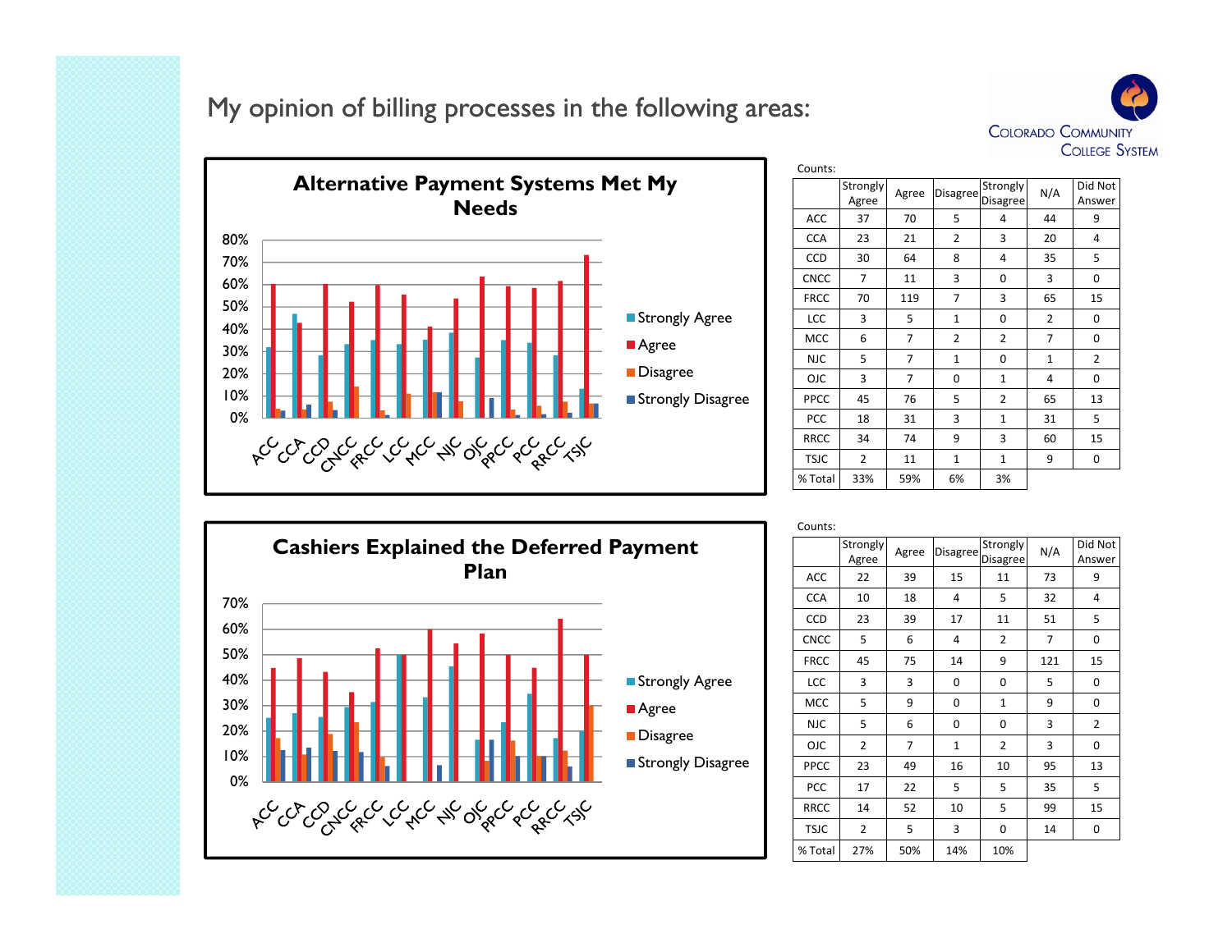# My opinion of billing processes in the following areas:

COLORADO COMMUNITY COLLEGE SYSTEM

## Alternative Payment Systems Met My Needs

Counts:

| | Strongly Agree | Agree | Disagree | Strongly Disagree | N/A | Did Not Answer |
|---|---|---|---|---|---|---|
| ACC | 37 | 70 | 5 | 4 | 44 | 9 |
| CCA | 23 | 21 | 2 | 3 | 20 | 4 |
| CCD | 30 | 64 | 8 | 4 | 35 | 5 |
| CNCC | 7 | 11 | 3 | 0 | 3 | 0 |
| FRCC | 70 | 119 | 7 | 3 | 65 | 15 |
| LCC | 3 | 5 | 1 | 0 | 2 | 0 |
| MCC | 6 | 7 | 2 | 2 | 7 | 0 |
| NJC | 5 | 7 | 1 | 0 | 1 | 2 |
| OJC | 3 | 7 | 0 | 1 | 4 | 0 |
| PPCC | 45 | 76 | 5 | 2 | 65 | 13 |
| PCC | 18 | 31 | 3 | 1 | 31 | 5 |
| RRCC | 34 | 74 | 9 | 3 | 60 | 15 |
| TSJC | 2 | 11 | 1 | 1 | 9 | 0 |
| % Total | 33% | 59% | 6% | 3% | | |

## Cashiers Explained the Deferred Payment Plan

Counts:

| | Strongly Agree | Agree | Disagree | Strongly Disagree | N/A | Did Not Answer |
|---|---|---|---|---|---|---|
| ACC | 22 | 39 | 15 | 11 | 73 | 9 |
| CCA | 10 | 18 | 4 | 5 | 32 | 4 |
| CCD | 23 | 39 | 17 | 11 | 51 | 5 |
| CNCC | 5 | 6 | 4 | 2 | 7 | 0 |
| FRCC | 45 | 75 | 14 | 9 | 121 | 15 |
| LCC | 3 | 3 | 0 | 0 | 5 | 0 |
| MCC | 5 | 9 | 0 | 1 | 9 | 0 |
| NJC | 5 | 6 | 0 | 0 | 3 | 2 |
| OJC | 2 | 7 | 1 | 2 | 3 | 0 |
| PPCC | 23 | 49 | 16 | 10 | 95 | 13 |
| PCC | 17 | 22 | 5 | 5 | 35 | 5 |
| RRCC | 14 | 52 | 10 | 5 | 99 | 15 |
| TSJC | 2 | 5 | 3 | 0 | 14 | 0 |
| % Total | 27% | 50% | 14% | 10% | | |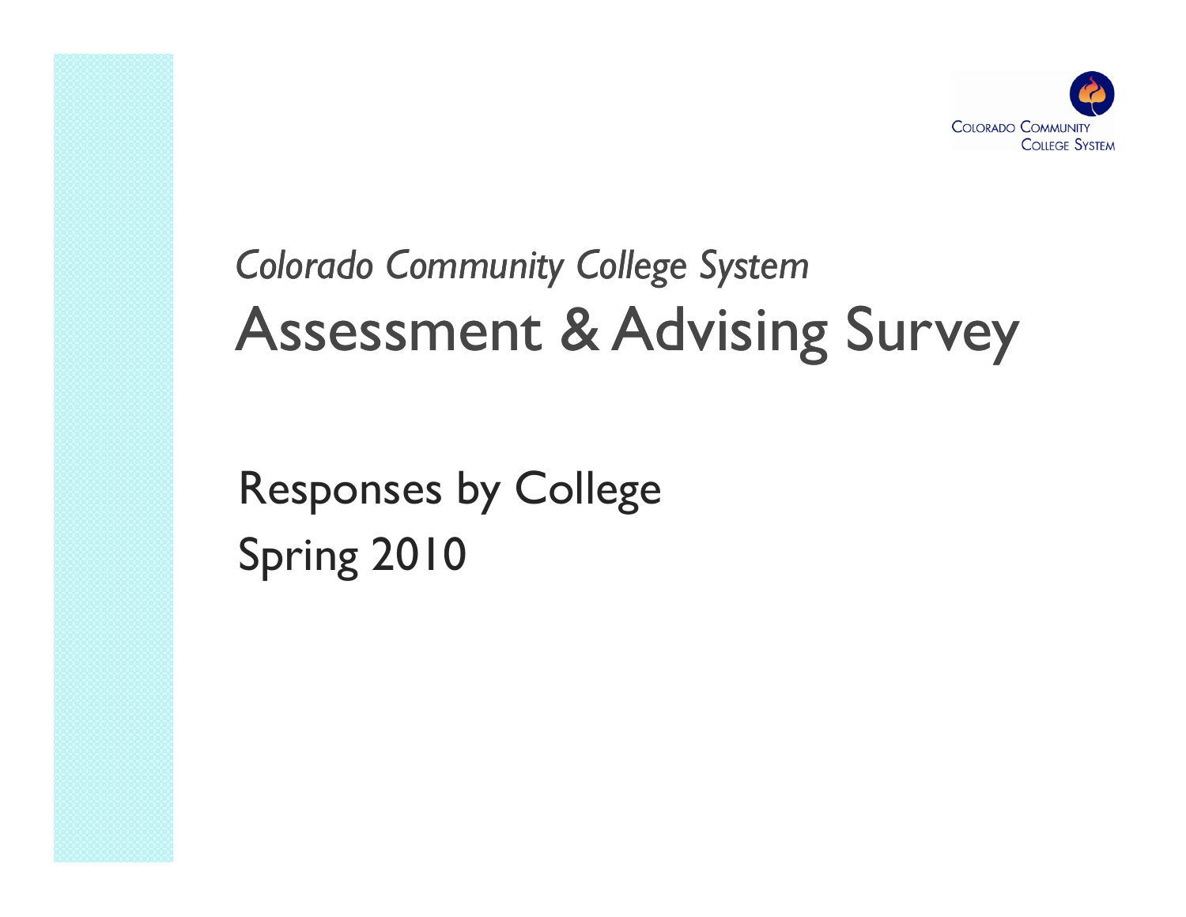*Colorado Community College System*

# Assessment & Advising Survey

Responses by College

Spring 2010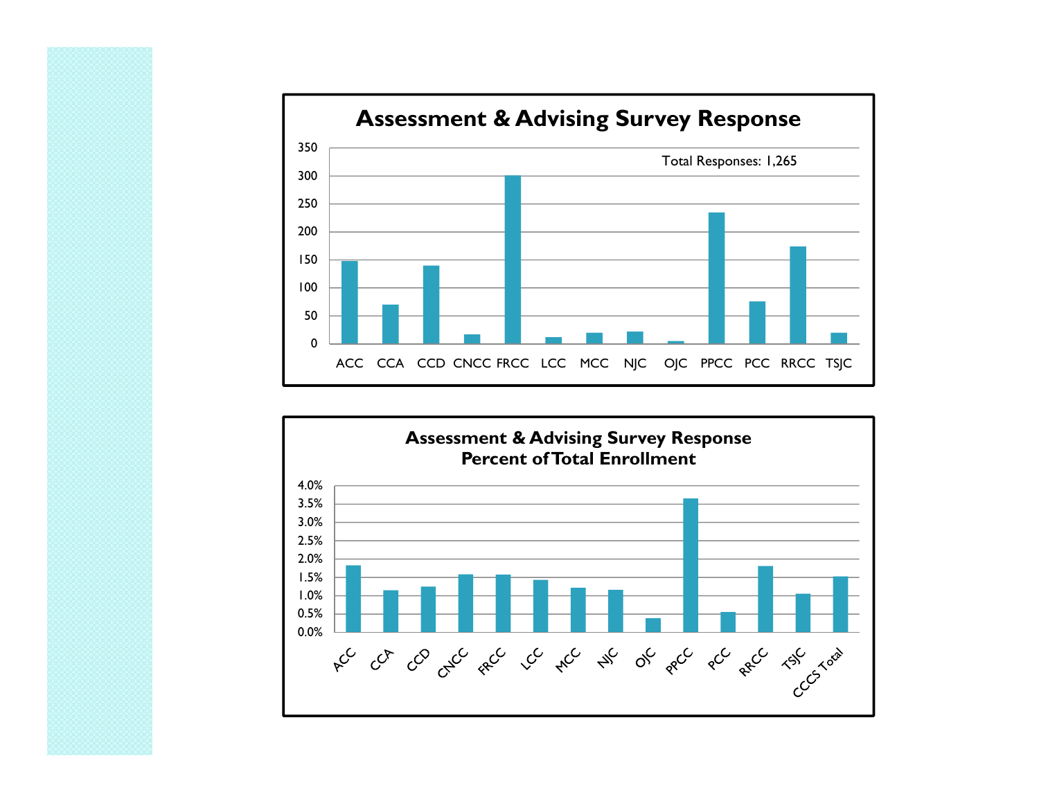## Assessment & Advising Survey Response

Total Responses: 1,265

| College | Responses |
|---|---|
| ACC | 148 |
| CCA | 70 |
| CCD | 140 |
| CNCC | 17 |
| FRCC | 301 |
| LCC | 12 |
| MCC | 20 |
| NJC | 22 |
| OJC | 5 |
| PPCC | 235 |
| PCC | 76 |
| RRCC | 174 |
| TSJC | 20 |

## Assessment & Advising Survey Response
## Percent of Total Enrollment

| College | Percent of Total Enrollment |
|---|---|
| ACC | 1.8% |
| CCA | 1.2% |
| CCD | 1.3% |
| CNCC | 1.6% |
| FRCC | 1.6% |
| LCC | 1.4% |
| MCC | 1.2% |
| NJC | 1.2% |
| OJC | 0.4% |
| PPCC | 3.6% |
| PCC | 0.6% |
| RRCC | 1.8% |
| TSJC | 1.1% |
| CCCS Total | 1.5% |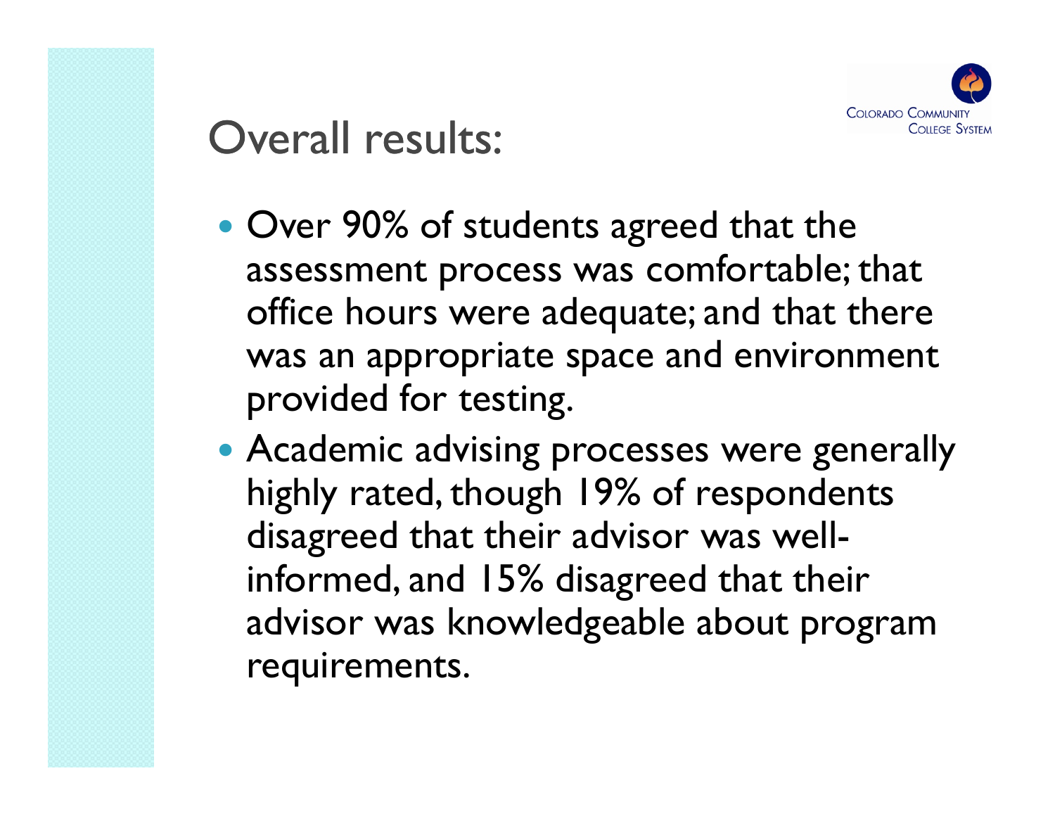# Overall results:

- Over 90% of students agreed that the assessment process was comfortable; that office hours were adequate; and that there was an appropriate space and environment provided for testing.
- Academic advising processes were generally highly rated, though 19% of respondents disagreed that their advisor was well-informed, and 15% disagreed that their advisor was knowledgeable about program requirements.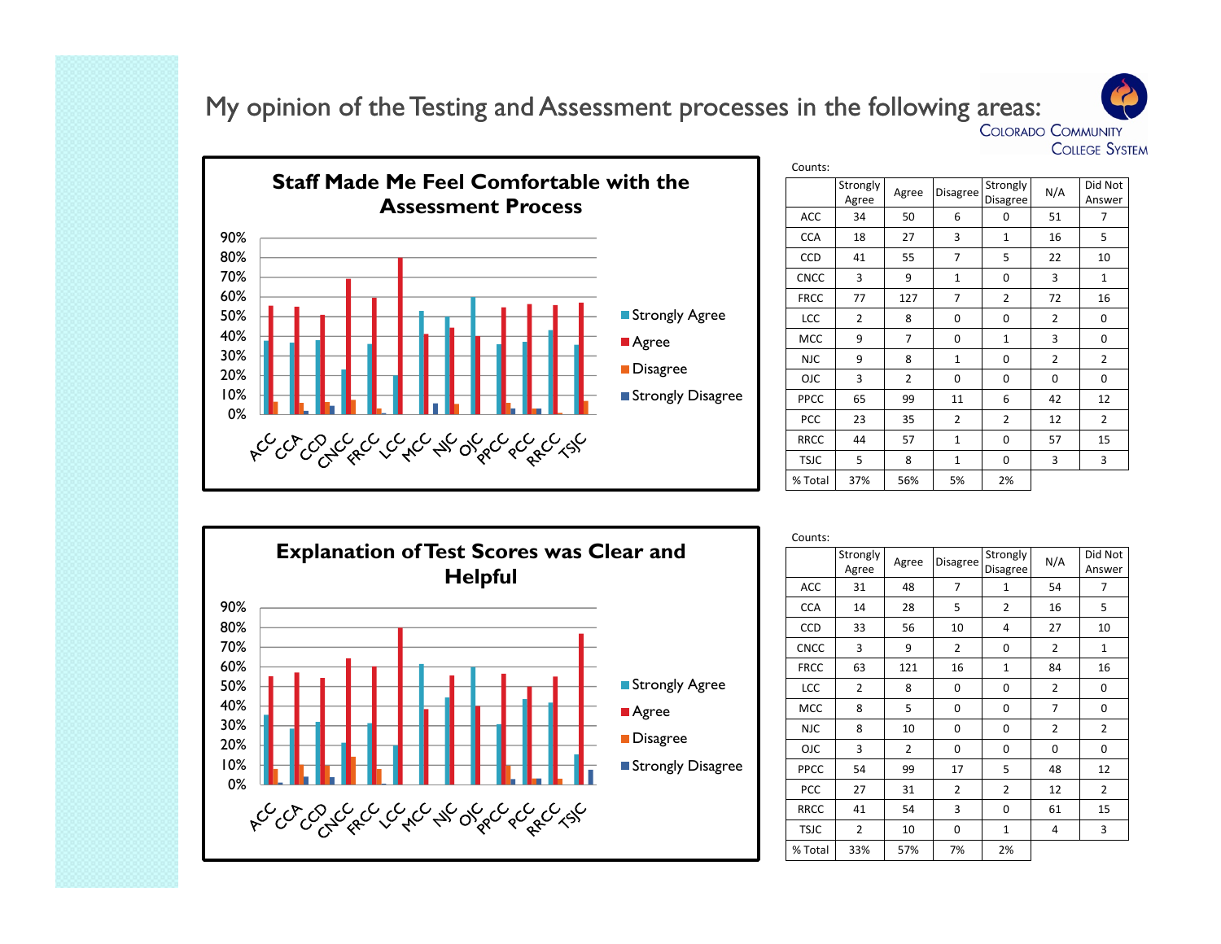# My opinion of the Testing and Assessment processes in the following areas:

## Staff Made Me Feel Comfortable with the Assessment Process

Counts:

| | Strongly Agree | Agree | Disagree | Strongly Disagree | N/A | Did Not Answer |
|---|---|---|---|---|---|---|
| ACC | 34 | 50 | 6 | 0 | 51 | 7 |
| CCA | 18 | 27 | 3 | 1 | 16 | 5 |
| CCD | 41 | 55 | 7 | 5 | 22 | 10 |
| CNCC | 3 | 9 | 1 | 0 | 3 | 1 |
| FRCC | 77 | 127 | 7 | 2 | 72 | 16 |
| LCC | 2 | 8 | 0 | 0 | 2 | 0 |
| MCC | 9 | 7 | 0 | 1 | 3 | 0 |
| NJC | 9 | 8 | 1 | 0 | 2 | 2 |
| OJC | 3 | 2 | 0 | 0 | 0 | 0 |
| PPCC | 65 | 99 | 11 | 6 | 42 | 12 |
| PCC | 23 | 35 | 2 | 2 | 12 | 2 |
| RRCC | 44 | 57 | 1 | 0 | 57 | 15 |
| TSJC | 5 | 8 | 1 | 0 | 3 | 3 |
| % Total | 37% | 56% | 5% | 2% | | |

## Explanation of Test Scores was Clear and Helpful

Counts:

| | Strongly Agree | Agree | Disagree | Strongly Disagree | N/A | Did Not Answer |
|---|---|---|---|---|---|---|
| ACC | 31 | 48 | 7 | 1 | 54 | 7 |
| CCA | 14 | 28 | 5 | 2 | 16 | 5 |
| CCD | 33 | 56 | 10 | 4 | 27 | 10 |
| CNCC | 3 | 9 | 2 | 0 | 2 | 1 |
| FRCC | 63 | 121 | 16 | 1 | 84 | 16 |
| LCC | 2 | 8 | 0 | 0 | 2 | 0 |
| MCC | 8 | 5 | 0 | 0 | 7 | 0 |
| NJC | 8 | 10 | 0 | 0 | 2 | 2 |
| OJC | 3 | 2 | 0 | 0 | 0 | 0 |
| PPCC | 54 | 99 | 17 | 5 | 48 | 12 |
| PCC | 27 | 31 | 2 | 2 | 12 | 2 |
| RRCC | 41 | 54 | 3 | 0 | 61 | 15 |
| TSJC | 2 | 10 | 0 | 1 | 4 | 3 |
| % Total | 33% | 57% | 7% | 2% | | |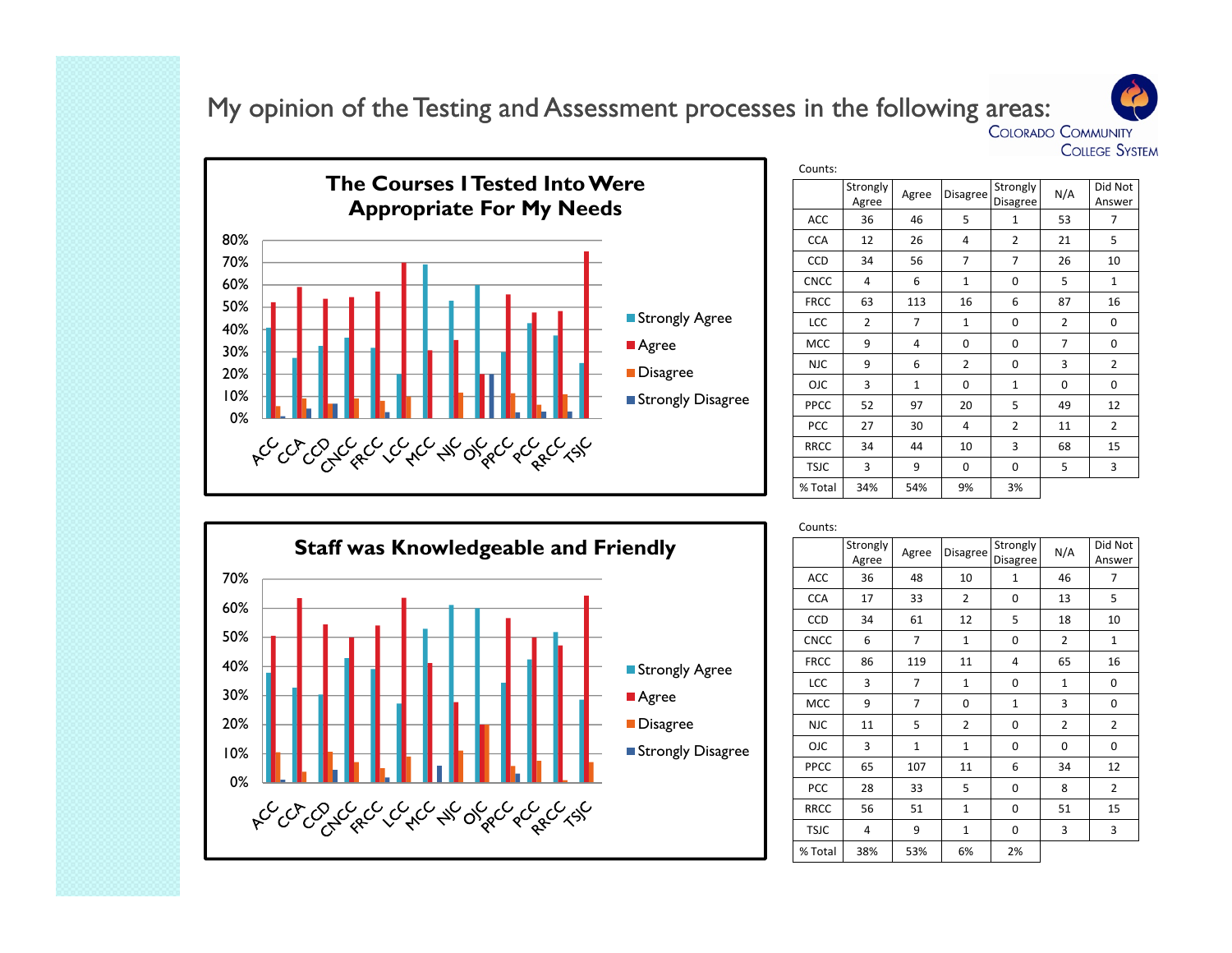# My opinion of the Testing and Assessment processes in the following areas:

## The Courses I Tested Into Were Appropriate For My Needs

Counts:

| | Strongly Agree | Agree | Disagree | Strongly Disagree | N/A | Did Not Answer |
|---|---|---|---|---|---|---|
| ACC | 36 | 46 | 5 | 1 | 53 | 7 |
| CCA | 12 | 26 | 4 | 2 | 21 | 5 |
| CCD | 34 | 56 | 7 | 7 | 26 | 10 |
| CNCC | 4 | 6 | 1 | 0 | 5 | 1 |
| FRCC | 63 | 113 | 16 | 6 | 87 | 16 |
| LCC | 2 | 7 | 1 | 0 | 2 | 0 |
| MCC | 9 | 4 | 0 | 0 | 7 | 0 |
| NJC | 9 | 6 | 2 | 0 | 3 | 2 |
| OJC | 3 | 1 | 0 | 1 | 0 | 0 |
| PPCC | 52 | 97 | 20 | 5 | 49 | 12 |
| PCC | 27 | 30 | 4 | 2 | 11 | 2 |
| RRCC | 34 | 44 | 10 | 3 | 68 | 15 |
| TSJC | 3 | 9 | 0 | 0 | 5 | 3 |
| % Total | 34% | 54% | 9% | 3% | | |

## Staff was Knowledgeable and Friendly

Counts:

| | Strongly Agree | Agree | Disagree | Strongly Disagree | N/A | Did Not Answer |
|---|---|---|---|---|---|---|
| ACC | 36 | 48 | 10 | 1 | 46 | 7 |
| CCA | 17 | 33 | 2 | 0 | 13 | 5 |
| CCD | 34 | 61 | 12 | 5 | 18 | 10 |
| CNCC | 6 | 7 | 1 | 0 | 2 | 1 |
| FRCC | 86 | 119 | 11 | 4 | 65 | 16 |
| LCC | 3 | 7 | 1 | 0 | 1 | 0 |
| MCC | 9 | 7 | 0 | 1 | 3 | 0 |
| NJC | 11 | 5 | 2 | 0 | 2 | 2 |
| OJC | 3 | 1 | 1 | 0 | 0 | 0 |
| PPCC | 65 | 107 | 11 | 6 | 34 | 12 |
| PCC | 28 | 33 | 5 | 0 | 8 | 2 |
| RRCC | 56 | 51 | 1 | 0 | 51 | 15 |
| TSJC | 4 | 9 | 1 | 0 | 3 | 3 |
| % Total | 38% | 53% | 6% | 2% | | |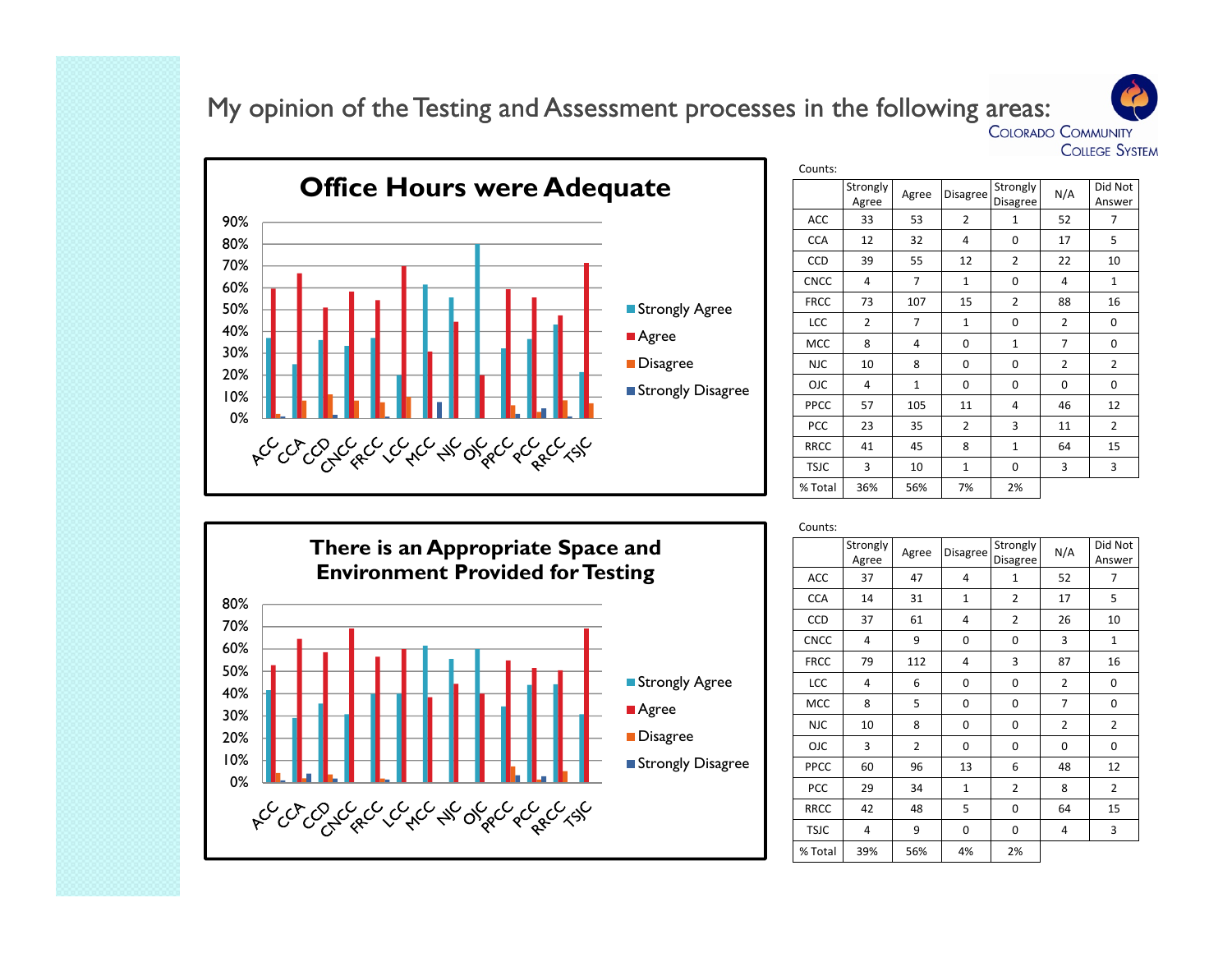# My opinion of the Testing and Assessment processes in the following areas:

## Office Hours were Adequate

Counts:

| | Strongly Agree | Agree | Disagree | Strongly Disagree | N/A | Did Not Answer |
|---|---|---|---|---|---|---|
| ACC | 33 | 53 | 2 | 1 | 52 | 7 |
| CCA | 12 | 32 | 4 | 0 | 17 | 5 |
| CCD | 39 | 55 | 12 | 2 | 22 | 10 |
| CNCC | 4 | 7 | 1 | 0 | 4 | 1 |
| FRCC | 73 | 107 | 15 | 2 | 88 | 16 |
| LCC | 2 | 7 | 1 | 0 | 2 | 0 |
| MCC | 8 | 4 | 0 | 1 | 7 | 0 |
| NJC | 10 | 8 | 0 | 0 | 2 | 2 |
| OJC | 4 | 1 | 0 | 0 | 0 | 0 |
| PPCC | 57 | 105 | 11 | 4 | 46 | 12 |
| PCC | 23 | 35 | 2 | 3 | 11 | 2 |
| RRCC | 41 | 45 | 8 | 1 | 64 | 15 |
| TSJC | 3 | 10 | 1 | 0 | 3 | 3 |
| % Total | 36% | 56% | 7% | 2% | | |

## There is an Appropriate Space and Environment Provided for Testing

Counts:

| | Strongly Agree | Agree | Disagree | Strongly Disagree | N/A | Did Not Answer |
|---|---|---|---|---|---|---|
| ACC | 37 | 47 | 4 | 1 | 52 | 7 |
| CCA | 14 | 31 | 1 | 2 | 17 | 5 |
| CCD | 37 | 61 | 4 | 2 | 26 | 10 |
| CNCC | 4 | 9 | 0 | 0 | 3 | 1 |
| FRCC | 79 | 112 | 4 | 3 | 87 | 16 |
| LCC | 4 | 6 | 0 | 0 | 2 | 0 |
| MCC | 8 | 5 | 0 | 0 | 7 | 0 |
| NJC | 10 | 8 | 0 | 0 | 2 | 2 |
| OJC | 3 | 2 | 0 | 0 | 0 | 0 |
| PPCC | 60 | 96 | 13 | 6 | 48 | 12 |
| PCC | 29 | 34 | 1 | 2 | 8 | 2 |
| RRCC | 42 | 48 | 5 | 0 | 64 | 15 |
| TSJC | 4 | 9 | 0 | 0 | 4 | 3 |
| % Total | 39% | 56% | 4% | 2% | | |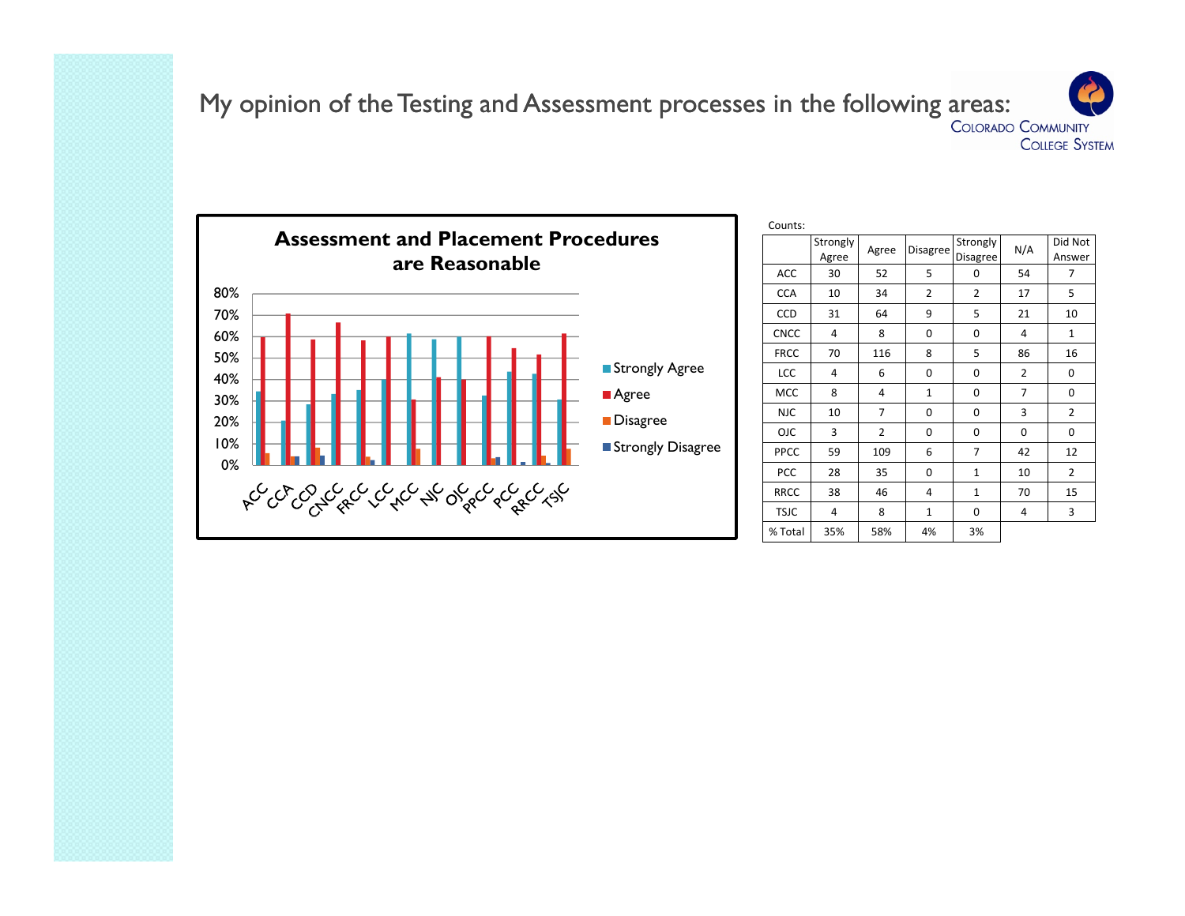# My opinion of the Testing and Assessment processes in the following areas:

**Assessment and Placement Procedures are Reasonable**

Counts:

| | Strongly Agree | Agree | Disagree | Strongly Disagree | N/A | Did Not Answer |
|---|---|---|---|---|---|---|
| ACC | 30 | 52 | 5 | 0 | 54 | 7 |
| CCA | 10 | 34 | 2 | 2 | 17 | 5 |
| CCD | 31 | 64 | 9 | 5 | 21 | 10 |
| CNCC | 4 | 8 | 0 | 0 | 4 | 1 |
| FRCC | 70 | 116 | 8 | 5 | 86 | 16 |
| LCC | 4 | 6 | 0 | 0 | 2 | 0 |
| MCC | 8 | 4 | 1 | 0 | 7 | 0 |
| NJC | 10 | 7 | 0 | 0 | 3 | 2 |
| OJC | 3 | 2 | 0 | 0 | 0 | 0 |
| PPCC | 59 | 109 | 6 | 7 | 42 | 12 |
| PCC | 28 | 35 | 0 | 1 | 10 | 2 |
| RRCC | 38 | 46 | 4 | 1 | 70 | 15 |
| TSJC | 4 | 8 | 1 | 0 | 4 | 3 |
| % Total | 35% | 58% | 4% | 3% | | |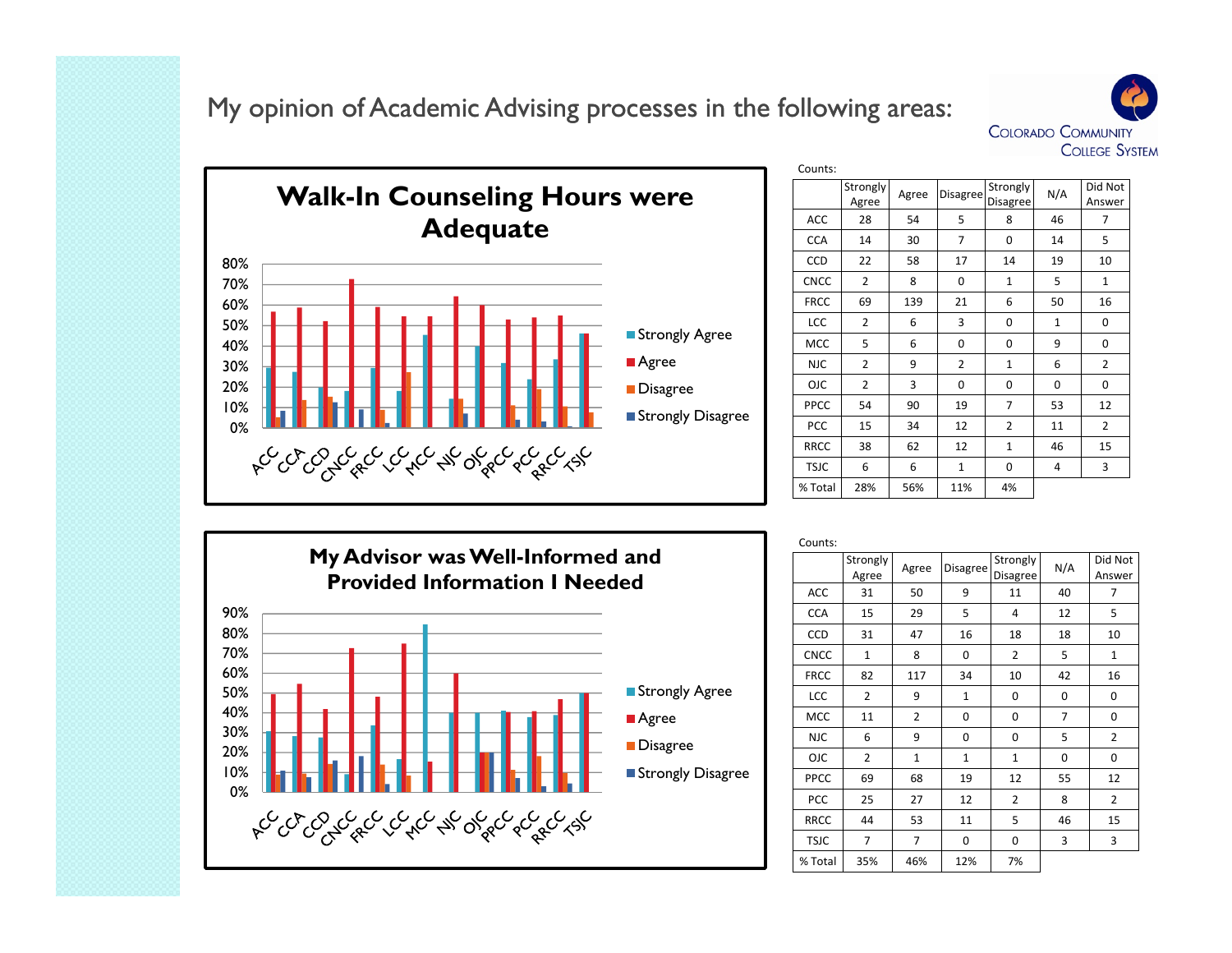# My opinion of Academic Advising processes in the following areas:

## Walk-In Counseling Hours were Adequate

Counts:

| | Strongly Agree | Agree | Disagree | Strongly Disagree | N/A | Did Not Answer |
|---|---|---|---|---|---|---|
| ACC | 28 | 54 | 5 | 8 | 46 | 7 |
| CCA | 14 | 30 | 7 | 0 | 14 | 5 |
| CCD | 22 | 58 | 17 | 14 | 19 | 10 |
| CNCC | 2 | 8 | 0 | 1 | 5 | 1 |
| FRCC | 69 | 139 | 21 | 6 | 50 | 16 |
| LCC | 2 | 6 | 3 | 0 | 1 | 0 |
| MCC | 5 | 6 | 0 | 0 | 9 | 0 |
| NJC | 2 | 9 | 2 | 1 | 6 | 2 |
| OJC | 2 | 3 | 0 | 0 | 0 | 0 |
| PPCC | 54 | 90 | 19 | 7 | 53 | 12 |
| PCC | 15 | 34 | 12 | 2 | 11 | 2 |
| RRCC | 38 | 62 | 12 | 1 | 46 | 15 |
| TSJC | 6 | 6 | 1 | 0 | 4 | 3 |
| % Total | 28% | 56% | 11% | 4% | | |

## My Advisor was Well-Informed and Provided Information I Needed

Counts:

| | Strongly Agree | Agree | Disagree | Strongly Disagree | N/A | Did Not Answer |
|---|---|---|---|---|---|---|
| ACC | 31 | 50 | 9 | 11 | 40 | 7 |
| CCA | 15 | 29 | 5 | 4 | 12 | 5 |
| CCD | 31 | 47 | 16 | 18 | 18 | 10 |
| CNCC | 1 | 8 | 0 | 2 | 5 | 1 |
| FRCC | 82 | 117 | 34 | 10 | 42 | 16 |
| LCC | 2 | 9 | 1 | 0 | 0 | 0 |
| MCC | 11 | 2 | 0 | 0 | 7 | 0 |
| NJC | 6 | 9 | 0 | 0 | 5 | 2 |
| OJC | 2 | 1 | 1 | 1 | 0 | 0 |
| PPCC | 69 | 68 | 19 | 12 | 55 | 12 |
| PCC | 25 | 27 | 12 | 2 | 8 | 2 |
| RRCC | 44 | 53 | 11 | 5 | 46 | 15 |
| TSJC | 7 | 7 | 0 | 0 | 3 | 3 |
| % Total | 35% | 46% | 12% | 7% | | |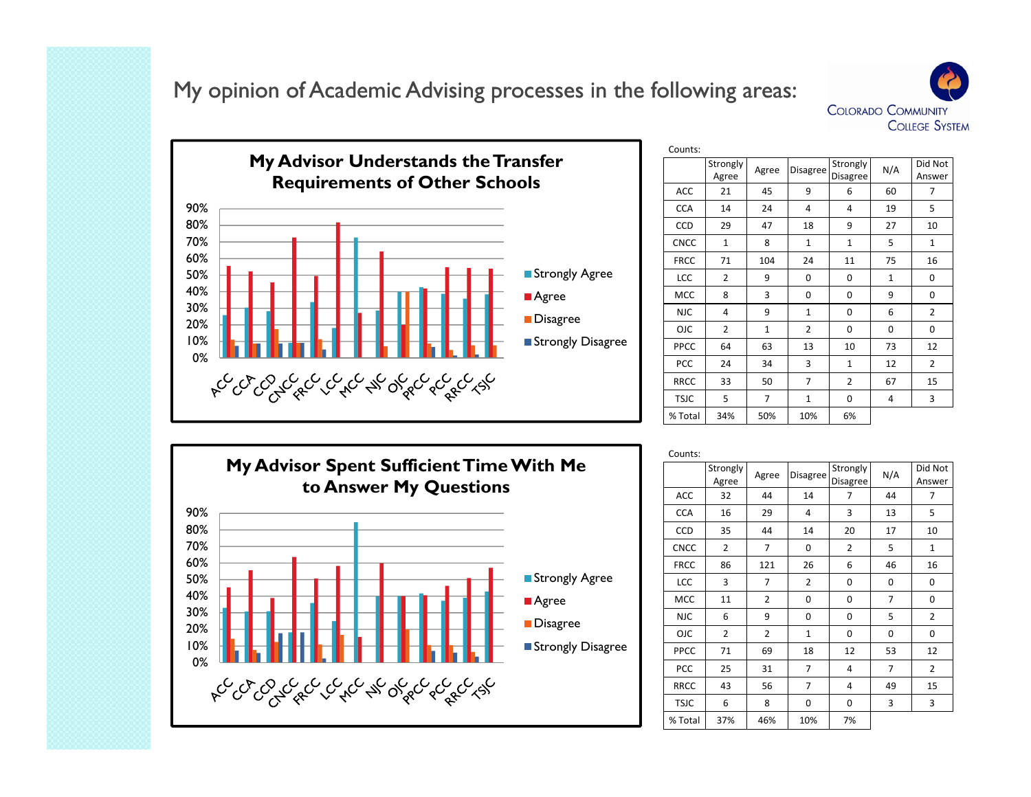# My opinion of Academic Advising processes in the following areas:

Colorado Community College System

## My Advisor Understands the Transfer Requirements of Other Schools

Counts:

| | Strongly Agree | Agree | Disagree | Strongly Disagree | N/A | Did Not Answer |
|---|---|---|---|---|---|---|
| ACC | 21 | 45 | 9 | 6 | 60 | 7 |
| CCA | 14 | 24 | 4 | 4 | 19 | 5 |
| CCD | 29 | 47 | 18 | 9 | 27 | 10 |
| CNCC | 1 | 8 | 1 | 1 | 5 | 1 |
| FRCC | 71 | 104 | 24 | 11 | 75 | 16 |
| LCC | 2 | 9 | 0 | 0 | 1 | 0 |
| MCC | 8 | 3 | 0 | 0 | 9 | 0 |
| NJC | 4 | 9 | 1 | 0 | 6 | 2 |
| OJC | 2 | 1 | 2 | 0 | 0 | 0 |
| PPCC | 64 | 63 | 13 | 10 | 73 | 12 |
| PCC | 24 | 34 | 3 | 1 | 12 | 2 |
| RRCC | 33 | 50 | 7 | 2 | 67 | 15 |
| TSJC | 5 | 7 | 1 | 0 | 4 | 3 |
| % Total | 34% | 50% | 10% | 6% | | |

## My Advisor Spent Sufficient Time With Me to Answer My Questions

Counts:

| | Strongly Agree | Agree | Disagree | Strongly Disagree | N/A | Did Not Answer |
|---|---|---|---|---|---|---|
| ACC | 32 | 44 | 14 | 7 | 44 | 7 |
| CCA | 16 | 29 | 4 | 3 | 13 | 5 |
| CCD | 35 | 44 | 14 | 20 | 17 | 10 |
| CNCC | 2 | 7 | 0 | 2 | 5 | 1 |
| FRCC | 86 | 121 | 26 | 6 | 46 | 16 |
| LCC | 3 | 7 | 2 | 0 | 0 | 0 |
| MCC | 11 | 2 | 0 | 0 | 7 | 0 |
| NJC | 6 | 9 | 0 | 0 | 5 | 2 |
| OJC | 2 | 2 | 1 | 0 | 0 | 0 |
| PPCC | 71 | 69 | 18 | 12 | 53 | 12 |
| PCC | 25 | 31 | 7 | 4 | 7 | 2 |
| RRCC | 43 | 56 | 7 | 4 | 49 | 15 |
| TSJC | 6 | 8 | 0 | 0 | 3 | 3 |
| % Total | 37% | 46% | 10% | 7% | | |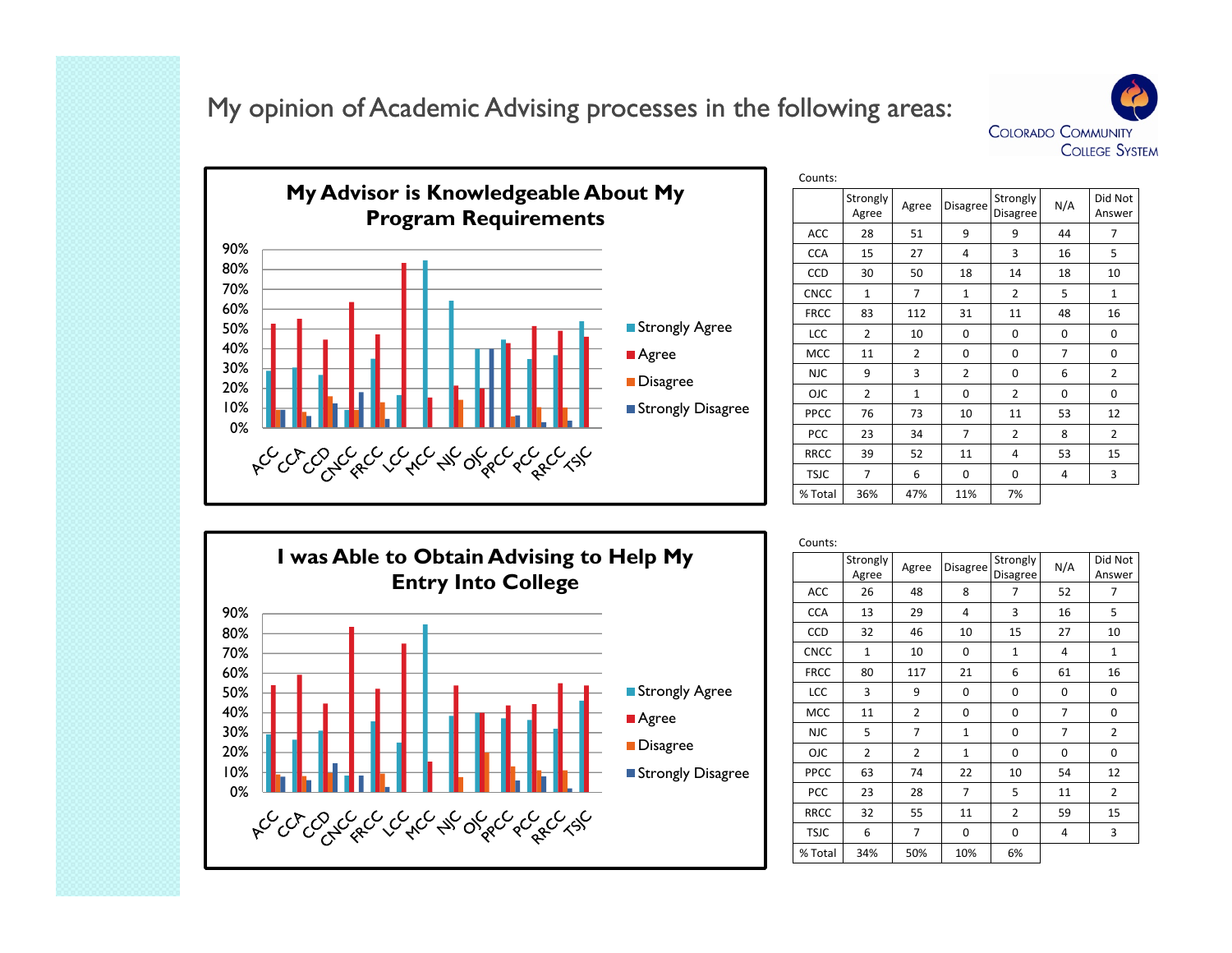# My opinion of Academic Advising processes in the following areas:

## My Advisor is Knowledgeable About My Program Requirements

Counts:

| | Strongly Agree | Agree | Disagree | Strongly Disagree | N/A | Did Not Answer |
|---|---|---|---|---|---|---|
| ACC | 28 | 51 | 9 | 9 | 44 | 7 |
| CCA | 15 | 27 | 4 | 3 | 16 | 5 |
| CCD | 30 | 50 | 18 | 14 | 18 | 10 |
| CNCC | 1 | 7 | 1 | 2 | 5 | 1 |
| FRCC | 83 | 112 | 31 | 11 | 48 | 16 |
| LCC | 2 | 10 | 0 | 0 | 0 | 0 |
| MCC | 11 | 2 | 0 | 0 | 7 | 0 |
| NJC | 9 | 3 | 2 | 0 | 6 | 2 |
| OJC | 2 | 1 | 0 | 2 | 0 | 0 |
| PPCC | 76 | 73 | 10 | 11 | 53 | 12 |
| PCC | 23 | 34 | 7 | 2 | 8 | 2 |
| RRCC | 39 | 52 | 11 | 4 | 53 | 15 |
| TSJC | 7 | 6 | 0 | 0 | 4 | 3 |
| % Total | 36% | 47% | 11% | 7% | | |

## I was Able to Obtain Advising to Help My Entry Into College

Counts:

| | Strongly Agree | Agree | Disagree | Strongly Disagree | N/A | Did Not Answer |
|---|---|---|---|---|---|---|
| ACC | 26 | 48 | 8 | 7 | 52 | 7 |
| CCA | 13 | 29 | 4 | 3 | 16 | 5 |
| CCD | 32 | 46 | 10 | 15 | 27 | 10 |
| CNCC | 1 | 10 | 0 | 1 | 4 | 1 |
| FRCC | 80 | 117 | 21 | 6 | 61 | 16 |
| LCC | 3 | 9 | 0 | 0 | 0 | 0 |
| MCC | 11 | 2 | 0 | 0 | 7 | 0 |
| NJC | 5 | 7 | 1 | 0 | 7 | 2 |
| OJC | 2 | 2 | 1 | 0 | 0 | 0 |
| PPCC | 63 | 74 | 22 | 10 | 54 | 12 |
| PCC | 23 | 28 | 7 | 5 | 11 | 2 |
| RRCC | 32 | 55 | 11 | 2 | 59 | 15 |
| TSJC | 6 | 7 | 0 | 0 | 4 | 3 |
| % Total | 34% | 50% | 10% | 6% | | |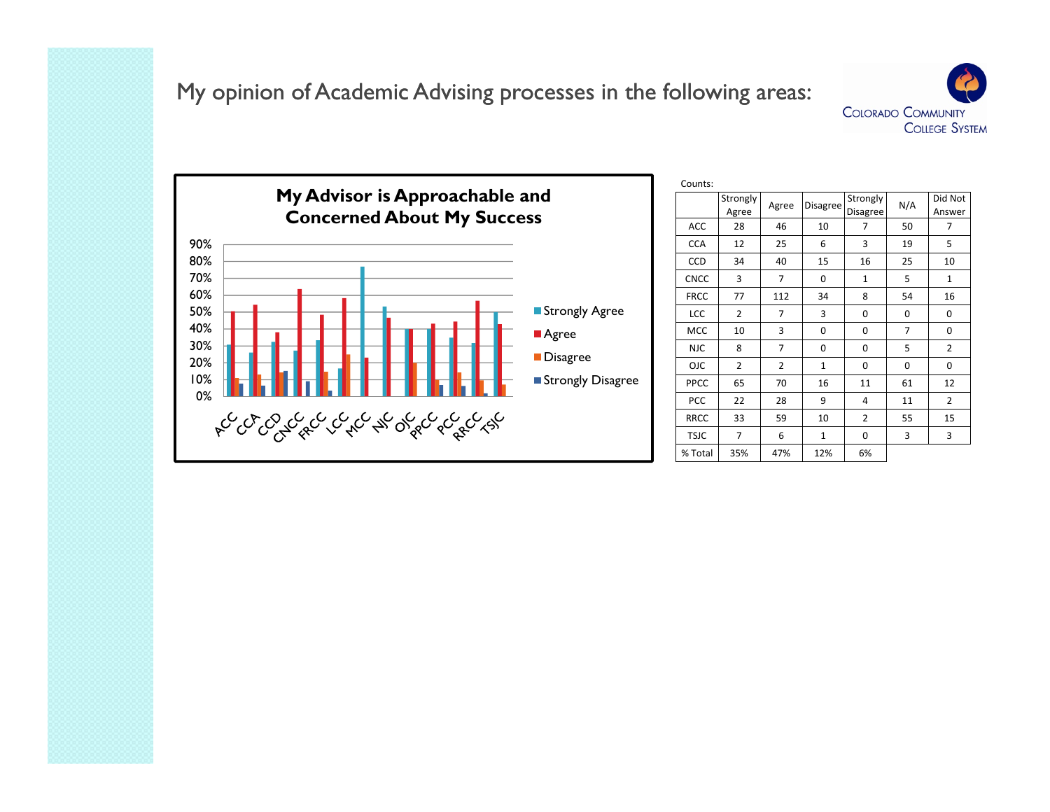# My opinion of Academic Advising processes in the following areas:

COLORADO COMMUNITY COLLEGE SYSTEM

**My Advisor is Approachable and Concerned About My Success**

90%
80%
70%
60%
50%
40%
30%
20%
10%
0%

ACC CCA CCD CNCC FRCC LCC MCC NJC OJC PPCC PCC RRCC TSJC

Strongly Agree
Agree
Disagree
Strongly Disagree

Counts:

| | Strongly Agree | Agree | Disagree | Strongly Disagree | N/A | Did Not Answer |
|---|---|---|---|---|---|---|
| ACC | 28 | 46 | 10 | 7 | 50 | 7 |
| CCA | 12 | 25 | 6 | 3 | 19 | 5 |
| CCD | 34 | 40 | 15 | 16 | 25 | 10 |
| CNCC | 3 | 7 | 0 | 1 | 5 | 1 |
| FRCC | 77 | 112 | 34 | 8 | 54 | 16 |
| LCC | 2 | 7 | 3 | 0 | 0 | 0 |
| MCC | 10 | 3 | 0 | 0 | 7 | 0 |
| NJC | 8 | 7 | 0 | 0 | 5 | 2 |
| OJC | 2 | 2 | 1 | 0 | 0 | 0 |
| PPCC | 65 | 70 | 16 | 11 | 61 | 12 |
| PCC | 22 | 28 | 9 | 4 | 11 | 2 |
| RRCC | 33 | 59 | 10 | 2 | 55 | 15 |
| TSJC | 7 | 6 | 1 | 0 | 3 | 3 |
| % Total | 35% | 47% | 12% | 6% | | |